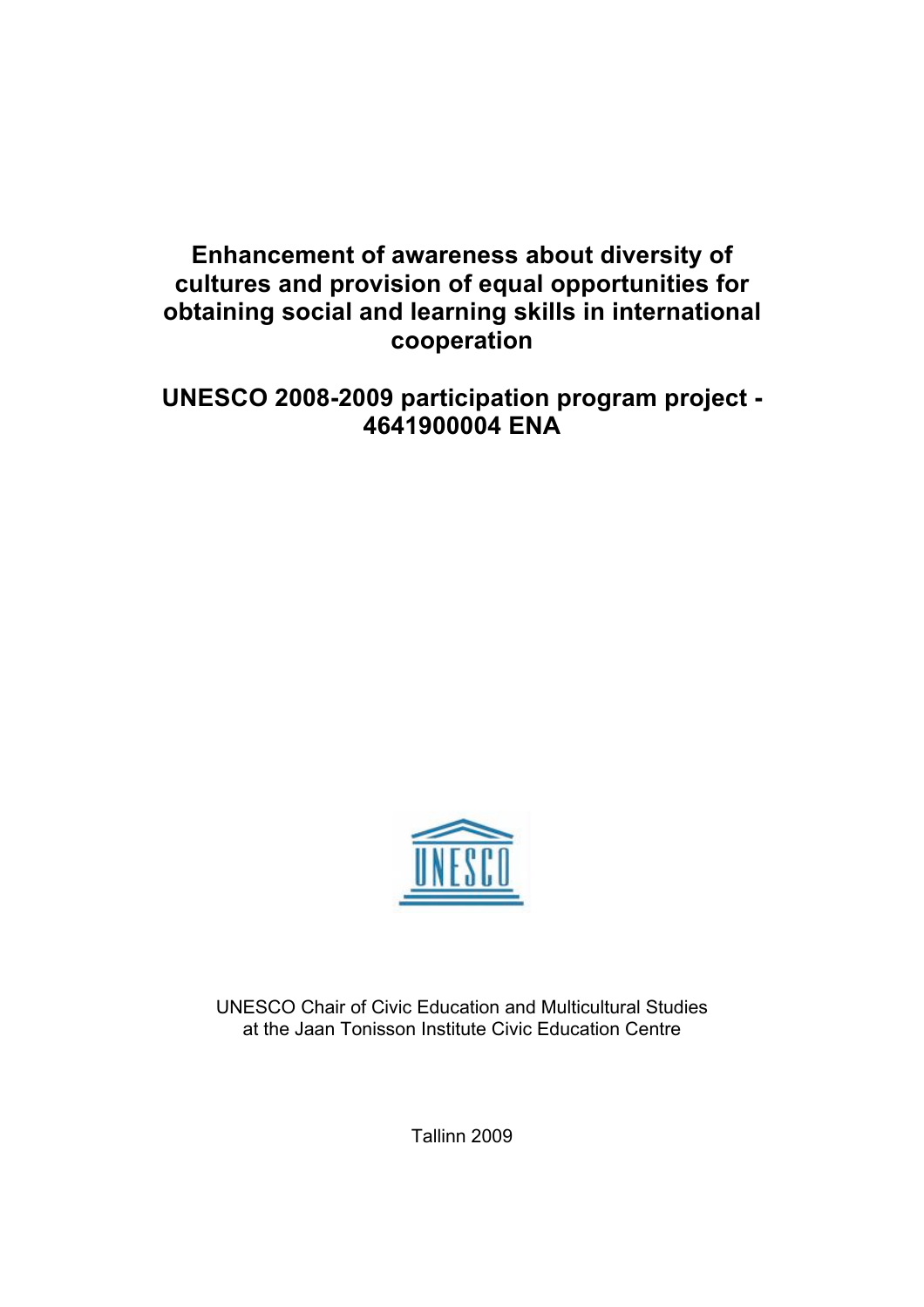# Enhancement of awareness about diversity of cultures and provision of equal opportunities for obtaining social and learning skills in international cooperation

## UNESCO 2008-2009 participation program project - 4641900004 ENA

UNESCO Chair of Civic Education and Multicultural Studies
at the Jaan Tonisson Institute Civic Education Centre

Tallinn 2009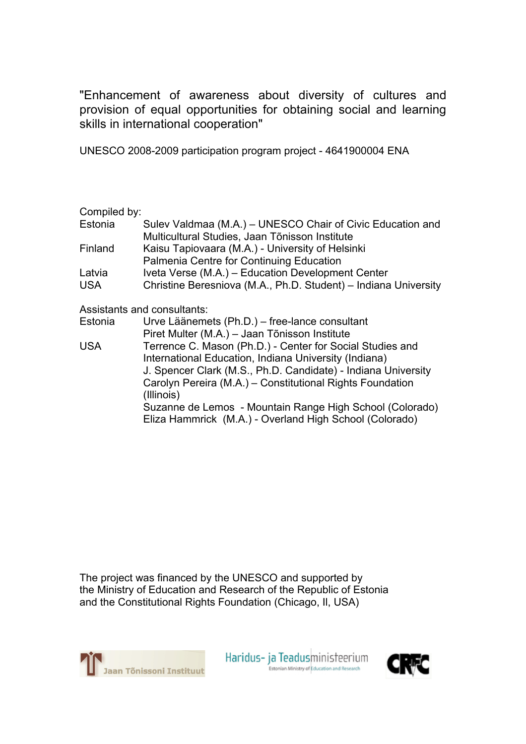"Enhancement of awareness about diversity of cultures and provision of equal opportunities for obtaining social and learning skills in international cooperation"

UNESCO 2008-2009 participation program project - 4641900004 ENA

Compiled by:

| | |
|---|---|
| Estonia | Sulev Valdmaa (M.A.) – UNESCO Chair of Civic Education and Multicultural Studies, Jaan Tõnisson Institute |
| Finland | Kaisu Tapiovaara (M.A.) - University of Helsinki Palmenia Centre for Continuing Education |
| Latvia | Iveta Verse (M.A.) – Education Development Center |
| USA | Christine Beresniova (M.A., Ph.D. Student) – Indiana University |

Assistants and consultants:

| | |
|---|---|
| Estonia | Urve Läänemets (Ph.D.) – free-lance consultant |
| | Piret Multer (M.A.) – Jaan Tõnisson Institute |
| USA | Terrence C. Mason (Ph.D.) - Center for Social Studies and International Education, Indiana University (Indiana) |
| | J. Spencer Clark (M.S., Ph.D. Candidate) - Indiana University |
| | Carolyn Pereira (M.A.) – Constitutional Rights Foundation (Illinois) |
| | Suzanne de Lemos - Mountain Range High School (Colorado) |
| | Eliza Hammrick (M.A.) - Overland High School (Colorado) |

The project was financed by the UNESCO and supported by the Ministry of Education and Research of the Republic of Estonia and the Constitutional Rights Foundation (Chicago, Il, USA)

Jaan Tõnissoni Instituut

Haridus- ja Teadusministeerium
Estonian Ministry of Education and Research

CRFC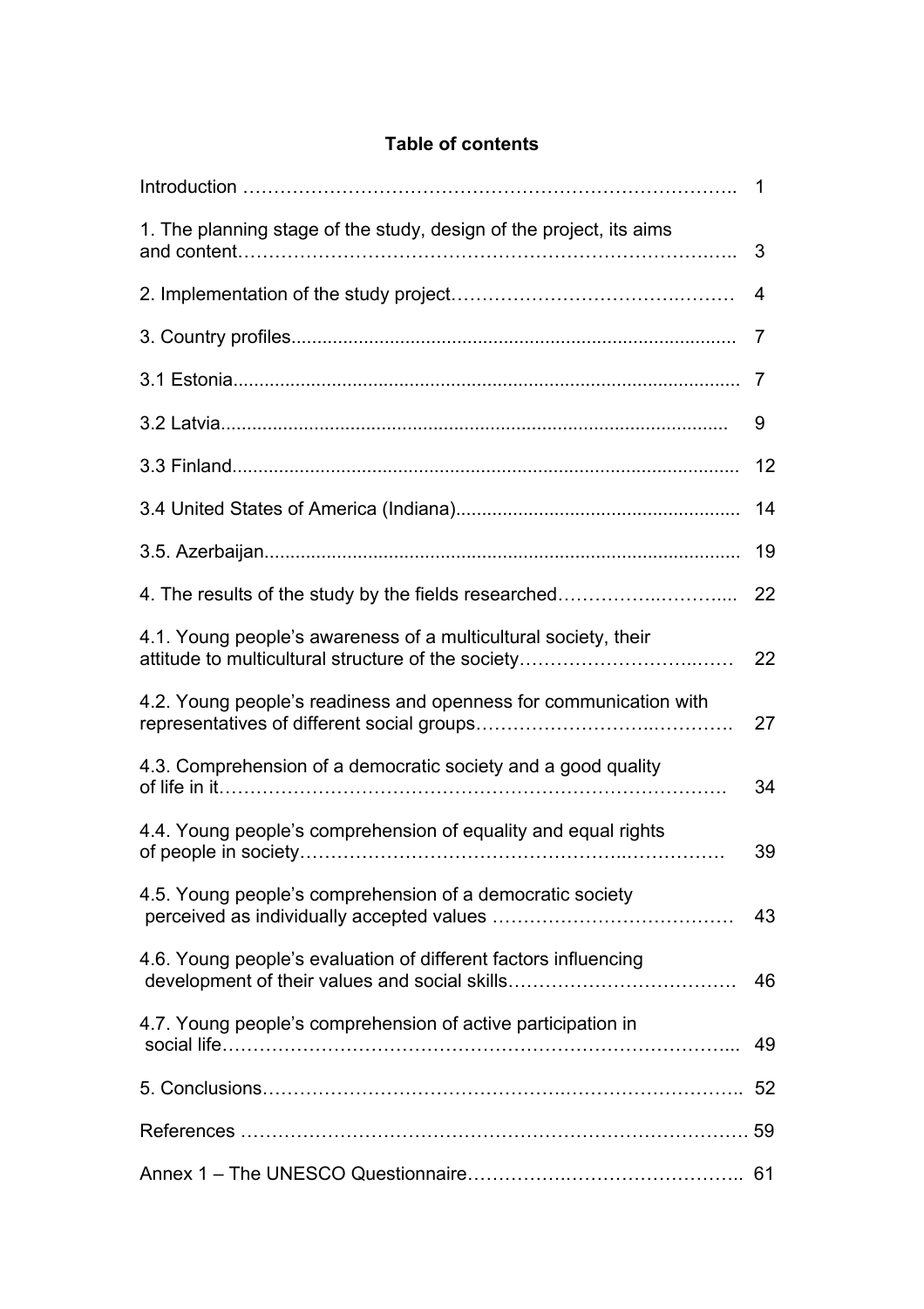# Table of contents

| | |
|---|---|
| Introduction | 1 |
| 1. The planning stage of the study, design of the project, its aims and content | 3 |
| 2. Implementation of the study project | 4 |
| 3. Country profiles | 7 |
| 3.1 Estonia | 7 |
| 3.2 Latvia | 9 |
| 3.3 Finland | 12 |
| 3.4 United States of America (Indiana) | 14 |
| 3.5. Azerbaijan | 19 |
| 4. The results of the study by the fields researched | 22 |
| 4.1. Young people's awareness of a multicultural society, their attitude to multicultural structure of the society | 22 |
| 4.2. Young people's readiness and openness for communication with representatives of different social groups | 27 |
| 4.3. Comprehension of a democratic society and a good quality of life in it | 34 |
| 4.4. Young people's comprehension of equality and equal rights of people in society | 39 |
| 4.5. Young people's comprehension of a democratic society perceived as individually accepted values | 43 |
| 4.6. Young people's evaluation of different factors influencing development of their values and social skills | 46 |
| 4.7. Young people's comprehension of active participation in social life | 49 |
| 5. Conclusions | 52 |
| References | 59 |
| Annex 1 – The UNESCO Questionnaire | 61 |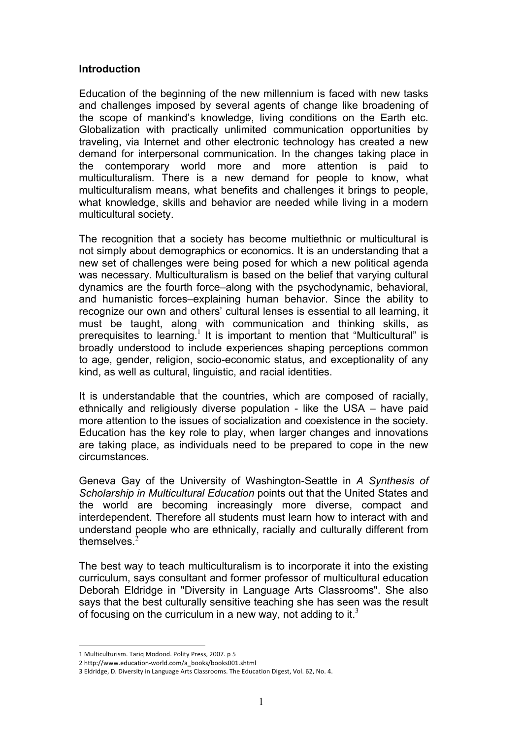## Introduction

Education of the beginning of the new millennium is faced with new tasks and challenges imposed by several agents of change like broadening of the scope of mankind's knowledge, living conditions on the Earth etc. Globalization with practically unlimited communication opportunities by traveling, via Internet and other electronic technology has created a new demand for interpersonal communication. In the changes taking place in the contemporary world more and more attention is paid to multiculturalism. There is a new demand for people to know, what multiculturalism means, what benefits and challenges it brings to people, what knowledge, skills and behavior are needed while living in a modern multicultural society.

The recognition that a society has become multiethnic or multicultural is not simply about demographics or economics. It is an understanding that a new set of challenges were being posed for which a new political agenda was necessary. Multiculturalism is based on the belief that varying cultural dynamics are the fourth force–along with the psychodynamic, behavioral, and humanistic forces–explaining human behavior. Since the ability to recognize our own and others' cultural lenses is essential to all learning, it must be taught, along with communication and thinking skills, as prerequisites to learning.[1] It is important to mention that "Multicultural" is broadly understood to include experiences shaping perceptions common to age, gender, religion, socio-economic status, and exceptionality of any kind, as well as cultural, linguistic, and racial identities.

It is understandable that the countries, which are composed of racially, ethnically and religiously diverse population - like the USA – have paid more attention to the issues of socialization and coexistence in the society. Education has the key role to play, when larger changes and innovations are taking place, as individuals need to be prepared to cope in the new circumstances.

Geneva Gay of the University of Washington-Seattle in *A Synthesis of Scholarship in Multicultural Education* points out that the United States and the world are becoming increasingly more diverse, compact and interdependent. Therefore all students must learn how to interact with and understand people who are ethnically, racially and culturally different from themselves.[2]

The best way to teach multiculturalism is to incorporate it into the existing curriculum, says consultant and former professor of multicultural education Deborah Eldridge in "Diversity in Language Arts Classrooms". She also says that the best culturally sensitive teaching she has seen was the result of focusing on the curriculum in a new way, not adding to it.[3]

---

1 Multiculturism. Tariq Modood. Polity Press, 2007. p 5

2 http://www.education-world.com/a_books/books001.shtml

3 Eldridge, D. Diversity in Language Arts Classrooms. The Education Digest, Vol. 62, No. 4.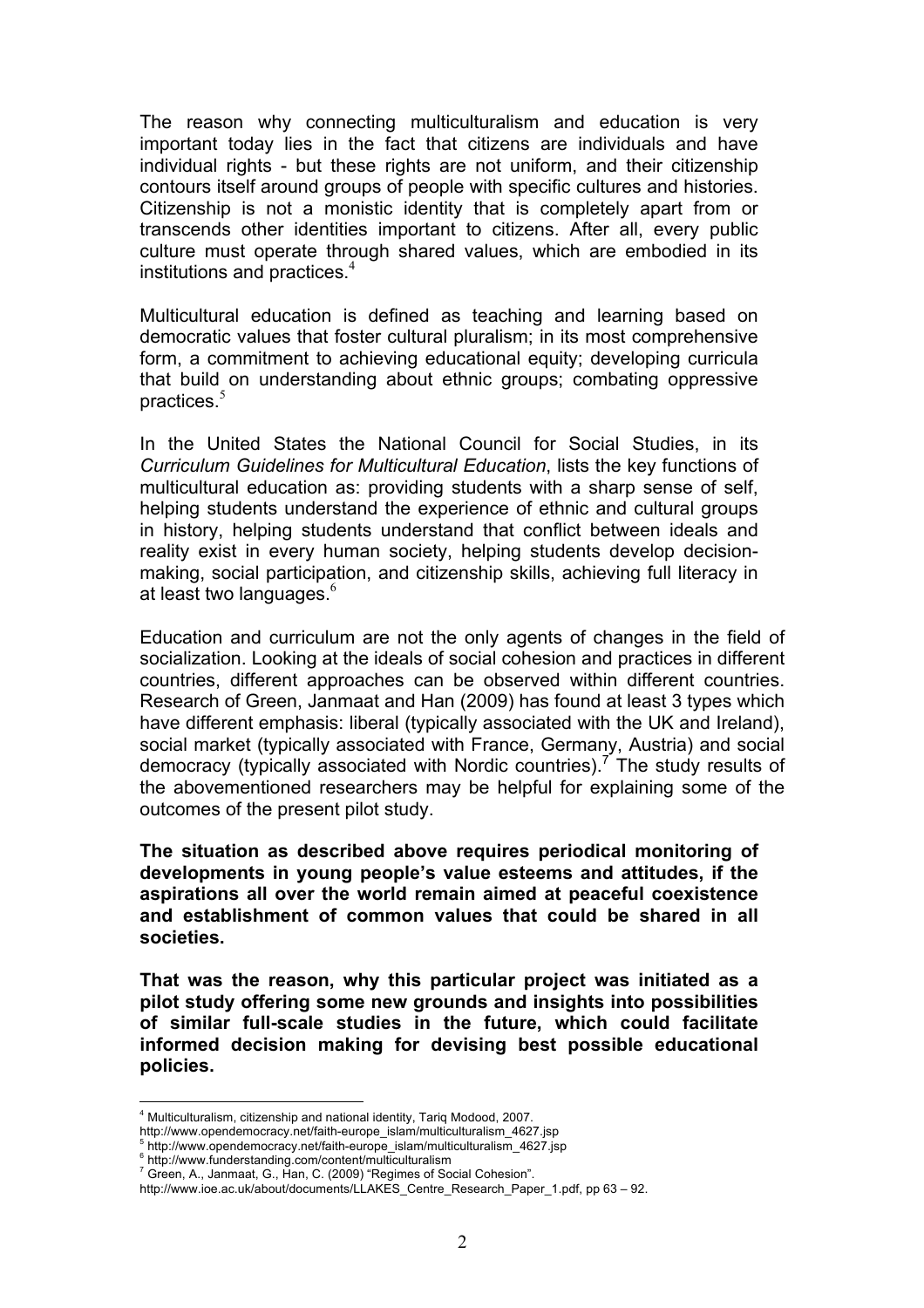The reason why connecting multiculturalism and education is very important today lies in the fact that citizens are individuals and have individual rights - but these rights are not uniform, and their citizenship contours itself around groups of people with specific cultures and histories. Citizenship is not a monistic identity that is completely apart from or transcends other identities important to citizens. After all, every public culture must operate through shared values, which are embodied in its institutions and practices.[4]

Multicultural education is defined as teaching and learning based on democratic values that foster cultural pluralism; in its most comprehensive form, a commitment to achieving educational equity; developing curricula that build on understanding about ethnic groups; combating oppressive practices.[5]

In the United States the National Council for Social Studies, in its *Curriculum Guidelines for Multicultural Education*, lists the key functions of multicultural education as: providing students with a sharp sense of self, helping students understand the experience of ethnic and cultural groups in history, helping students understand that conflict between ideals and reality exist in every human society, helping students develop decision-making, social participation, and citizenship skills, achieving full literacy in at least two languages.[6]

Education and curriculum are not the only agents of changes in the field of socialization. Looking at the ideals of social cohesion and practices in different countries, different approaches can be observed within different countries. Research of Green, Janmaat and Han (2009) has found at least 3 types which have different emphasis: liberal (typically associated with the UK and Ireland), social market (typically associated with France, Germany, Austria) and social democracy (typically associated with Nordic countries).[7] The study results of the abovementioned researchers may be helpful for explaining some of the outcomes of the present pilot study.

**The situation as described above requires periodical monitoring of developments in young people's value esteems and attitudes, if the aspirations all over the world remain aimed at peaceful coexistence and establishment of common values that could be shared in all societies.**

**That was the reason, why this particular project was initiated as a pilot study offering some new grounds and insights into possibilities of similar full-scale studies in the future, which could facilitate informed decision making for devising best possible educational policies.**

---

[4] Multiculturalism, citizenship and national identity, Tariq Modood, 2007. http://www.opendemocracy.net/faith-europe_islam/multiculturalism_4627.jsp

[5] http://www.opendemocracy.net/faith-europe_islam/multiculturalism_4627.jsp

[6] http://www.funderstanding.com/content/multiculturalism

[7] Green, A., Janmaat, G., Han, C. (2009) "Regimes of Social Cohesion". http://www.ioe.ac.uk/about/documents/LLAKES_Centre_Research_Paper_1.pdf, pp 63 – 92.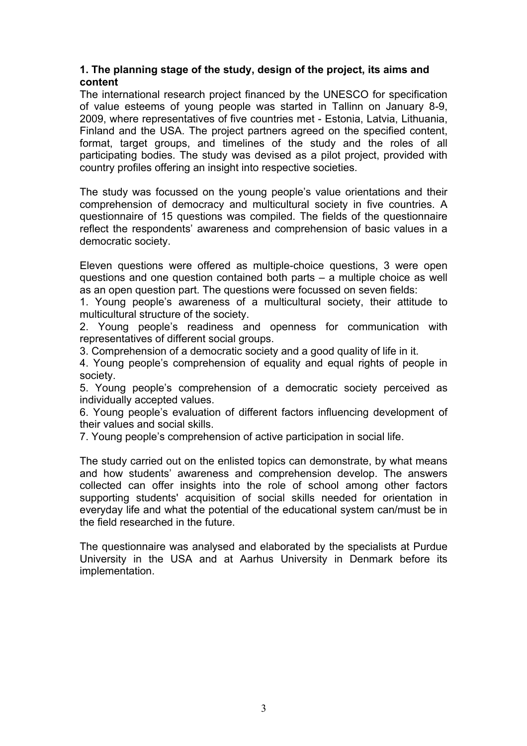## 1. The planning stage of the study, design of the project, its aims and content

The international research project financed by the UNESCO for specification of value esteems of young people was started in Tallinn on January 8-9, 2009, where representatives of five countries met - Estonia, Latvia, Lithuania, Finland and the USA. The project partners agreed on the specified content, format, target groups, and timelines of the study and the roles of all participating bodies. The study was devised as a pilot project, provided with country profiles offering an insight into respective societies.

The study was focussed on the young people's value orientations and their comprehension of democracy and multicultural society in five countries. A questionnaire of 15 questions was compiled. The fields of the questionnaire reflect the respondents' awareness and comprehension of basic values in a democratic society.

Eleven questions were offered as multiple-choice questions, 3 were open questions and one question contained both parts – a multiple choice as well as an open question part. The questions were focussed on seven fields:

1. Young people's awareness of a multicultural society, their attitude to multicultural structure of the society.
2. Young people's readiness and openness for communication with representatives of different social groups.
3. Comprehension of a democratic society and a good quality of life in it.
4. Young people's comprehension of equality and equal rights of people in society.
5. Young people's comprehension of a democratic society perceived as individually accepted values.
6. Young people's evaluation of different factors influencing development of their values and social skills.
7. Young people's comprehension of active participation in social life.

The study carried out on the enlisted topics can demonstrate, by what means and how students' awareness and comprehension develop. The answers collected can offer insights into the role of school among other factors supporting students' acquisition of social skills needed for orientation in everyday life and what the potential of the educational system can/must be in the field researched in the future.

The questionnaire was analysed and elaborated by the specialists at Purdue University in the USA and at Aarhus University in Denmark before its implementation.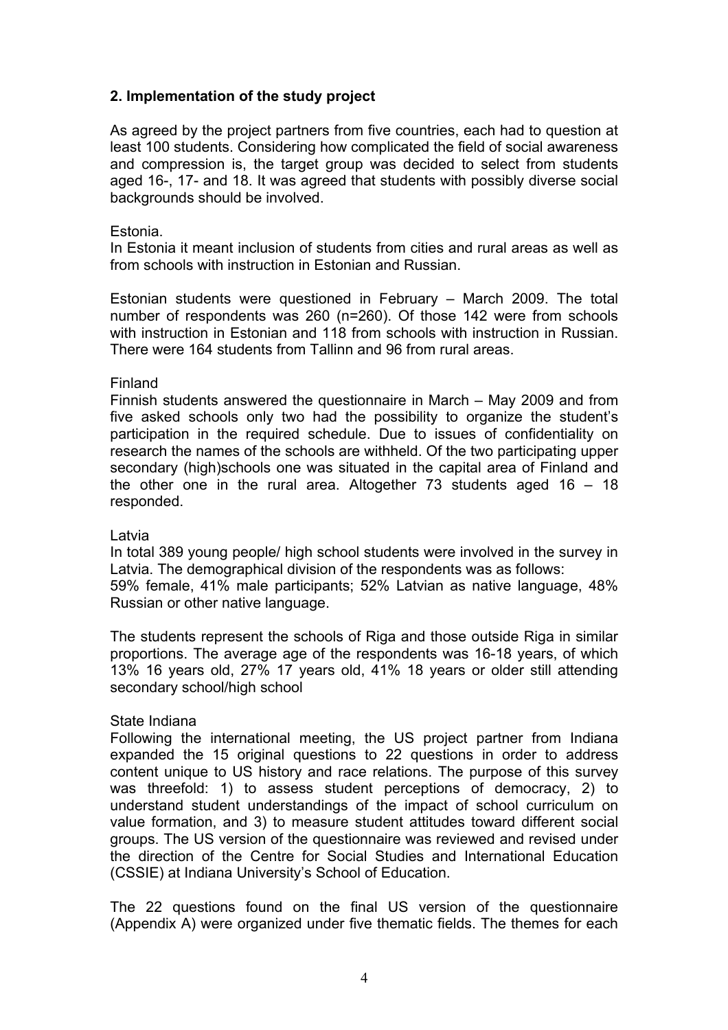## 2. Implementation of the study project

As agreed by the project partners from five countries, each had to question at least 100 students. Considering how complicated the field of social awareness and compression is, the target group was decided to select from students aged 16-, 17- and 18. It was agreed that students with possibly diverse social backgrounds should be involved.

Estonia.
In Estonia it meant inclusion of students from cities and rural areas as well as from schools with instruction in Estonian and Russian.

Estonian students were questioned in February – March 2009. The total number of respondents was 260 (n=260). Of those 142 were from schools with instruction in Estonian and 118 from schools with instruction in Russian. There were 164 students from Tallinn and 96 from rural areas.

Finland
Finnish students answered the questionnaire in March – May 2009 and from five asked schools only two had the possibility to organize the student's participation in the required schedule. Due to issues of confidentiality on research the names of the schools are withheld. Of the two participating upper secondary (high)schools one was situated in the capital area of Finland and the other one in the rural area. Altogether 73 students aged 16 – 18 responded.

Latvia
In total 389 young people/ high school students were involved in the survey in Latvia. The demographical division of the respondents was as follows:
59% female, 41% male participants; 52% Latvian as native language, 48% Russian or other native language.

The students represent the schools of Riga and those outside Riga in similar proportions. The average age of the respondents was 16-18 years, of which 13% 16 years old, 27% 17 years old, 41% 18 years or older still attending secondary school/high school

State Indiana
Following the international meeting, the US project partner from Indiana expanded the 15 original questions to 22 questions in order to address content unique to US history and race relations. The purpose of this survey was threefold: 1) to assess student perceptions of democracy, 2) to understand student understandings of the impact of school curriculum on value formation, and 3) to measure student attitudes toward different social groups. The US version of the questionnaire was reviewed and revised under the direction of the Centre for Social Studies and International Education (CSSIE) at Indiana University's School of Education.

The 22 questions found on the final US version of the questionnaire (Appendix A) were organized under five thematic fields. The themes for each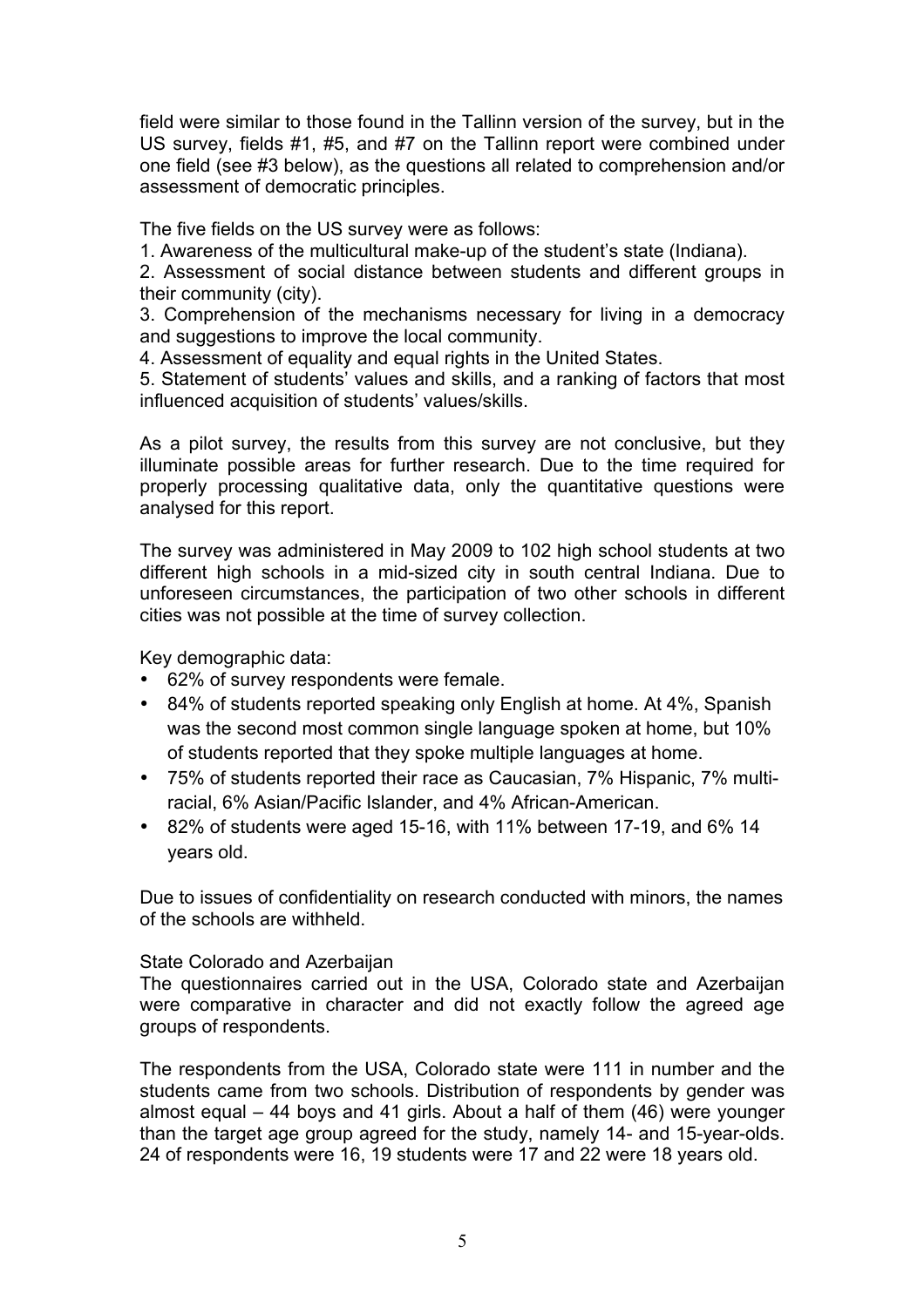field were similar to those found in the Tallinn version of the survey, but in the US survey, fields #1, #5, and #7 on the Tallinn report were combined under one field (see #3 below), as the questions all related to comprehension and/or assessment of democratic principles.

The five fields on the US survey were as follows:

1. Awareness of the multicultural make-up of the student's state (Indiana).
2. Assessment of social distance between students and different groups in their community (city).
3. Comprehension of the mechanisms necessary for living in a democracy and suggestions to improve the local community.
4. Assessment of equality and equal rights in the United States.
5. Statement of students' values and skills, and a ranking of factors that most influenced acquisition of students' values/skills.

As a pilot survey, the results from this survey are not conclusive, but they illuminate possible areas for further research. Due to the time required for properly processing qualitative data, only the quantitative questions were analysed for this report.

The survey was administered in May 2009 to 102 high school students at two different high schools in a mid-sized city in south central Indiana. Due to unforeseen circumstances, the participation of two other schools in different cities was not possible at the time of survey collection.

Key demographic data:

- 62% of survey respondents were female.
- 84% of students reported speaking only English at home. At 4%, Spanish was the second most common single language spoken at home, but 10% of students reported that they spoke multiple languages at home.
- 75% of students reported their race as Caucasian, 7% Hispanic, 7% multi-racial, 6% Asian/Pacific Islander, and 4% African-American.
- 82% of students were aged 15-16, with 11% between 17-19, and 6% 14 years old.

Due to issues of confidentiality on research conducted with minors, the names of the schools are withheld.

State Colorado and Azerbaijan

The questionnaires carried out in the USA, Colorado state and Azerbaijan were comparative in character and did not exactly follow the agreed age groups of respondents.

The respondents from the USA, Colorado state were 111 in number and the students came from two schools. Distribution of respondents by gender was almost equal – 44 boys and 41 girls. About a half of them (46) were younger than the target age group agreed for the study, namely 14- and 15-year-olds. 24 of respondents were 16, 19 students were 17 and 22 were 18 years old.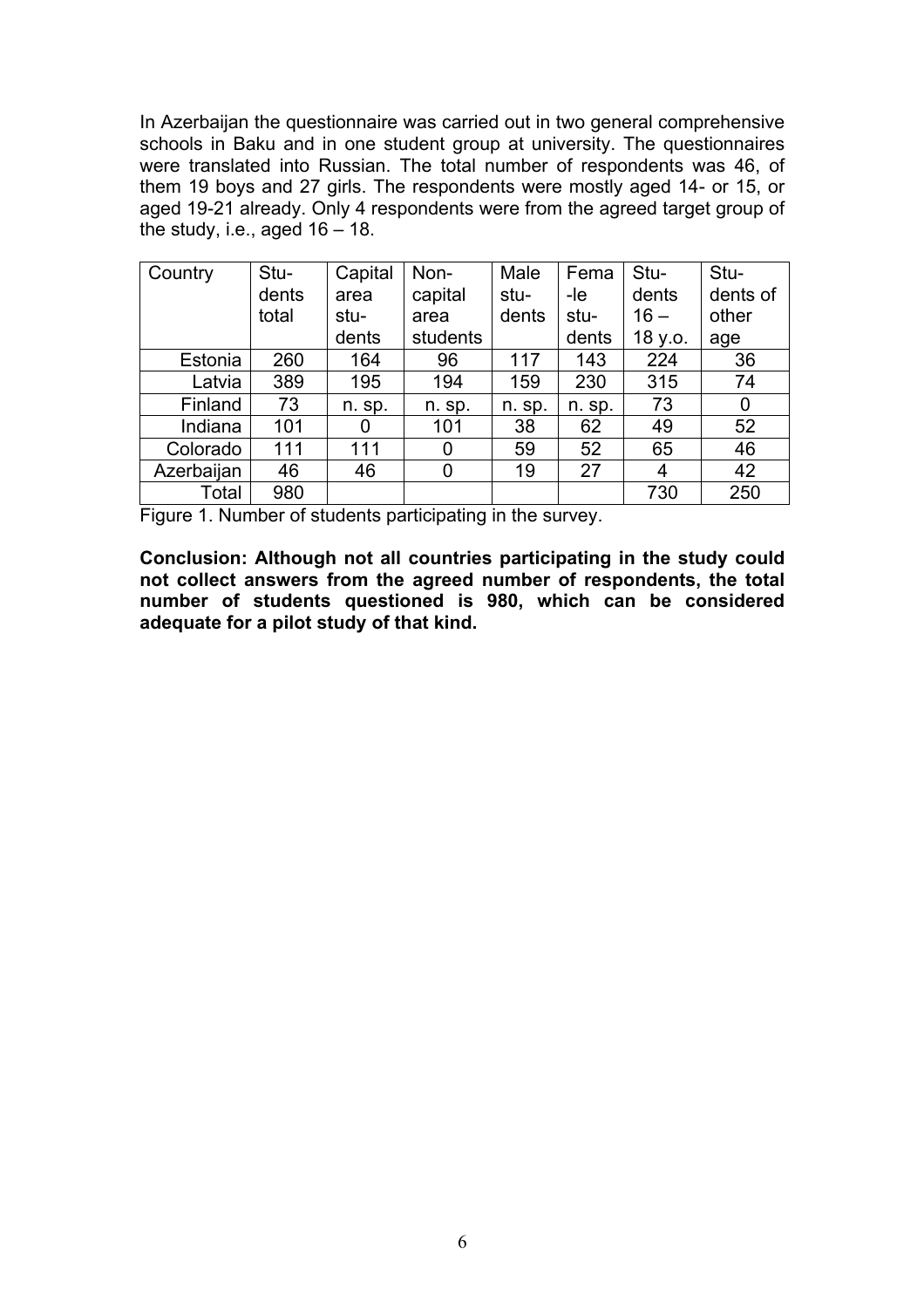In Azerbaijan the questionnaire was carried out in two general comprehensive schools in Baku and in one student group at university. The questionnaires were translated into Russian. The total number of respondents was 46, of them 19 boys and 27 girls. The respondents were mostly aged 14- or 15, or aged 19-21 already. Only 4 respondents were from the agreed target group of the study, i.e., aged 16 – 18.

| Country | Students total | Capital area students | Non-capital area students | Male students | Female students | Students 16 – 18 y.o. | Students of other age |
|---|---|---|---|---|---|---|---|
| Estonia | 260 | 164 | 96 | 117 | 143 | 224 | 36 |
| Latvia | 389 | 195 | 194 | 159 | 230 | 315 | 74 |
| Finland | 73 | n. sp. | n. sp. | n. sp. | n. sp. | 73 | 0 |
| Indiana | 101 | 0 | 101 | 38 | 62 | 49 | 52 |
| Colorado | 111 | 111 | 0 | 59 | 52 | 65 | 46 |
| Azerbaijan | 46 | 46 | 0 | 19 | 27 | 4 | 42 |
| Total | 980 | | | | | 730 | 250 |

Figure 1. Number of students participating in the survey.

**Conclusion: Although not all countries participating in the study could not collect answers from the agreed number of respondents, the total number of students questioned is 980, which can be considered adequate for a pilot study of that kind.**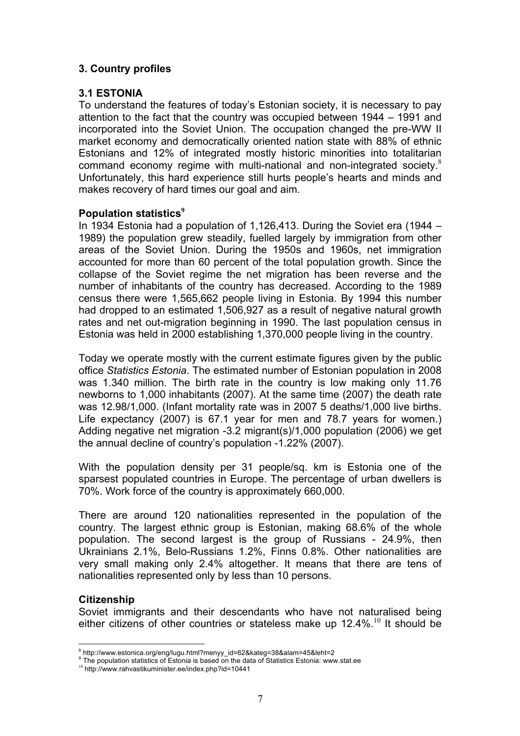## 3. Country profiles

### 3.1 ESTONIA

To understand the features of today's Estonian society, it is necessary to pay attention to the fact that the country was occupied between 1944 – 1991 and incorporated into the Soviet Union. The occupation changed the pre-WW II market economy and democratically oriented nation state with 88% of ethnic Estonians and 12% of integrated mostly historic minorities into totalitarian command economy regime with multi-national and non-integrated society.[8] Unfortunately, this hard experience still hurts people's hearts and minds and makes recovery of hard times our goal and aim.

**Population statistics[9]**

In 1934 Estonia had a population of 1,126,413. During the Soviet era (1944 – 1989) the population grew steadily, fuelled largely by immigration from other areas of the Soviet Union. During the 1950s and 1960s, net immigration accounted for more than 60 percent of the total population growth. Since the collapse of the Soviet regime the net migration has been reverse and the number of inhabitants of the country has decreased. According to the 1989 census there were 1,565,662 people living in Estonia. By 1994 this number had dropped to an estimated 1,506,927 as a result of negative natural growth rates and net out-migration beginning in 1990. The last population census in Estonia was held in 2000 establishing 1,370,000 people living in the country.

Today we operate mostly with the current estimate figures given by the public office *Statistics Estonia*. The estimated number of Estonian population in 2008 was 1.340 million. The birth rate in the country is low making only 11.76 newborns to 1,000 inhabitants (2007). At the same time (2007) the death rate was 12.98/1,000. (Infant mortality rate was in 2007 5 deaths/1,000 live births. Life expectancy (2007) is 67.1 year for men and 78.7 years for women.) Adding negative net migration -3.2 migrant(s)/1,000 population (2006) we get the annual decline of country's population -1.22% (2007).

With the population density per 31 people/sq. km is Estonia one of the sparsest populated countries in Europe. The percentage of urban dwellers is 70%. Work force of the country is approximately 660,000.

There are around 120 nationalities represented in the population of the country. The largest ethnic group is Estonian, making 68.6% of the whole population. The second largest is the group of Russians - 24.9%, then Ukrainians 2.1%, Belo-Russians 1.2%, Finns 0.8%. Other nationalities are very small making only 2.4% altogether. It means that there are tens of nationalities represented only by less than 10 persons.

**Citizenship**

Soviet immigrants and their descendants who have not naturalised being either citizens of other countries or stateless make up 12.4%.[10] It should be

---

[8] http://www.estonica.org/eng/lugu.html?menyy_id=62&kateg=38&alam=45&leht=2

[9] The population statistics of Estonia is based on the data of Statistics Estonia: www.stat.ee

[10] http://www.rahvastikuminister.ee/index.php?id=10441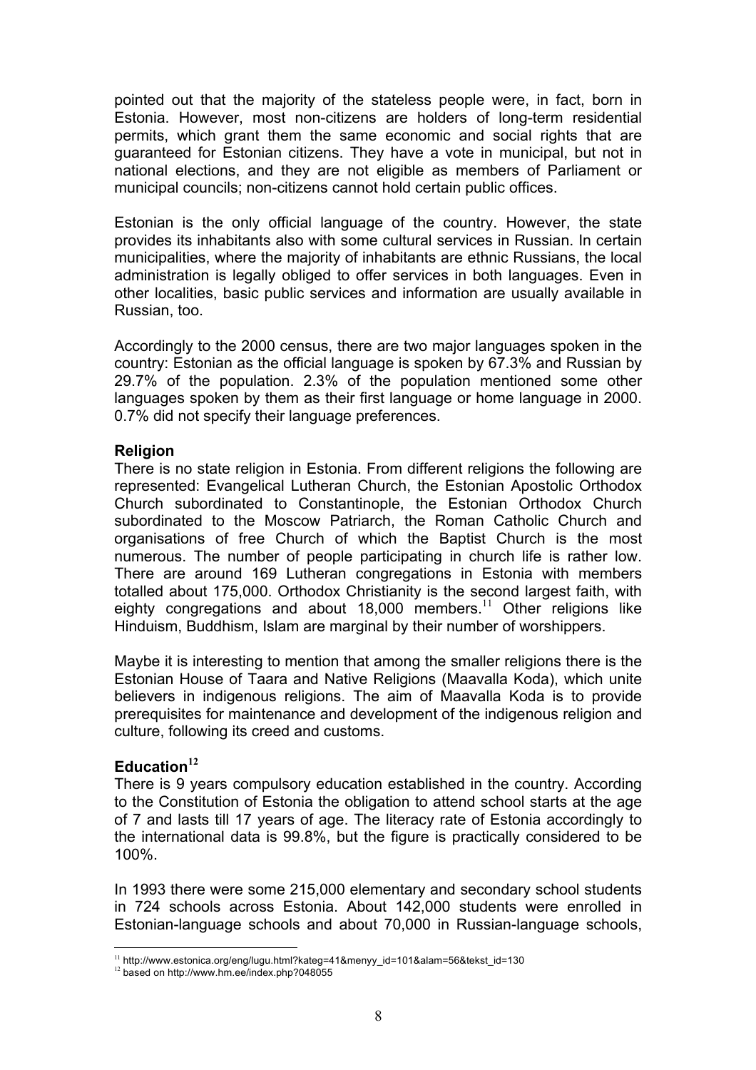pointed out that the majority of the stateless people were, in fact, born in Estonia. However, most non-citizens are holders of long-term residential permits, which grant them the same economic and social rights that are guaranteed for Estonian citizens. They have a vote in municipal, but not in national elections, and they are not eligible as members of Parliament or municipal councils; non-citizens cannot hold certain public offices.

Estonian is the only official language of the country. However, the state provides its inhabitants also with some cultural services in Russian. In certain municipalities, where the majority of inhabitants are ethnic Russians, the local administration is legally obliged to offer services in both languages. Even in other localities, basic public services and information are usually available in Russian, too.

Accordingly to the 2000 census, there are two major languages spoken in the country: Estonian as the official language is spoken by 67.3% and Russian by 29.7% of the population. 2.3% of the population mentioned some other languages spoken by them as their first language or home language in 2000. 0.7% did not specify their language preferences.

**Religion**

There is no state religion in Estonia. From different religions the following are represented: Evangelical Lutheran Church, the Estonian Apostolic Orthodox Church subordinated to Constantinople, the Estonian Orthodox Church subordinated to the Moscow Patriarch, the Roman Catholic Church and organisations of free Church of which the Baptist Church is the most numerous. The number of people participating in church life is rather low. There are around 169 Lutheran congregations in Estonia with members totalled about 175,000. Orthodox Christianity is the second largest faith, with eighty congregations and about 18,000 members.[11] Other religions like Hinduism, Buddhism, Islam are marginal by their number of worshippers.

Maybe it is interesting to mention that among the smaller religions there is the Estonian House of Taara and Native Religions (Maavalla Koda), which unite believers in indigenous religions. The aim of Maavalla Koda is to provide prerequisites for maintenance and development of the indigenous religion and culture, following its creed and customs.

**Education**[12]

There is 9 years compulsory education established in the country. According to the Constitution of Estonia the obligation to attend school starts at the age of 7 and lasts till 17 years of age. The literacy rate of Estonia accordingly to the international data is 99.8%, but the figure is practically considered to be 100%.

In 1993 there were some 215,000 elementary and secondary school students in 724 schools across Estonia. About 142,000 students were enrolled in Estonian-language schools and about 70,000 in Russian-language schools,

---

[11] http://www.estonica.org/eng/lugu.html?kateg=41&menyy_id=101&alam=56&tekst_id=130

[12] based on http://www.hm.ee/index.php?048055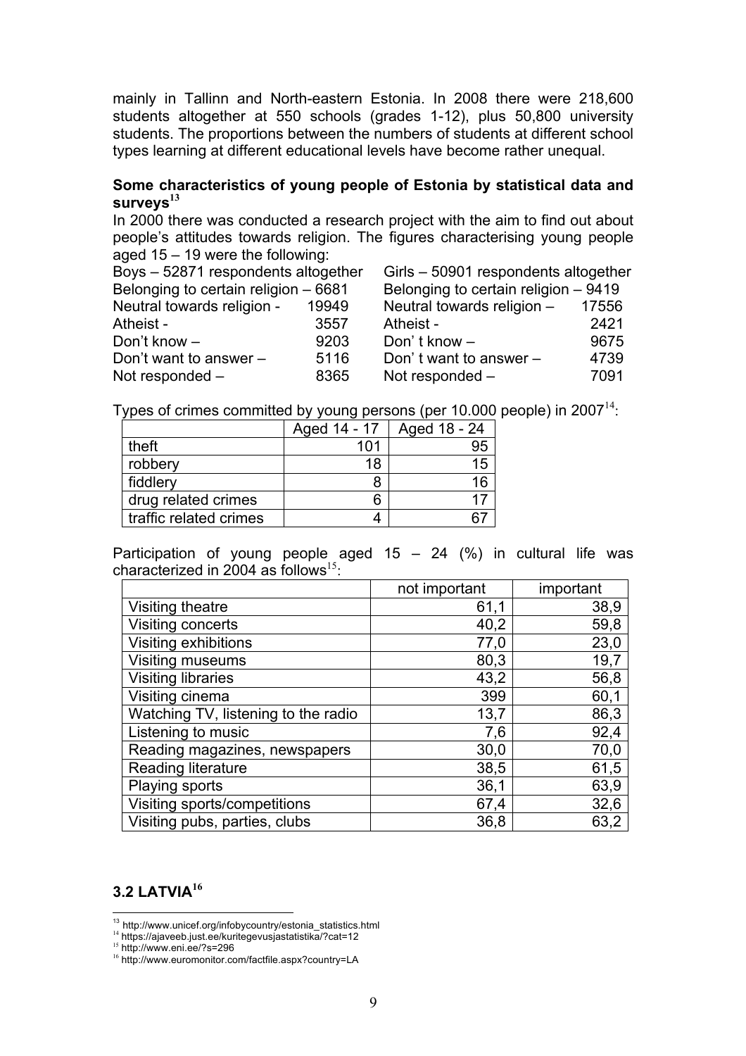mainly in Tallinn and North-eastern Estonia. In 2008 there were 218,600 students altogether at 550 schools (grades 1-12), plus 50,800 university students. The proportions between the numbers of students at different school types learning at different educational levels have become rather unequal.

**Some characteristics of young people of Estonia by statistical data and surveys**[13]

In 2000 there was conducted a research project with the aim to find out about people's attitudes towards religion. The figures characterising young people aged 15 – 19 were the following:

Boys – 52871 respondents altogether
Belonging to certain religion – 6681
Neutral towards religion - 19949
Atheist - 3557
Don't know – 9203
Don't want to answer – 5116
Not responded – 8365

Girls – 50901 respondents altogether
Belonging to certain religion – 9419
Neutral towards religion – 17556
Atheist - 2421
Don' t know – 9675
Don' t want to answer – 4739
Not responded – 7091

Types of crimes committed by young persons (per 10.000 people) in 2007[14]:

| | Aged 14 - 17 | Aged 18 - 24 |
|---|---|---|
| theft | 101 | 95 |
| robbery | 18 | 15 |
| fiddlery | 8 | 16 |
| drug related crimes | 6 | 17 |
| traffic related crimes | 4 | 67 |

Participation of young people aged 15 – 24 (%) in cultural life was characterized in 2004 as follows[15]:

| | not important | important |
|---|---|---|
| Visiting theatre | 61,1 | 38,9 |
| Visiting concerts | 40,2 | 59,8 |
| Visiting exhibitions | 77,0 | 23,0 |
| Visiting museums | 80,3 | 19,7 |
| Visiting libraries | 43,2 | 56,8 |
| Visiting cinema | 399 | 60,1 |
| Watching TV, listening to the radio | 13,7 | 86,3 |
| Listening to music | 7,6 | 92,4 |
| Reading magazines, newspapers | 30,0 | 70,0 |
| Reading literature | 38,5 | 61,5 |
| Playing sports | 36,1 | 63,9 |
| Visiting sports/competitions | 67,4 | 32,6 |
| Visiting pubs, parties, clubs | 36,8 | 63,2 |

## 3.2 LATVIA[16]

[13] http://www.unicef.org/infobycountry/estonia_statistics.html
[14] https://ajaveeb.just.ee/kuritegevusjastatistika/?cat=12
[15] http://www.eni.ee/?s=296
[16] http://www.euromonitor.com/factfile.aspx?country=LA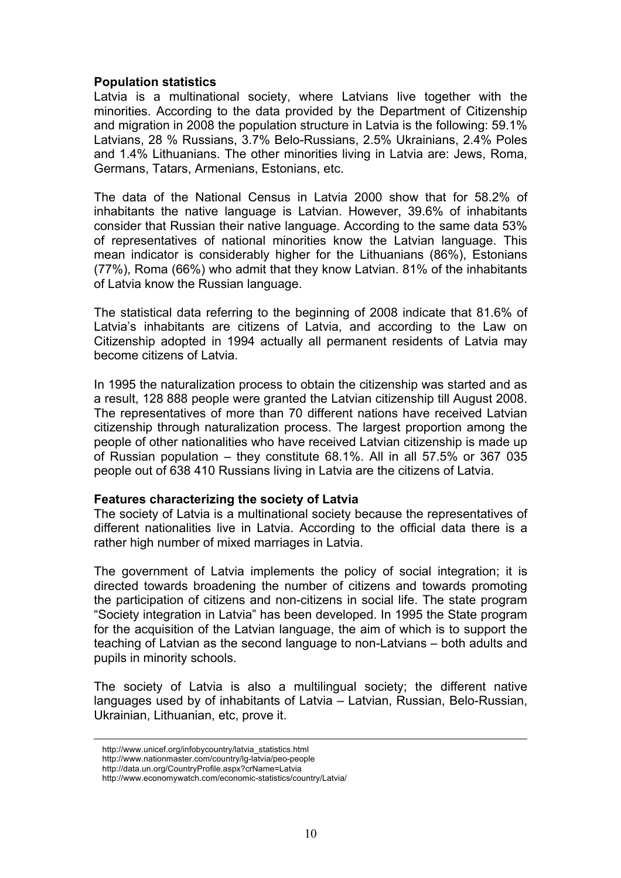**Population statistics**

Latvia is a multinational society, where Latvians live together with the minorities. According to the data provided by the Department of Citizenship and migration in 2008 the population structure in Latvia is the following: 59.1% Latvians, 28 % Russians, 3.7% Belo-Russians, 2.5% Ukrainians, 2.4% Poles and 1.4% Lithuanians. The other minorities living in Latvia are: Jews, Roma, Germans, Tatars, Armenians, Estonians, etc.

The data of the National Census in Latvia 2000 show that for 58.2% of inhabitants the native language is Latvian. However, 39.6% of inhabitants consider that Russian their native language. According to the same data 53% of representatives of national minorities know the Latvian language. This mean indicator is considerably higher for the Lithuanians (86%), Estonians (77%), Roma (66%) who admit that they know Latvian. 81% of the inhabitants of Latvia know the Russian language.

The statistical data referring to the beginning of 2008 indicate that 81.6% of Latvia's inhabitants are citizens of Latvia, and according to the Law on Citizenship adopted in 1994 actually all permanent residents of Latvia may become citizens of Latvia.

In 1995 the naturalization process to obtain the citizenship was started and as a result, 128 888 people were granted the Latvian citizenship till August 2008. The representatives of more than 70 different nations have received Latvian citizenship through naturalization process. The largest proportion among the people of other nationalities who have received Latvian citizenship is made up of Russian population – they constitute 68.1%. All in all 57.5% or 367 035 people out of 638 410 Russians living in Latvia are the citizens of Latvia.

**Features characterizing the society of Latvia**

The society of Latvia is a multinational society because the representatives of different nationalities live in Latvia. According to the official data there is a rather high number of mixed marriages in Latvia.

The government of Latvia implements the policy of social integration; it is directed towards broadening the number of citizens and towards promoting the participation of citizens and non-citizens in social life. The state program "Society integration in Latvia" has been developed. In 1995 the State program for the acquisition of the Latvian language, the aim of which is to support the teaching of Latvian as the second language to non-Latvians – both adults and pupils in minority schools.

The society of Latvia is also a multilingual society; the different native languages used by of inhabitants of Latvia – Latvian, Russian, Belo-Russian, Ukrainian, Lithuanian, etc, prove it.

---

http://www.unicef.org/infobycountry/latvia_statistics.html
http://www.nationmaster.com/country/lg-latvia/peo-people
http://data.un.org/CountryProfile.aspx?crName=Latvia
http://www.economywatch.com/economic-statistics/country/Latvia/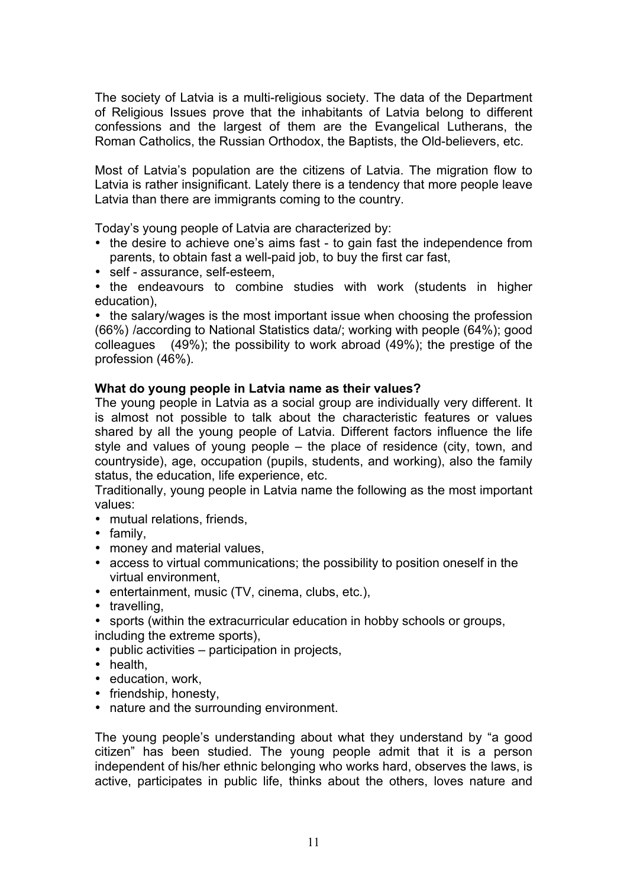The society of Latvia is a multi-religious society. The data of the Department of Religious Issues prove that the inhabitants of Latvia belong to different confessions and the largest of them are the Evangelical Lutherans, the Roman Catholics, the Russian Orthodox, the Baptists, the Old-believers, etc.

Most of Latvia's population are the citizens of Latvia. The migration flow to Latvia is rather insignificant. Lately there is a tendency that more people leave Latvia than there are immigrants coming to the country.

Today's young people of Latvia are characterized by:

- the desire to achieve one's aims fast - to gain fast the independence from parents, to obtain fast a well-paid job, to buy the first car fast,
- self - assurance, self-esteem,
- the endeavours to combine studies with work (students in higher education),
- the salary/wages is the most important issue when choosing the profession (66%) /according to National Statistics data/; working with people (64%); good colleagues (49%); the possibility to work abroad (49%); the prestige of the profession (46%).

**What do young people in Latvia name as their values?**

The young people in Latvia as a social group are individually very different. It is almost not possible to talk about the characteristic features or values shared by all the young people of Latvia. Different factors influence the life style and values of young people – the place of residence (city, town, and countryside), age, occupation (pupils, students, and working), also the family status, the education, life experience, etc.

Traditionally, young people in Latvia name the following as the most important values:

- mutual relations, friends,
- family,
- money and material values,
- access to virtual communications; the possibility to position oneself in the virtual environment,
- entertainment, music (TV, cinema, clubs, etc.),
- travelling,
- sports (within the extracurricular education in hobby schools or groups, including the extreme sports),
- public activities – participation in projects,
- health,
- education, work,
- friendship, honesty,
- nature and the surrounding environment.

The young people's understanding about what they understand by "a good citizen" has been studied. The young people admit that it is a person independent of his/her ethnic belonging who works hard, observes the laws, is active, participates in public life, thinks about the others, loves nature and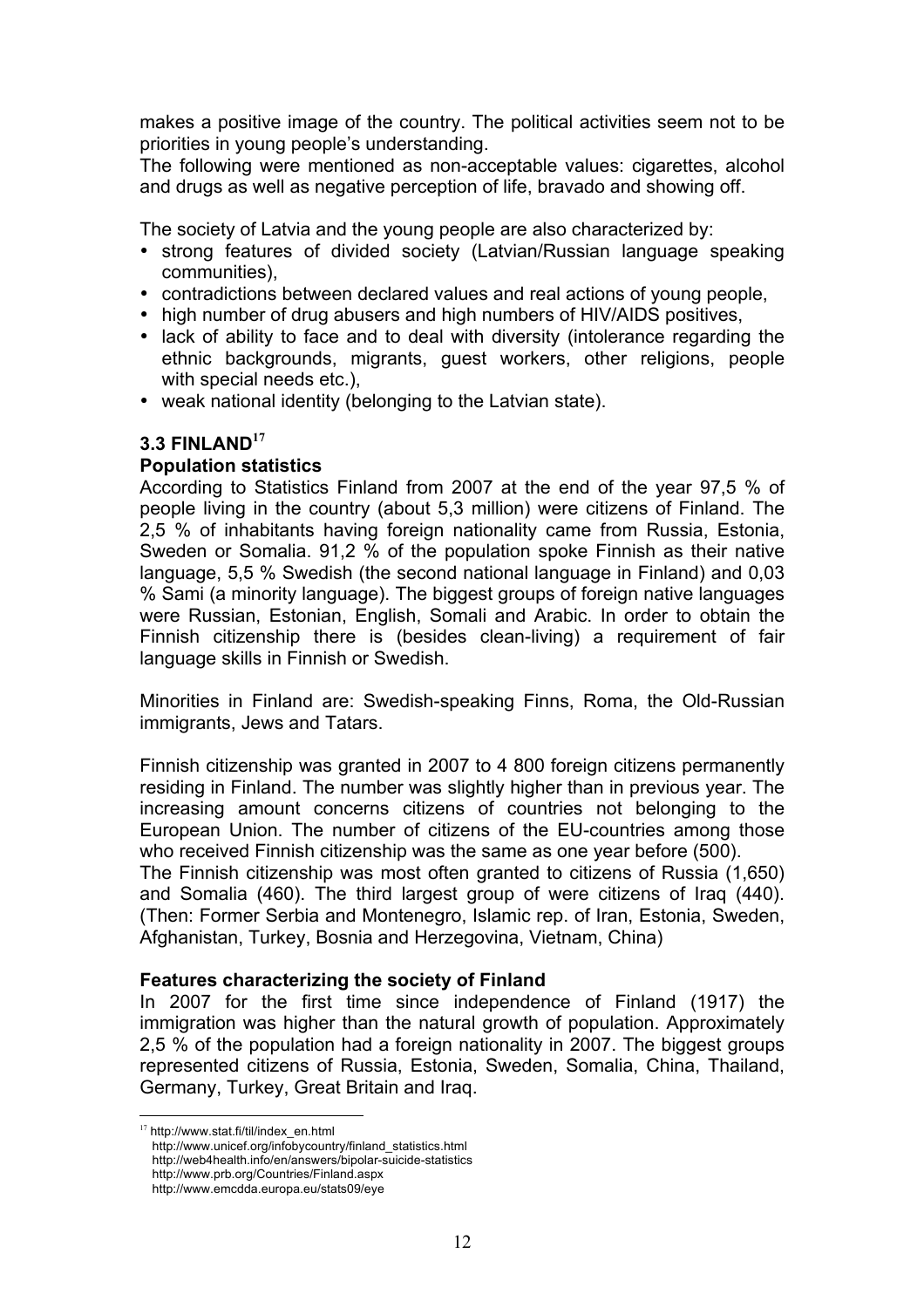makes a positive image of the country. The political activities seem not to be priorities in young people's understanding.
The following were mentioned as non-acceptable values: cigarettes, alcohol and drugs as well as negative perception of life, bravado and showing off.

The society of Latvia and the young people are also characterized by:

- strong features of divided society (Latvian/Russian language speaking communities),
- contradictions between declared values and real actions of young people,
- high number of drug abusers and high numbers of HIV/AIDS positives,
- lack of ability to face and to deal with diversity (intolerance regarding the ethnic backgrounds, migrants, guest workers, other religions, people with special needs etc.),
- weak national identity (belonging to the Latvian state).

### 3.3 FINLAND[17]

**Population statistics**

According to Statistics Finland from 2007 at the end of the year 97,5 % of people living in the country (about 5,3 million) were citizens of Finland. The 2,5 % of inhabitants having foreign nationality came from Russia, Estonia, Sweden or Somalia. 91,2 % of the population spoke Finnish as their native language, 5,5 % Swedish (the second national language in Finland) and 0,03 % Sami (a minority language). The biggest groups of foreign native languages were Russian, Estonian, English, Somali and Arabic. In order to obtain the Finnish citizenship there is (besides clean-living) a requirement of fair language skills in Finnish or Swedish.

Minorities in Finland are: Swedish-speaking Finns, Roma, the Old-Russian immigrants, Jews and Tatars.

Finnish citizenship was granted in 2007 to 4 800 foreign citizens permanently residing in Finland. The number was slightly higher than in previous year. The increasing amount concerns citizens of countries not belonging to the European Union. The number of citizens of the EU-countries among those who received Finnish citizenship was the same as one year before (500).
The Finnish citizenship was most often granted to citizens of Russia (1,650) and Somalia (460). The third largest group of were citizens of Iraq (440). (Then: Former Serbia and Montenegro, Islamic rep. of Iran, Estonia, Sweden, Afghanistan, Turkey, Bosnia and Herzegovina, Vietnam, China)

**Features characterizing the society of Finland**

In 2007 for the first time since independence of Finland (1917) the immigration was higher than the natural growth of population. Approximately 2,5 % of the population had a foreign nationality in 2007. The biggest groups represented citizens of Russia, Estonia, Sweden, Somalia, China, Thailand, Germany, Turkey, Great Britain and Iraq.

---

[17] http://www.stat.fi/til/index_en.html
http://www.unicef.org/infobycountry/finland_statistics.html
http://web4health.info/en/answers/bipolar-suicide-statistics
http://www.prb.org/Countries/Finland.aspx
http://www.emcdda.europa.eu/stats09/eye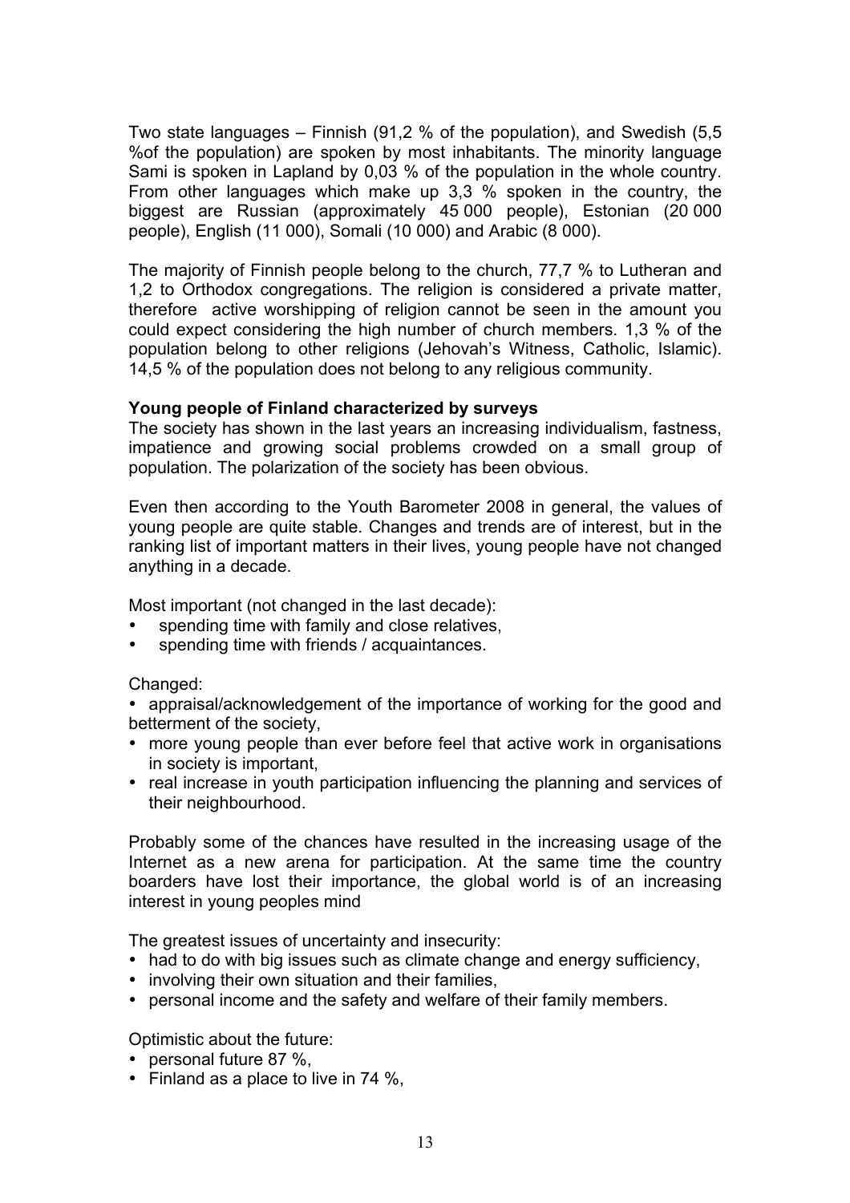Two state languages – Finnish (91,2 % of the population), and Swedish (5,5 %of the population) are spoken by most inhabitants. The minority language Sami is spoken in Lapland by 0,03 % of the population in the whole country. From other languages which make up 3,3 % spoken in the country, the biggest are Russian (approximately 45 000 people), Estonian (20 000 people), English (11 000), Somali (10 000) and Arabic (8 000).

The majority of Finnish people belong to the church, 77,7 % to Lutheran and 1,2 to Orthodox congregations. The religion is considered a private matter, therefore active worshipping of religion cannot be seen in the amount you could expect considering the high number of church members. 1,3 % of the population belong to other religions (Jehovah's Witness, Catholic, Islamic). 14,5 % of the population does not belong to any religious community.

**Young people of Finland characterized by surveys**

The society has shown in the last years an increasing individualism, fastness, impatience and growing social problems crowded on a small group of population. The polarization of the society has been obvious.

Even then according to the Youth Barometer 2008 in general, the values of young people are quite stable. Changes and trends are of interest, but in the ranking list of important matters in their lives, young people have not changed anything in a decade.

Most important (not changed in the last decade):

- spending time with family and close relatives,
- spending time with friends / acquaintances.

Changed:

- appraisal/acknowledgement of the importance of working for the good and betterment of the society,
- more young people than ever before feel that active work in organisations in society is important,
- real increase in youth participation influencing the planning and services of their neighbourhood.

Probably some of the chances have resulted in the increasing usage of the Internet as a new arena for participation. At the same time the country boarders have lost their importance, the global world is of an increasing interest in young peoples mind

The greatest issues of uncertainty and insecurity:

- had to do with big issues such as climate change and energy sufficiency,
- involving their own situation and their families,
- personal income and the safety and welfare of their family members.

Optimistic about the future:

- personal future 87 %,
- Finland as a place to live in 74 %,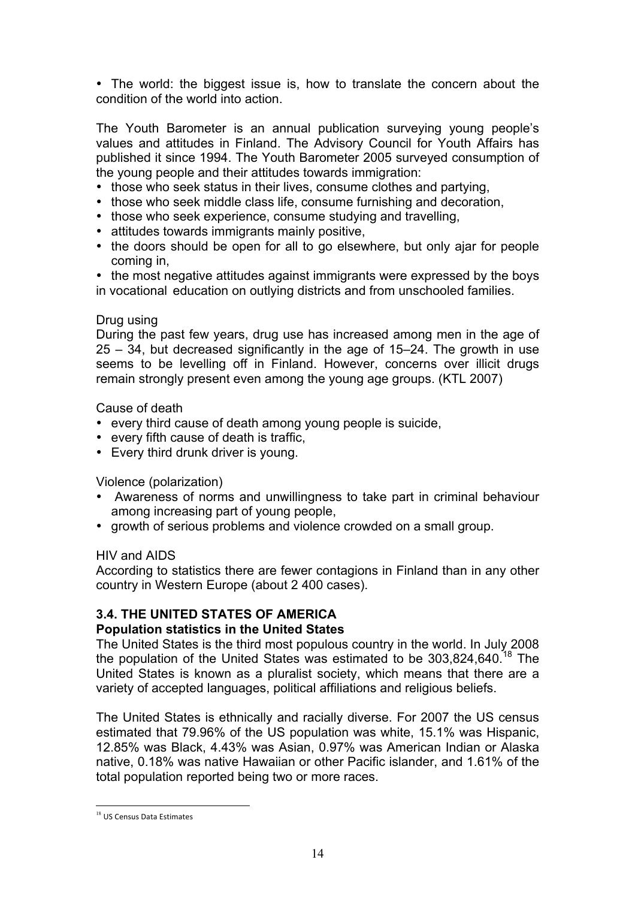- The world: the biggest issue is, how to translate the concern about the condition of the world into action.

The Youth Barometer is an annual publication surveying young people's values and attitudes in Finland. The Advisory Council for Youth Affairs has published it since 1994. The Youth Barometer 2005 surveyed consumption of the young people and their attitudes towards immigration:

- those who seek status in their lives, consume clothes and partying,
- those who seek middle class life, consume furnishing and decoration,
- those who seek experience, consume studying and travelling,
- attitudes towards immigrants mainly positive,
- the doors should be open for all to go elsewhere, but only ajar for people coming in,
- the most negative attitudes against immigrants were expressed by the boys in vocational education on outlying districts and from unschooled families.

Drug using

During the past few years, drug use has increased among men in the age of 25 – 34, but decreased significantly in the age of 15–24. The growth in use seems to be levelling off in Finland. However, concerns over illicit drugs remain strongly present even among the young age groups. (KTL 2007)

Cause of death

- every third cause of death among young people is suicide,
- every fifth cause of death is traffic,
- Every third drunk driver is young.

Violence (polarization)

- Awareness of norms and unwillingness to take part in criminal behaviour among increasing part of young people,
- growth of serious problems and violence crowded on a small group.

HIV and AIDS

According to statistics there are fewer contagions in Finland than in any other country in Western Europe (about 2 400 cases).

### 3.4. THE UNITED STATES OF AMERICA

**Population statistics in the United States**

The United States is the third most populous country in the world. In July 2008 the population of the United States was estimated to be 303,824,640.[18] The United States is known as a pluralist society, which means that there are a variety of accepted languages, political affiliations and religious beliefs.

The United States is ethnically and racially diverse. For 2007 the US census estimated that 79.96% of the US population was white, 15.1% was Hispanic, 12.85% was Black, 4.43% was Asian, 0.97% was American Indian or Alaska native, 0.18% was native Hawaiian or other Pacific islander, and 1.61% of the total population reported being two or more races.

[18] US Census Data Estimates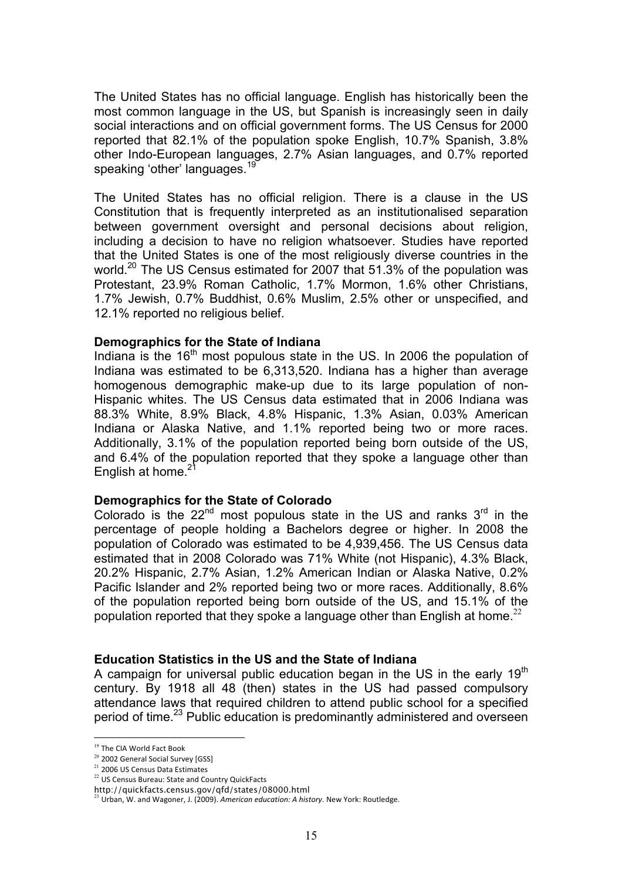The United States has no official language. English has historically been the most common language in the US, but Spanish is increasingly seen in daily social interactions and on official government forms. The US Census for 2000 reported that 82.1% of the population spoke English, 10.7% Spanish, 3.8% other Indo-European languages, 2.7% Asian languages, and 0.7% reported speaking 'other' languages.[19]

The United States has no official religion. There is a clause in the US Constitution that is frequently interpreted as an institutionalised separation between government oversight and personal decisions about religion, including a decision to have no religion whatsoever. Studies have reported that the United States is one of the most religiously diverse countries in the world.[20] The US Census estimated for 2007 that 51.3% of the population was Protestant, 23.9% Roman Catholic, 1.7% Mormon, 1.6% other Christians, 1.7% Jewish, 0.7% Buddhist, 0.6% Muslim, 2.5% other or unspecified, and 12.1% reported no religious belief.

**Demographics for the State of Indiana**

Indiana is the 16th most populous state in the US. In 2006 the population of Indiana was estimated to be 6,313,520. Indiana has a higher than average homogenous demographic make-up due to its large population of non-Hispanic whites. The US Census data estimated that in 2006 Indiana was 88.3% White, 8.9% Black, 4.8% Hispanic, 1.3% Asian, 0.03% American Indiana or Alaska Native, and 1.1% reported being two or more races. Additionally, 3.1% of the population reported being born outside of the US, and 6.4% of the population reported that they spoke a language other than English at home.[21]

**Demographics for the State of Colorado**

Colorado is the 22nd most populous state in the US and ranks 3rd in the percentage of people holding a Bachelors degree or higher. In 2008 the population of Colorado was estimated to be 4,939,456. The US Census data estimated that in 2008 Colorado was 71% White (not Hispanic), 4.3% Black, 20.2% Hispanic, 2.7% Asian, 1.2% American Indian or Alaska Native, 0.2% Pacific Islander and 2% reported being two or more races. Additionally, 8.6% of the population reported being born outside of the US, and 15.1% of the population reported that they spoke a language other than English at home.[22]

**Education Statistics in the US and the State of Indiana**

A campaign for universal public education began in the US in the early 19th century. By 1918 all 48 (then) states in the US had passed compulsory attendance laws that required children to attend public school for a specified period of time.[23] Public education is predominantly administered and overseen

---

[19] The CIA World Fact Book
[20] 2002 General Social Survey [GSS]
[21] 2006 US Census Data Estimates
[22] US Census Bureau: State and Country QuickFacts
http://quickfacts.census.gov/qfd/states/08000.html
[23] Urban, W. and Wagoner, J. (2009). *American education: A history*. New York: Routledge.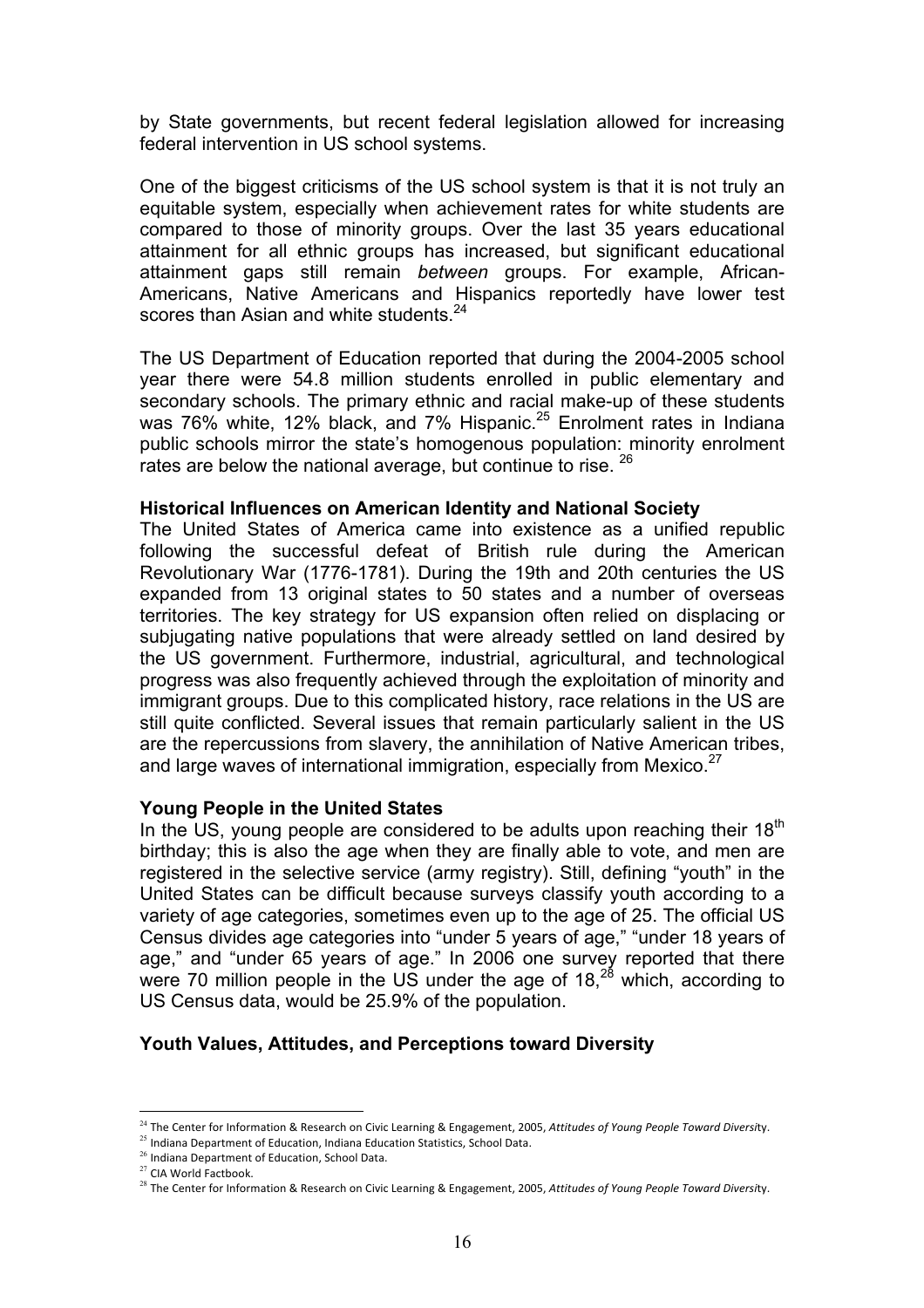by State governments, but recent federal legislation allowed for increasing federal intervention in US school systems.

One of the biggest criticisms of the US school system is that it is not truly an equitable system, especially when achievement rates for white students are compared to those of minority groups. Over the last 35 years educational attainment for all ethnic groups has increased, but significant educational attainment gaps still remain *between* groups. For example, African-Americans, Native Americans and Hispanics reportedly have lower test scores than Asian and white students.[24]

The US Department of Education reported that during the 2004-2005 school year there were 54.8 million students enrolled in public elementary and secondary schools. The primary ethnic and racial make-up of these students was 76% white, 12% black, and 7% Hispanic.[25] Enrolment rates in Indiana public schools mirror the state's homogenous population: minority enrolment rates are below the national average, but continue to rise.[26]

**Historical Influences on American Identity and National Society**

The United States of America came into existence as a unified republic following the successful defeat of British rule during the American Revolutionary War (1776-1781). During the 19th and 20th centuries the US expanded from 13 original states to 50 states and a number of overseas territories. The key strategy for US expansion often relied on displacing or subjugating native populations that were already settled on land desired by the US government. Furthermore, industrial, agricultural, and technological progress was also frequently achieved through the exploitation of minority and immigrant groups. Due to this complicated history, race relations in the US are still quite conflicted. Several issues that remain particularly salient in the US are the repercussions from slavery, the annihilation of Native American tribes, and large waves of international immigration, especially from Mexico.[27]

**Young People in the United States**

In the US, young people are considered to be adults upon reaching their 18th birthday; this is also the age when they are finally able to vote, and men are registered in the selective service (army registry). Still, defining "youth" in the United States can be difficult because surveys classify youth according to a variety of age categories, sometimes even up to the age of 25. The official US Census divides age categories into "under 5 years of age," "under 18 years of age," and "under 65 years of age." In 2006 one survey reported that there were 70 million people in the US under the age of 18,[28] which, according to US Census data, would be 25.9% of the population.

**Youth Values, Attitudes, and Perceptions toward Diversity**

---

[24] The Center for Information & Research on Civic Learning & Engagement, 2005, *Attitudes of Young People Toward Diversity*.

[25] Indiana Department of Education, Indiana Education Statistics, School Data.

[26] Indiana Department of Education, School Data.

[27] CIA World Factbook.

[28] The Center for Information & Research on Civic Learning & Engagement, 2005, *Attitudes of Young People Toward Diversity*.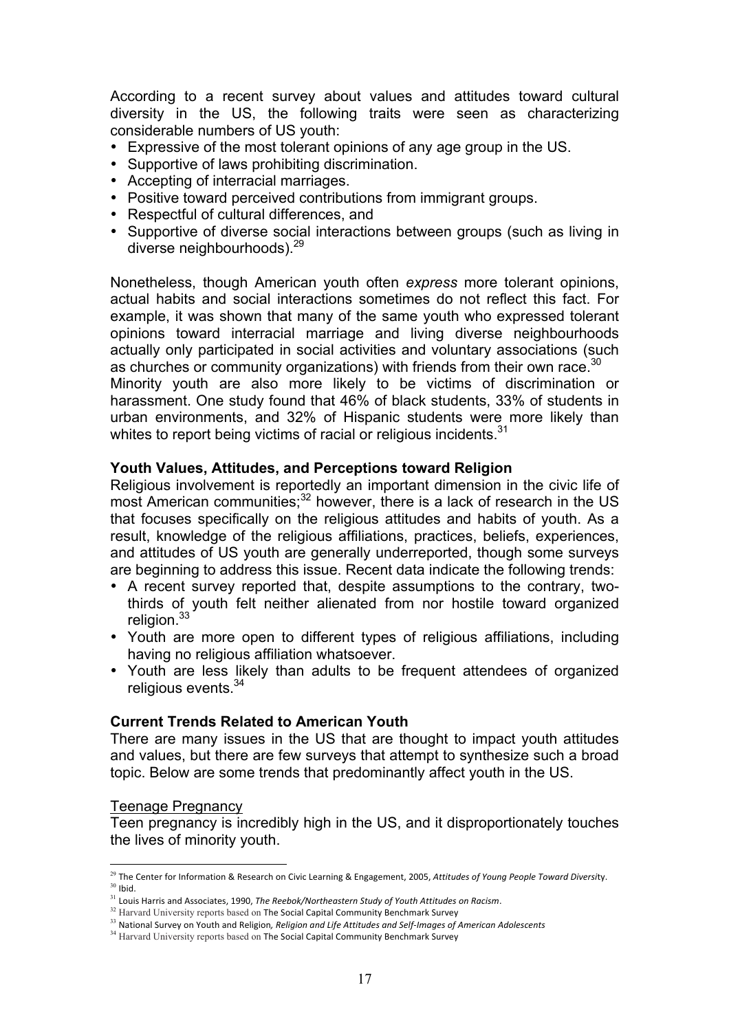According to a recent survey about values and attitudes toward cultural diversity in the US, the following traits were seen as characterizing considerable numbers of US youth:

- Expressive of the most tolerant opinions of any age group in the US.
- Supportive of laws prohibiting discrimination.
- Accepting of interracial marriages.
- Positive toward perceived contributions from immigrant groups.
- Respectful of cultural differences, and
- Supportive of diverse social interactions between groups (such as living in diverse neighbourhoods).[29]

Nonetheless, though American youth often *express* more tolerant opinions, actual habits and social interactions sometimes do not reflect this fact. For example, it was shown that many of the same youth who expressed tolerant opinions toward interracial marriage and living diverse neighbourhoods actually only participated in social activities and voluntary associations (such as churches or community organizations) with friends from their own race.[30]
Minority youth are also more likely to be victims of discrimination or harassment. One study found that 46% of black students, 33% of students in urban environments, and 32% of Hispanic students were more likely than whites to report being victims of racial or religious incidents.[31]

**Youth Values, Attitudes, and Perceptions toward Religion**

Religious involvement is reportedly an important dimension in the civic life of most American communities;[32] however, there is a lack of research in the US that focuses specifically on the religious attitudes and habits of youth. As a result, knowledge of the religious affiliations, practices, beliefs, experiences, and attitudes of US youth are generally underreported, though some surveys are beginning to address this issue. Recent data indicate the following trends:

- A recent survey reported that, despite assumptions to the contrary, two-thirds of youth felt neither alienated from nor hostile toward organized religion.[33]
- Youth are more open to different types of religious affiliations, including having no religious affiliation whatsoever.
- Youth are less likely than adults to be frequent attendees of organized religious events.[34]

**Current Trends Related to American Youth**

There are many issues in the US that are thought to impact youth attitudes and values, but there are few surveys that attempt to synthesize such a broad topic. Below are some trends that predominantly affect youth in the US.

<u>Teenage Pregnancy</u>

Teen pregnancy is incredibly high in the US, and it disproportionately touches the lives of minority youth.

---

[29] The Center for Information & Research on Civic Learning & Engagement, 2005, *Attitudes of Young People Toward Diversity*.
[30] Ibid.
[31] Louis Harris and Associates, 1990, *The Reebok/Northeastern Study of Youth Attitudes on Racism*.
[32] Harvard University reports based on The Social Capital Community Benchmark Survey
[33] National Survey on Youth and Religion, *Religion and Life Attitudes and Self-Images of American Adolescents*
[34] Harvard University reports based on The Social Capital Community Benchmark Survey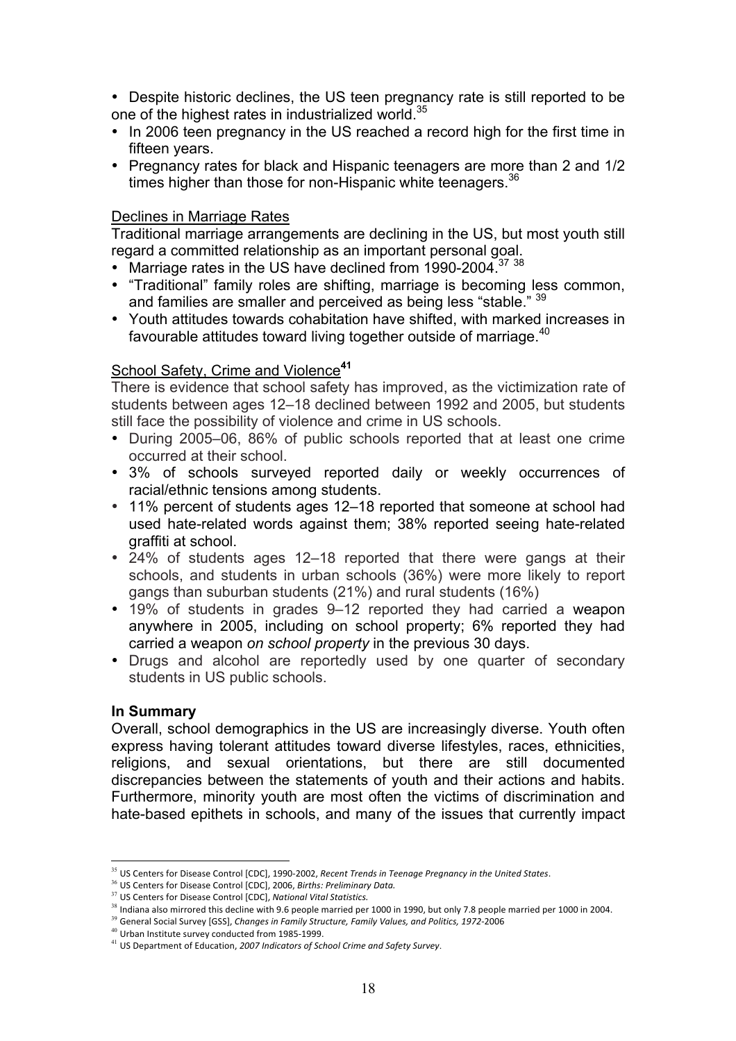- Despite historic declines, the US teen pregnancy rate is still reported to be one of the highest rates in industrialized world.[35]
- In 2006 teen pregnancy in the US reached a record high for the first time in fifteen years.
- Pregnancy rates for black and Hispanic teenagers are more than 2 and 1/2 times higher than those for non-Hispanic white teenagers.[36]

Declines in Marriage Rates

Traditional marriage arrangements are declining in the US, but most youth still regard a committed relationship as an important personal goal.

- Marriage rates in the US have declined from 1990-2004.[37] [38]
- "Traditional" family roles are shifting, marriage is becoming less common, and families are smaller and perceived as being less "stable." [39]
- Youth attitudes towards cohabitation have shifted, with marked increases in favourable attitudes toward living together outside of marriage.[40]

School Safety, Crime and Violence[41]

There is evidence that school safety has improved, as the victimization rate of students between ages 12–18 declined between 1992 and 2005, but students still face the possibility of violence and crime in US schools.

- During 2005–06, 86% of public schools reported that at least one crime occurred at their school.
- 3% of schools surveyed reported daily or weekly occurrences of racial/ethnic tensions among students.
- 11% percent of students ages 12–18 reported that someone at school had used hate-related words against them; 38% reported seeing hate-related graffiti at school.
- 24% of students ages 12–18 reported that there were gangs at their schools, and students in urban schools (36%) were more likely to report gangs than suburban students (21%) and rural students (16%)
- 19% of students in grades 9–12 reported they had carried a weapon anywhere in 2005, including on school property; 6% reported they had carried a weapon *on school property* in the previous 30 days.
- Drugs and alcohol are reportedly used by one quarter of secondary students in US public schools.

**In Summary**

Overall, school demographics in the US are increasingly diverse. Youth often express having tolerant attitudes toward diverse lifestyles, races, ethnicities, religions, and sexual orientations, but there are still documented discrepancies between the statements of youth and their actions and habits. Furthermore, minority youth are most often the victims of discrimination and hate-based epithets in schools, and many of the issues that currently impact

---

[35] US Centers for Disease Control [CDC], 1990-2002, *Recent Trends in Teenage Pregnancy in the United States*.

[36] US Centers for Disease Control [CDC], 2006, *Births: Preliminary Data.*

[37] US Centers for Disease Control [CDC], *National Vital Statistics.*

[38] Indiana also mirrored this decline with 9.6 people married per 1000 in 1990, but only 7.8 people married per 1000 in 2004.

[39] General Social Survey [GSS], *Changes in Family Structure, Family Values, and Politics, 1972*-2006

[40] Urban Institute survey conducted from 1985-1999.

[41] US Department of Education, *2007 Indicators of School Crime and Safety Survey*.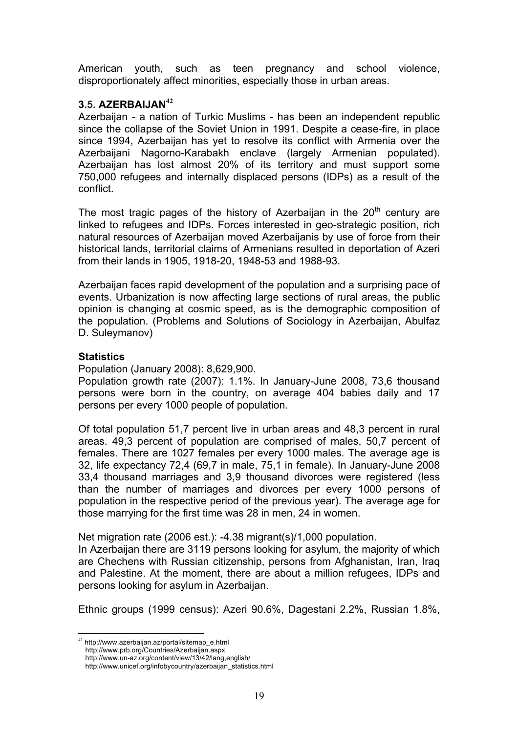American youth, such as teen pregnancy and school violence, disproportionately affect minorities, especially those in urban areas.

### 3.5. AZERBAIJAN[42]

Azerbaijan - a nation of Turkic Muslims - has been an independent republic since the collapse of the Soviet Union in 1991. Despite a cease-fire, in place since 1994, Azerbaijan has yet to resolve its conflict with Armenia over the Azerbaijani Nagorno-Karabakh enclave (largely Armenian populated). Azerbaijan has lost almost 20% of its territory and must support some 750,000 refugees and internally displaced persons (IDPs) as a result of the conflict.

The most tragic pages of the history of Azerbaijan in the 20th century are linked to refugees and IDPs. Forces interested in geo-strategic position, rich natural resources of Azerbaijan moved Azerbaijanis by use of force from their historical lands, territorial claims of Armenians resulted in deportation of Azeri from their lands in 1905, 1918-20, 1948-53 and 1988-93.

Azerbaijan faces rapid development of the population and a surprising pace of events. Urbanization is now affecting large sections of rural areas, the public opinion is changing at cosmic speed, as is the demographic composition of the population. (Problems and Solutions of Sociology in Azerbaijan, Abulfaz D. Suleymanov)

**Statistics**

Population (January 2008): 8,629,900.

Population growth rate (2007): 1.1%. In January-June 2008, 73,6 thousand persons were born in the country, on average 404 babies daily and 17 persons per every 1000 people of population.

Of total population 51,7 percent live in urban areas and 48,3 percent in rural areas. 49,3 percent of population are comprised of males, 50,7 percent of females. There are 1027 females per every 1000 males. The average age is 32, life expectancy 72,4 (69,7 in male, 75,1 in female). In January-June 2008 33,4 thousand marriages and 3,9 thousand divorces were registered (less than the number of marriages and divorces per every 1000 persons of population in the respective period of the previous year). The average age for those marrying for the first time was 28 in men, 24 in women.

Net migration rate (2006 est.): -4.38 migrant(s)/1,000 population.

In Azerbaijan there are 3119 persons looking for asylum, the majority of which are Chechens with Russian citizenship, persons from Afghanistan, Iran, Iraq and Palestine. At the moment, there are about a million refugees, IDPs and persons looking for asylum in Azerbaijan.

Ethnic groups (1999 census): Azeri 90.6%, Dagestani 2.2%, Russian 1.8%,

---

[42] http://www.azerbaijan.az/portal/sitemap_e.html
http://www.prb.org/Countries/Azerbaijan.aspx
http://www.un-az.org/content/view/13/42/lang,english/
http://www.unicef.org/infobycountry/azerbaijan_statistics.html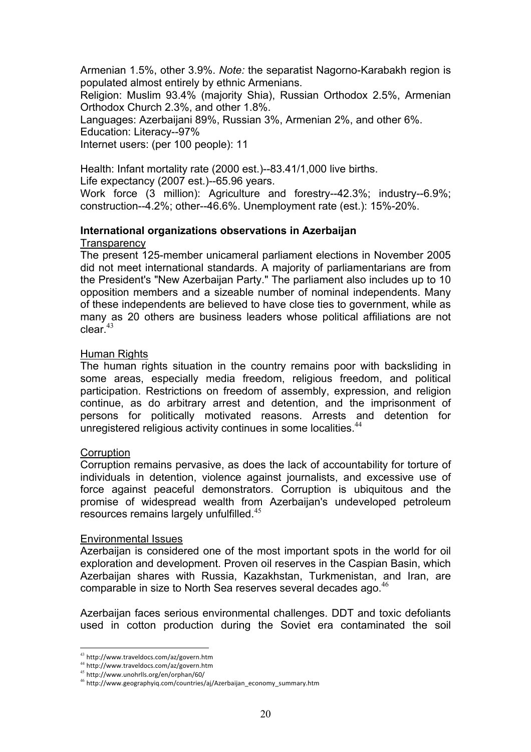Armenian 1.5%, other 3.9%. *Note:* the separatist Nagorno-Karabakh region is populated almost entirely by ethnic Armenians.
Religion: Muslim 93.4% (majority Shia), Russian Orthodox 2.5%, Armenian Orthodox Church 2.3%, and other 1.8%.
Languages: Azerbaijani 89%, Russian 3%, Armenian 2%, and other 6%.
Education: Literacy--97%
Internet users: (per 100 people): 11

Health: Infant mortality rate (2000 est.)--83.41/1,000 live births.
Life expectancy (2007 est.)--65.96 years.
Work force (3 million): Agriculture and forestry--42.3%; industry--6.9%; construction--4.2%; other--46.6%. Unemployment rate (est.): 15%-20%.

**International organizations observations in Azerbaijan**

Transparency

The present 125-member unicameral parliament elections in November 2005 did not meet international standards. A majority of parliamentarians are from the President's "New Azerbaijan Party." The parliament also includes up to 10 opposition members and a sizeable number of nominal independents. Many of these independents are believed to have close ties to government, while as many as 20 others are business leaders whose political affiliations are not clear.[43]

Human Rights

The human rights situation in the country remains poor with backsliding in some areas, especially media freedom, religious freedom, and political participation. Restrictions on freedom of assembly, expression, and religion continue, as do arbitrary arrest and detention, and the imprisonment of persons for politically motivated reasons. Arrests and detention for unregistered religious activity continues in some localities.[44]

Corruption

Corruption remains pervasive, as does the lack of accountability for torture of individuals in detention, violence against journalists, and excessive use of force against peaceful demonstrators. Corruption is ubiquitous and the promise of widespread wealth from Azerbaijan's undeveloped petroleum resources remains largely unfulfilled.[45]

Environmental Issues

Azerbaijan is considered one of the most important spots in the world for oil exploration and development. Proven oil reserves in the Caspian Basin, which Azerbaijan shares with Russia, Kazakhstan, Turkmenistan, and Iran, are comparable in size to North Sea reserves several decades ago.[46]

Azerbaijan faces serious environmental challenges. DDT and toxic defoliants used in cotton production during the Soviet era contaminated the soil

[43] http://www.traveldocs.com/az/govern.htm
[44] http://www.traveldocs.com/az/govern.htm
[45] http://www.unohrlls.org/en/orphan/60/
[46] http://www.geographyiq.com/countries/aj/Azerbaijan_economy_summary.htm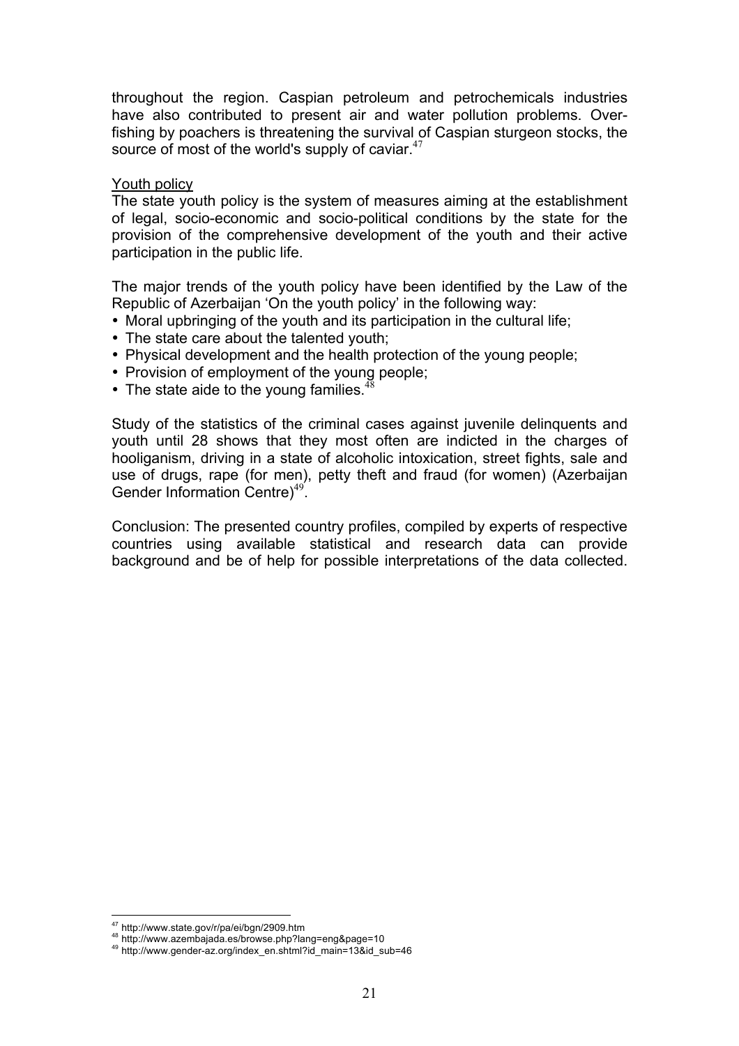throughout the region. Caspian petroleum and petrochemicals industries have also contributed to present air and water pollution problems. Over-fishing by poachers is threatening the survival of Caspian sturgeon stocks, the source of most of the world's supply of caviar.[47]

Youth policy

The state youth policy is the system of measures aiming at the establishment of legal, socio-economic and socio-political conditions by the state for the provision of the comprehensive development of the youth and their active participation in the public life.

The major trends of the youth policy have been identified by the Law of the Republic of Azerbaijan 'On the youth policy' in the following way:

- Moral upbringing of the youth and its participation in the cultural life;
- The state care about the talented youth;
- Physical development and the health protection of the young people;
- Provision of employment of the young people;
- The state aide to the young families.[48]

Study of the statistics of the criminal cases against juvenile delinquents and youth until 28 shows that they most often are indicted in the charges of hooliganism, driving in a state of alcoholic intoxication, street fights, sale and use of drugs, rape (for men), petty theft and fraud (for women) (Azerbaijan Gender Information Centre)[49].

Conclusion: The presented country profiles, compiled by experts of respective countries using available statistical and research data can provide background and be of help for possible interpretations of the data collected.

---

[47] http://www.state.gov/r/pa/ei/bgn/2909.htm

[48] http://www.azembajada.es/browse.php?lang=eng&page=10

[49] http://www.gender-az.org/index_en.shtml?id_main=13&id_sub=46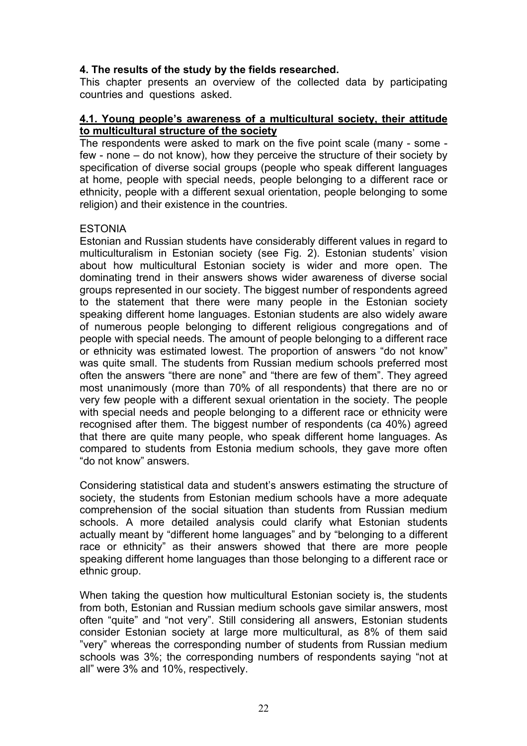## 4. The results of the study by the fields researched.

This chapter presents an overview of the collected data by participating countries and questions asked.

### 4.1. Young people's awareness of a multicultural society, their attitude to multicultural structure of the society

The respondents were asked to mark on the five point scale (many - some - few - none – do not know), how they perceive the structure of their society by specification of diverse social groups (people who speak different languages at home, people with special needs, people belonging to a different race or ethnicity, people with a different sexual orientation, people belonging to some religion) and their existence in the countries.

ESTONIA

Estonian and Russian students have considerably different values in regard to multiculturalism in Estonian society (see Fig. 2). Estonian students' vision about how multicultural Estonian society is wider and more open. The dominating trend in their answers shows wider awareness of diverse social groups represented in our society. The biggest number of respondents agreed to the statement that there were many people in the Estonian society speaking different home languages. Estonian students are also widely aware of numerous people belonging to different religious congregations and of people with special needs. The amount of people belonging to a different race or ethnicity was estimated lowest. The proportion of answers "do not know" was quite small. The students from Russian medium schools preferred most often the answers "there are none" and "there are few of them". They agreed most unanimously (more than 70% of all respondents) that there are no or very few people with a different sexual orientation in the society. The people with special needs and people belonging to a different race or ethnicity were recognised after them. The biggest number of respondents (ca 40%) agreed that there are quite many people, who speak different home languages. As compared to students from Estonia medium schools, they gave more often "do not know" answers.

Considering statistical data and student's answers estimating the structure of society, the students from Estonian medium schools have a more adequate comprehension of the social situation than students from Russian medium schools. A more detailed analysis could clarify what Estonian students actually meant by "different home languages" and by "belonging to a different race or ethnicity" as their answers showed that there are more people speaking different home languages than those belonging to a different race or ethnic group.

When taking the question how multicultural Estonian society is, the students from both, Estonian and Russian medium schools gave similar answers, most often "quite" and "not very". Still considering all answers, Estonian students consider Estonian society at large more multicultural, as 8% of them said "very" whereas the corresponding number of students from Russian medium schools was 3%; the corresponding numbers of respondents saying "not at all" were 3% and 10%, respectively.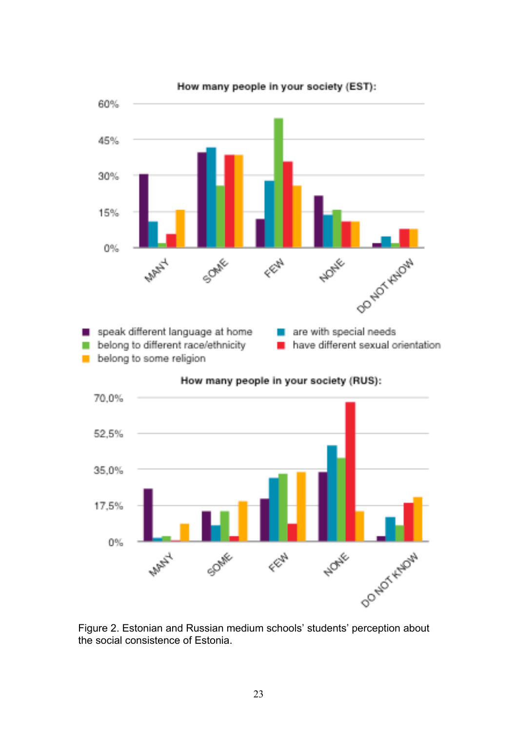Figure 2. Estonian and Russian medium schools' students' perception about the social consistence of Estonia.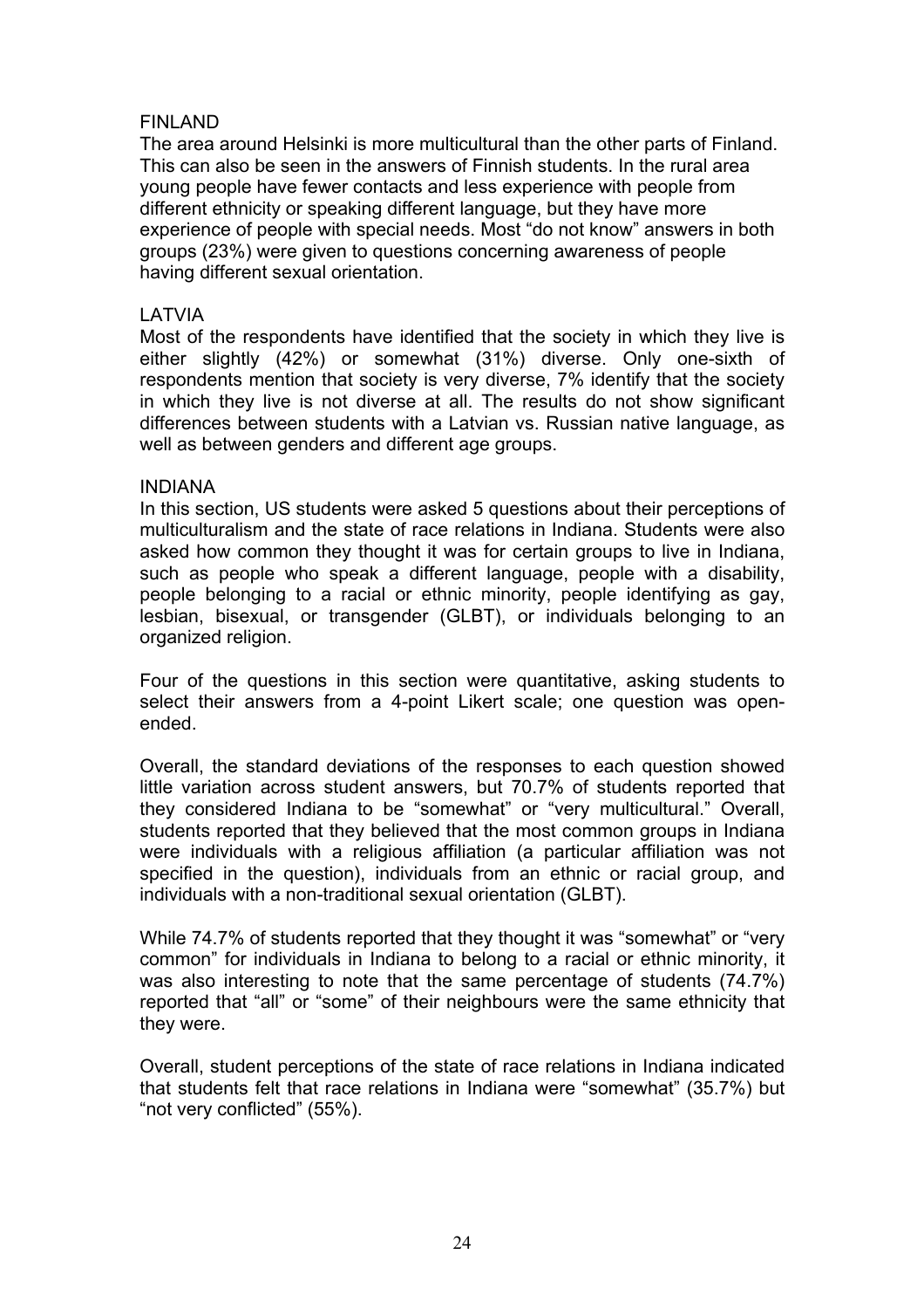## FINLAND

The area around Helsinki is more multicultural than the other parts of Finland. This can also be seen in the answers of Finnish students. In the rural area young people have fewer contacts and less experience with people from different ethnicity or speaking different language, but they have more experience of people with special needs. Most "do not know" answers in both groups (23%) were given to questions concerning awareness of people having different sexual orientation.

## LATVIA

Most of the respondents have identified that the society in which they live is either slightly (42%) or somewhat (31%) diverse. Only one-sixth of respondents mention that society is very diverse, 7% identify that the society in which they live is not diverse at all. The results do not show significant differences between students with a Latvian vs. Russian native language, as well as between genders and different age groups.

## INDIANA

In this section, US students were asked 5 questions about their perceptions of multiculturalism and the state of race relations in Indiana. Students were also asked how common they thought it was for certain groups to live in Indiana, such as people who speak a different language, people with a disability, people belonging to a racial or ethnic minority, people identifying as gay, lesbian, bisexual, or transgender (GLBT), or individuals belonging to an organized religion.

Four of the questions in this section were quantitative, asking students to select their answers from a 4-point Likert scale; one question was open-ended.

Overall, the standard deviations of the responses to each question showed little variation across student answers, but 70.7% of students reported that they considered Indiana to be "somewhat" or "very multicultural." Overall, students reported that they believed that the most common groups in Indiana were individuals with a religious affiliation (a particular affiliation was not specified in the question), individuals from an ethnic or racial group, and individuals with a non-traditional sexual orientation (GLBT).

While 74.7% of students reported that they thought it was "somewhat" or "very common" for individuals in Indiana to belong to a racial or ethnic minority, it was also interesting to note that the same percentage of students (74.7%) reported that "all" or "some" of their neighbours were the same ethnicity that they were.

Overall, student perceptions of the state of race relations in Indiana indicated that students felt that race relations in Indiana were "somewhat" (35.7%) but "not very conflicted" (55%).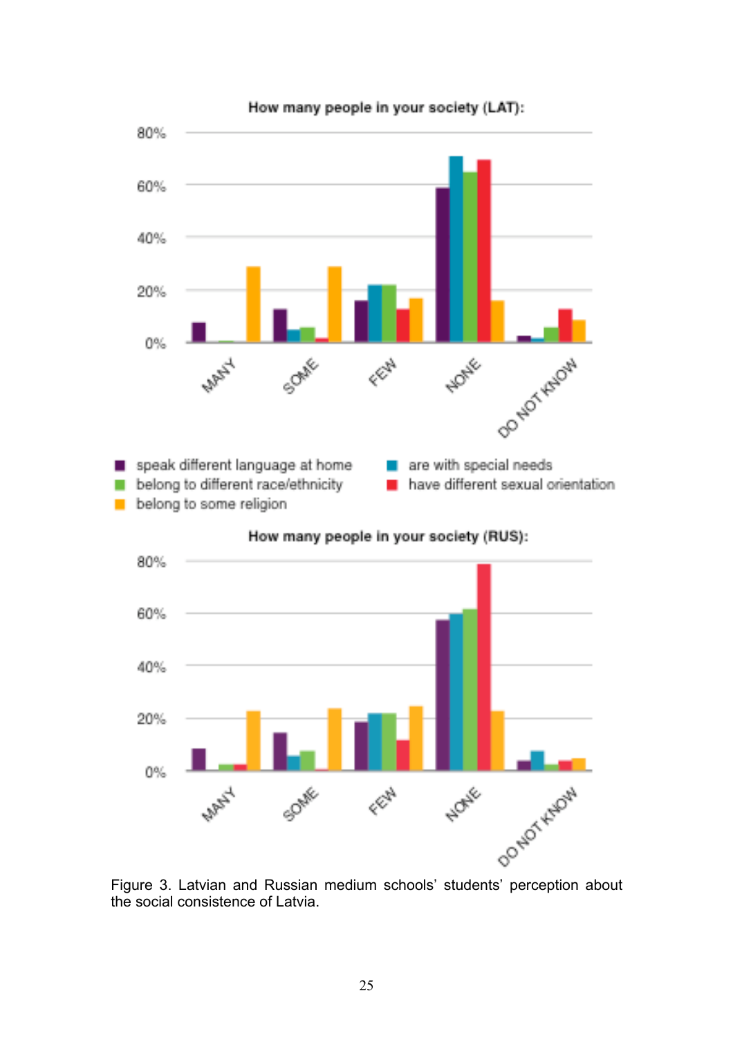Figure 3. Latvian and Russian medium schools' students' perception about the social consistence of Latvia.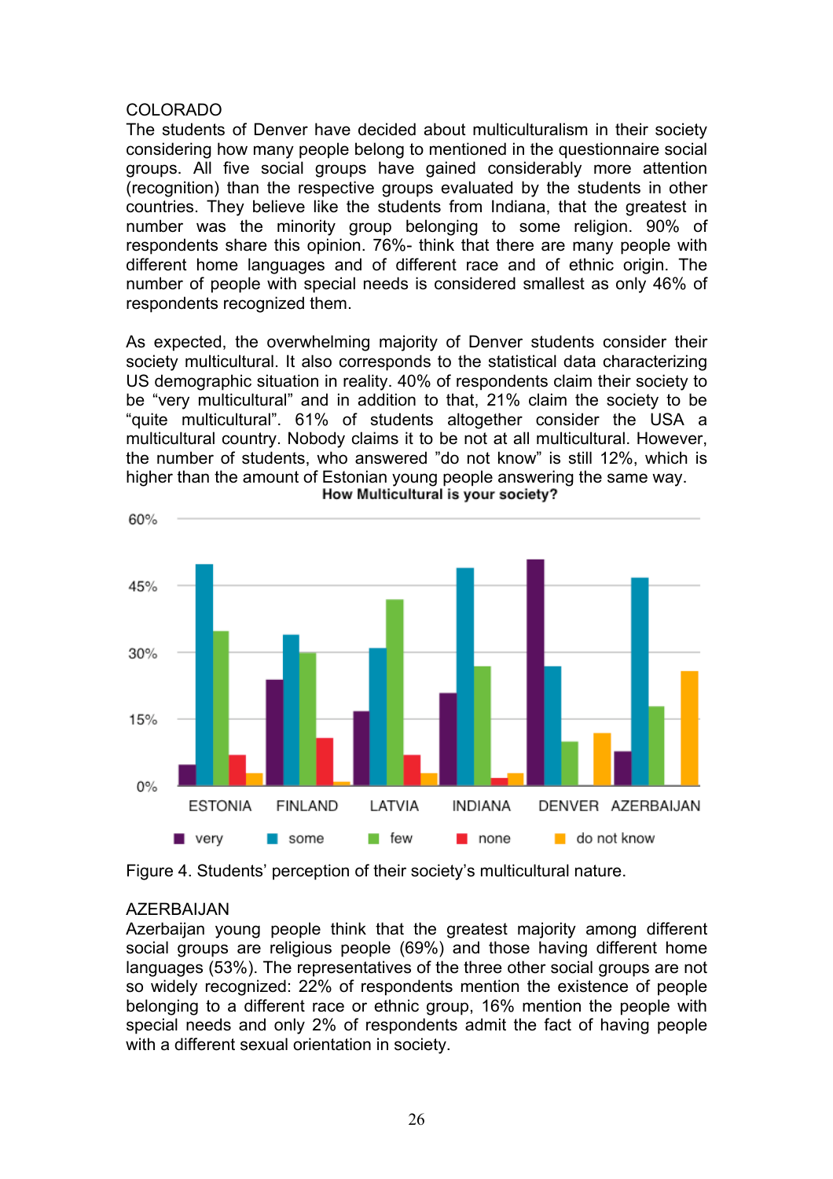COLORADO

The students of Denver have decided about multiculturalism in their society considering how many people belong to mentioned in the questionnaire social groups. All five social groups have gained considerably more attention (recognition) than the respective groups evaluated by the students in other countries. They believe like the students from Indiana, that the greatest in number was the minority group belonging to some religion. 90% of respondents share this opinion. 76%- think that there are many people with different home languages and of different race and of ethnic origin. The number of people with special needs is considered smallest as only 46% of respondents recognized them.

As expected, the overwhelming majority of Denver students consider their society multicultural. It also corresponds to the statistical data characterizing US demographic situation in reality. 40% of respondents claim their society to be "very multicultural" and in addition to that, 21% claim the society to be "quite multicultural". 61% of students altogether consider the USA a multicultural country. Nobody claims it to be not at all multicultural. However, the number of students, who answered "do not know" is still 12%, which is higher than the amount of Estonian young people answering the same way.

**How Multicultural is your society?**

Figure 4. Students' perception of their society's multicultural nature.

AZERBAIJAN

Azerbaijan young people think that the greatest majority among different social groups are religious people (69%) and those having different home languages (53%). The representatives of the three other social groups are not so widely recognized: 22% of respondents mention the existence of people belonging to a different race or ethnic group, 16% mention the people with special needs and only 2% of respondents admit the fact of having people with a different sexual orientation in society.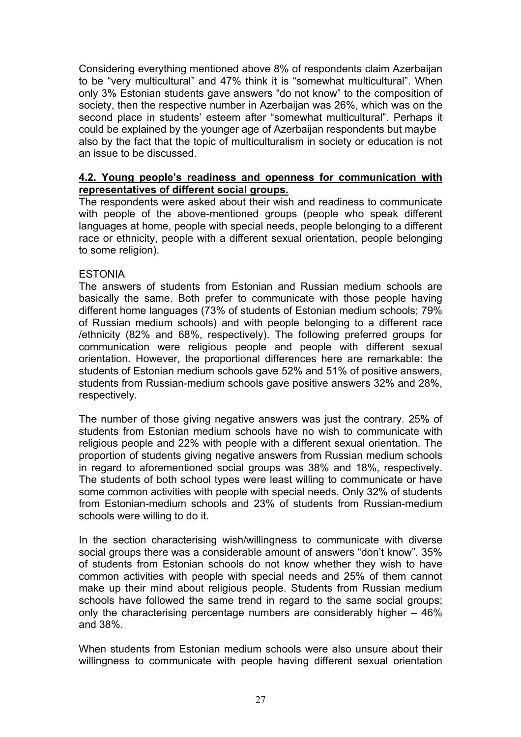Considering everything mentioned above 8% of respondents claim Azerbaijan to be "very multicultural" and 47% think it is "somewhat multicultural". When only 3% Estonian students gave answers "do not know" to the composition of society, then the respective number in Azerbaijan was 26%, which was on the second place in students' esteem after "somewhat multicultural". Perhaps it could be explained by the younger age of Azerbaijan respondents but maybe also by the fact that the topic of multiculturalism in society or education is not an issue to be discussed.

## 4.2. Young people's readiness and openness for communication with representatives of different social groups.

The respondents were asked about their wish and readiness to communicate with people of the above-mentioned groups (people who speak different languages at home, people with special needs, people belonging to a different race or ethnicity, people with a different sexual orientation, people belonging to some religion).

ESTONIA

The answers of students from Estonian and Russian medium schools are basically the same. Both prefer to communicate with those people having different home languages (73% of students of Estonian medium schools; 79% of Russian medium schools) and with people belonging to a different race /ethnicity (82% and 68%, respectively). The following preferred groups for communication were religious people and people with different sexual orientation. However, the proportional differences here are remarkable: the students of Estonian medium schools gave 52% and 51% of positive answers, students from Russian-medium schools gave positive answers 32% and 28%, respectively.

The number of those giving negative answers was just the contrary. 25% of students from Estonian medium schools have no wish to communicate with religious people and 22% with people with a different sexual orientation. The proportion of students giving negative answers from Russian medium schools in regard to aforementioned social groups was 38% and 18%, respectively. The students of both school types were least willing to communicate or have some common activities with people with special needs. Only 32% of students from Estonian-medium schools and 23% of students from Russian-medium schools were willing to do it.

In the section characterising wish/willingness to communicate with diverse social groups there was a considerable amount of answers "don't know". 35% of students from Estonian schools do not know whether they wish to have common activities with people with special needs and 25% of them cannot make up their mind about religious people. Students from Russian medium schools have followed the same trend in regard to the same social groups; only the characterising percentage numbers are considerably higher – 46% and 38%.

When students from Estonian medium schools were also unsure about their willingness to communicate with people having different sexual orientation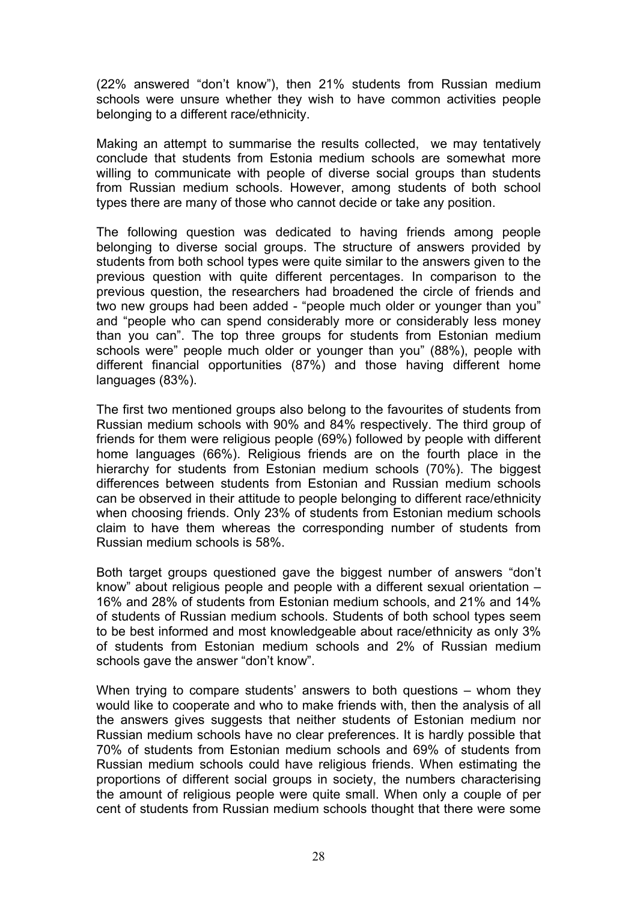(22% answered “don’t know”), then 21% students from Russian medium schools were unsure whether they wish to have common activities people belonging to a different race/ethnicity.

Making an attempt to summarise the results collected, we may tentatively conclude that students from Estonia medium schools are somewhat more willing to communicate with people of diverse social groups than students from Russian medium schools. However, among students of both school types there are many of those who cannot decide or take any position.

The following question was dedicated to having friends among people belonging to diverse social groups. The structure of answers provided by students from both school types were quite similar to the answers given to the previous question with quite different percentages. In comparison to the previous question, the researchers had broadened the circle of friends and two new groups had been added - “people much older or younger than you” and “people who can spend considerably more or considerably less money than you can”. The top three groups for students from Estonian medium schools were” people much older or younger than you” (88%), people with different financial opportunities (87%) and those having different home languages (83%).

The first two mentioned groups also belong to the favourites of students from Russian medium schools with 90% and 84% respectively. The third group of friends for them were religious people (69%) followed by people with different home languages (66%). Religious friends are on the fourth place in the hierarchy for students from Estonian medium schools (70%). The biggest differences between students from Estonian and Russian medium schools can be observed in their attitude to people belonging to different race/ethnicity when choosing friends. Only 23% of students from Estonian medium schools claim to have them whereas the corresponding number of students from Russian medium schools is 58%.

Both target groups questioned gave the biggest number of answers “don’t know” about religious people and people with a different sexual orientation – 16% and 28% of students from Estonian medium schools, and 21% and 14% of students of Russian medium schools. Students of both school types seem to be best informed and most knowledgeable about race/ethnicity as only 3% of students from Estonian medium schools and 2% of Russian medium schools gave the answer “don’t know”.

When trying to compare students’ answers to both questions – whom they would like to cooperate and who to make friends with, then the analysis of all the answers gives suggests that neither students of Estonian medium nor Russian medium schools have no clear preferences. It is hardly possible that 70% of students from Estonian medium schools and 69% of students from Russian medium schools could have religious friends. When estimating the proportions of different social groups in society, the numbers characterising the amount of religious people were quite small. When only a couple of per cent of students from Russian medium schools thought that there were some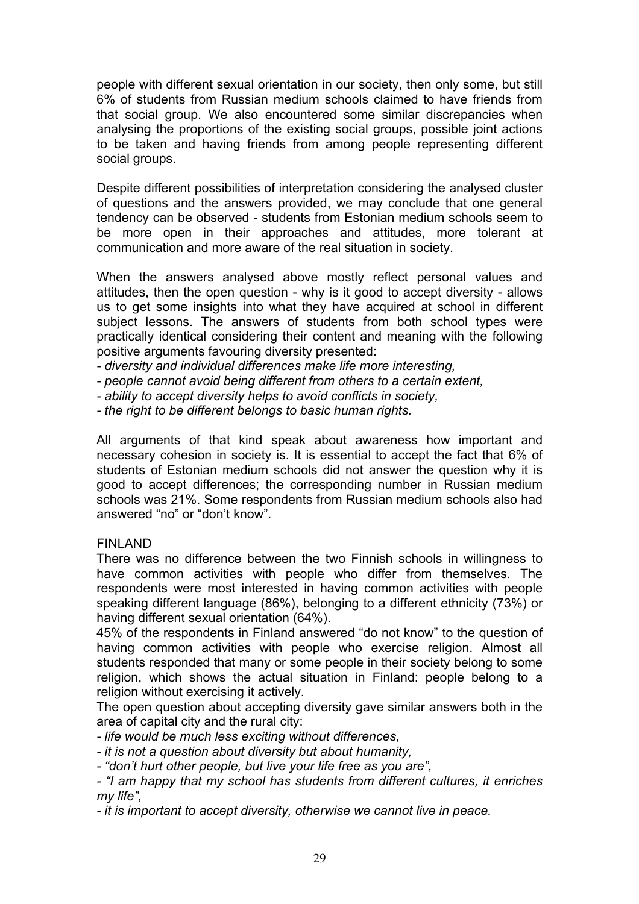people with different sexual orientation in our society, then only some, but still 6% of students from Russian medium schools claimed to have friends from that social group. We also encountered some similar discrepancies when analysing the proportions of the existing social groups, possible joint actions to be taken and having friends from among people representing different social groups.

Despite different possibilities of interpretation considering the analysed cluster of questions and the answers provided, we may conclude that one general tendency can be observed - students from Estonian medium schools seem to be more open in their approaches and attitudes, more tolerant at communication and more aware of the real situation in society.

When the answers analysed above mostly reflect personal values and attitudes, then the open question - why is it good to accept diversity - allows us to get some insights into what they have acquired at school in different subject lessons. The answers of students from both school types were practically identical considering their content and meaning with the following positive arguments favouring diversity presented:

- *diversity and individual differences make life more interesting,*
- *people cannot avoid being different from others to a certain extent,*
- *ability to accept diversity helps to avoid conflicts in society,*
- *the right to be different belongs to basic human rights.*

All arguments of that kind speak about awareness how important and necessary cohesion in society is. It is essential to accept the fact that 6% of students of Estonian medium schools did not answer the question why it is good to accept differences; the corresponding number in Russian medium schools was 21%. Some respondents from Russian medium schools also had answered "no" or "don't know".

FINLAND

There was no difference between the two Finnish schools in willingness to have common activities with people who differ from themselves. The respondents were most interested in having common activities with people speaking different language (86%), belonging to a different ethnicity (73%) or having different sexual orientation (64%).

45% of the respondents in Finland answered "do not know" to the question of having common activities with people who exercise religion. Almost all students responded that many or some people in their society belong to some religion, which shows the actual situation in Finland: people belong to a religion without exercising it actively.

The open question about accepting diversity gave similar answers both in the area of capital city and the rural city:

- *life would be much less exciting without differences,*
- *it is not a question about diversity but about humanity,*
- *"don't hurt other people, but live your life free as you are",*
- *"I am happy that my school has students from different cultures, it enriches my life",*
- *it is important to accept diversity, otherwise we cannot live in peace.*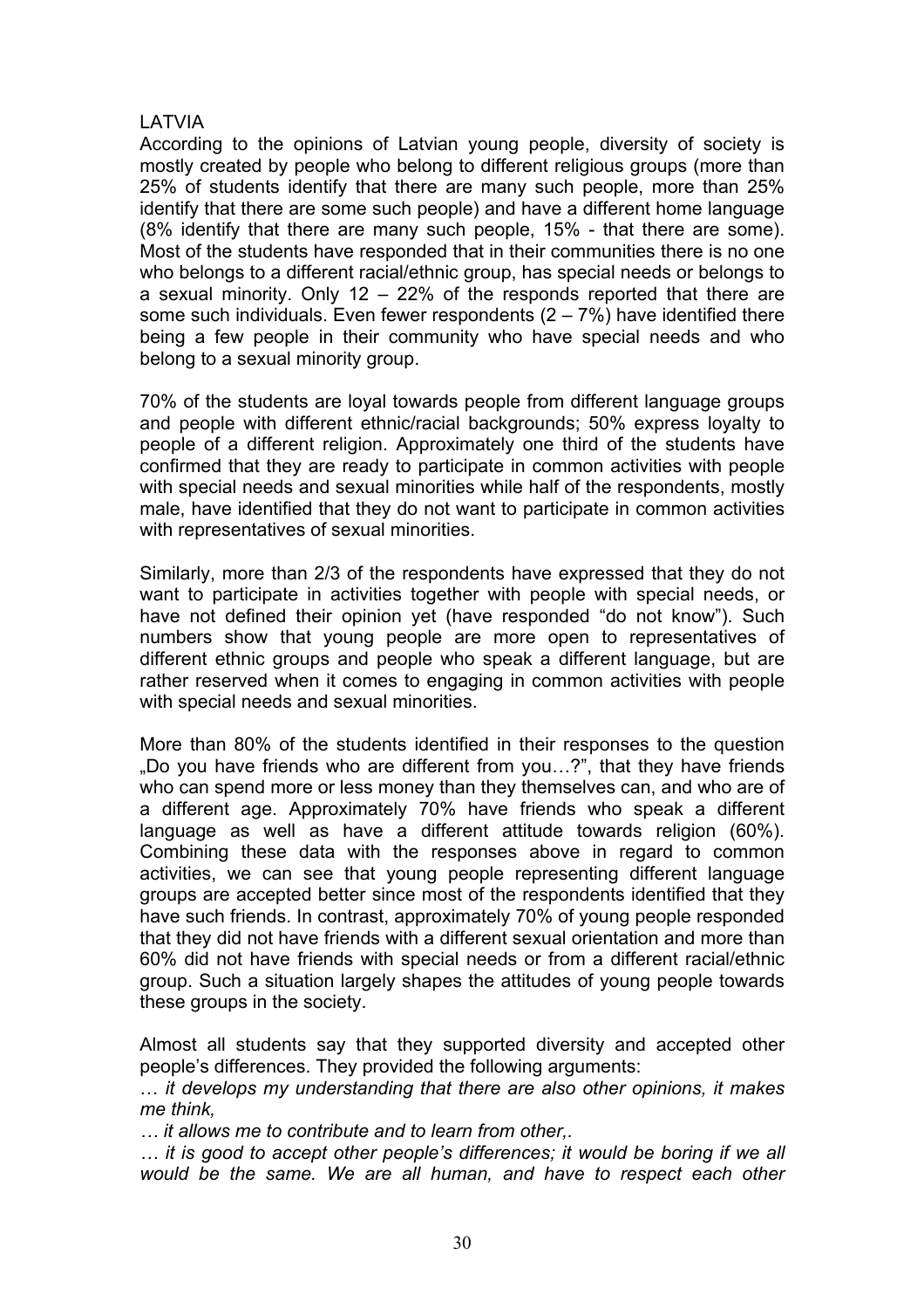LATVIA

According to the opinions of Latvian young people, diversity of society is mostly created by people who belong to different religious groups (more than 25% of students identify that there are many such people, more than 25% identify that there are some such people) and have a different home language (8% identify that there are many such people, 15% - that there are some). Most of the students have responded that in their communities there is no one who belongs to a different racial/ethnic group, has special needs or belongs to a sexual minority. Only 12 – 22% of the responds reported that there are some such individuals. Even fewer respondents (2 – 7%) have identified there being a few people in their community who have special needs and who belong to a sexual minority group.

70% of the students are loyal towards people from different language groups and people with different ethnic/racial backgrounds; 50% express loyalty to people of a different religion. Approximately one third of the students have confirmed that they are ready to participate in common activities with people with special needs and sexual minorities while half of the respondents, mostly male, have identified that they do not want to participate in common activities with representatives of sexual minorities.

Similarly, more than 2/3 of the respondents have expressed that they do not want to participate in activities together with people with special needs, or have not defined their opinion yet (have responded "do not know"). Such numbers show that young people are more open to representatives of different ethnic groups and people who speak a different language, but are rather reserved when it comes to engaging in common activities with people with special needs and sexual minorities.

More than 80% of the students identified in their responses to the question „Do you have friends who are different from you…?", that they have friends who can spend more or less money than they themselves can, and who are of a different age. Approximately 70% have friends who speak a different language as well as have a different attitude towards religion (60%). Combining these data with the responses above in regard to common activities, we can see that young people representing different language groups are accepted better since most of the respondents identified that they have such friends. In contrast, approximately 70% of young people responded that they did not have friends with a different sexual orientation and more than 60% did not have friends with special needs or from a different racial/ethnic group. Such a situation largely shapes the attitudes of young people towards these groups in the society.

Almost all students say that they supported diversity and accepted other people's differences. They provided the following arguments:

… *it develops my understanding that there are also other opinions, it makes me think,*

… *it allows me to contribute and to learn from other,.*

… *it is good to accept other people's differences; it would be boring if we all would be the same. We are all human, and have to respect each other*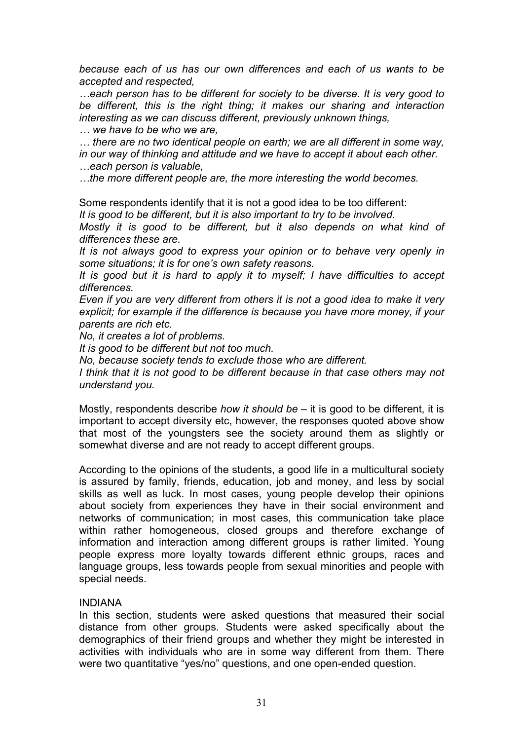*because each of us has our own differences and each of us wants to be accepted and respected,*

*…each person has to be different for society to be diverse. It is very good to be different, this is the right thing; it makes our sharing and interaction interesting as we can discuss different, previously unknown things,*

*… we have to be who we are,*

*… there are no two identical people on earth; we are all different in some way, in our way of thinking and attitude and we have to accept it about each other.*

*…each person is valuable,*

*…the more different people are, the more interesting the world becomes.*

Some respondents identify that it is not a good idea to be too different:

*It is good to be different, but it is also important to try to be involved.*

*Mostly it is good to be different, but it also depends on what kind of differences these are.*

*It is not always good to express your opinion or to behave very openly in some situations; it is for one's own safety reasons.*

*It is good but it is hard to apply it to myself; I have difficulties to accept differences.*

*Even if you are very different from others it is not a good idea to make it very explicit; for example if the difference is because you have more money, if your parents are rich etc.*

*No, it creates a lot of problems.*

*It is good to be different but not too much.*

*No, because society tends to exclude those who are different.*

*I think that it is not good to be different because in that case others may not understand you.*

Mostly, respondents describe *how it should be* – it is good to be different, it is important to accept diversity etc, however, the responses quoted above show that most of the youngsters see the society around them as slightly or somewhat diverse and are not ready to accept different groups.

According to the opinions of the students, a good life in a multicultural society is assured by family, friends, education, job and money, and less by social skills as well as luck. In most cases, young people develop their opinions about society from experiences they have in their social environment and networks of communication; in most cases, this communication take place within rather homogeneous, closed groups and therefore exchange of information and interaction among different groups is rather limited. Young people express more loyalty towards different ethnic groups, races and language groups, less towards people from sexual minorities and people with special needs.

INDIANA

In this section, students were asked questions that measured their social distance from other groups. Students were asked specifically about the demographics of their friend groups and whether they might be interested in activities with individuals who are in some way different from them. There were two quantitative "yes/no" questions, and one open-ended question.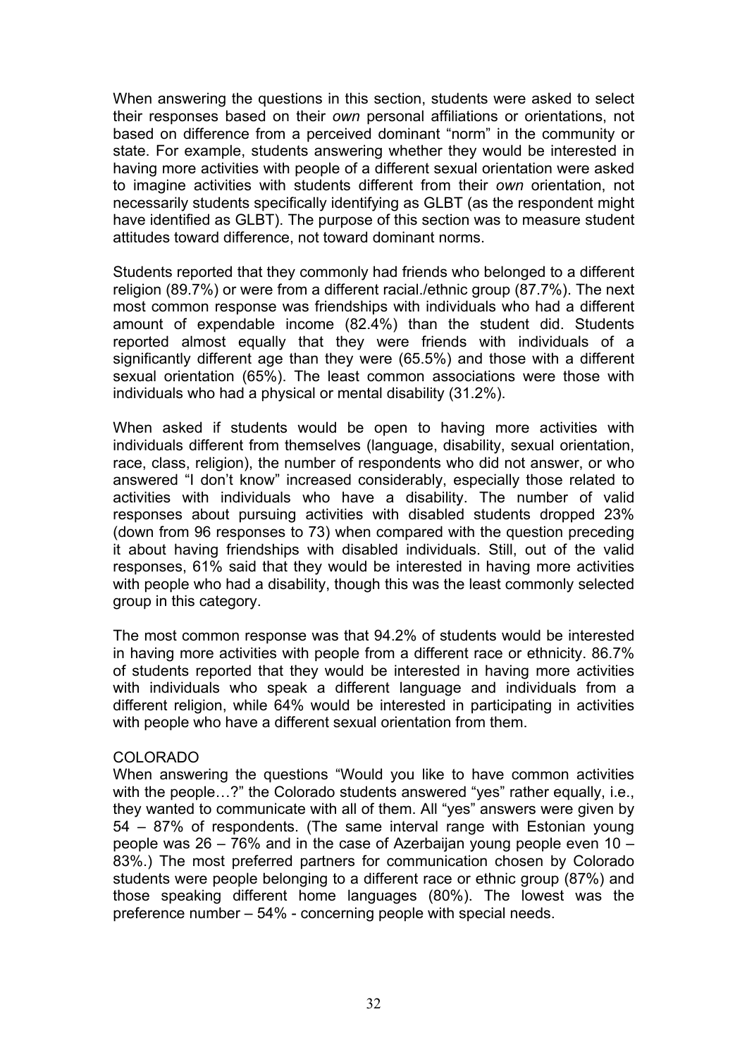When answering the questions in this section, students were asked to select their responses based on their *own* personal affiliations or orientations, not based on difference from a perceived dominant "norm" in the community or state. For example, students answering whether they would be interested in having more activities with people of a different sexual orientation were asked to imagine activities with students different from their *own* orientation, not necessarily students specifically identifying as GLBT (as the respondent might have identified as GLBT). The purpose of this section was to measure student attitudes toward difference, not toward dominant norms.

Students reported that they commonly had friends who belonged to a different religion (89.7%) or were from a different racial./ethnic group (87.7%). The next most common response was friendships with individuals who had a different amount of expendable income (82.4%) than the student did. Students reported almost equally that they were friends with individuals of a significantly different age than they were (65.5%) and those with a different sexual orientation (65%). The least common associations were those with individuals who had a physical or mental disability (31.2%).

When asked if students would be open to having more activities with individuals different from themselves (language, disability, sexual orientation, race, class, religion), the number of respondents who did not answer, or who answered "I don't know" increased considerably, especially those related to activities with individuals who have a disability. The number of valid responses about pursuing activities with disabled students dropped 23% (down from 96 responses to 73) when compared with the question preceding it about having friendships with disabled individuals. Still, out of the valid responses, 61% said that they would be interested in having more activities with people who had a disability, though this was the least commonly selected group in this category.

The most common response was that 94.2% of students would be interested in having more activities with people from a different race or ethnicity. 86.7% of students reported that they would be interested in having more activities with individuals who speak a different language and individuals from a different religion, while 64% would be interested in participating in activities with people who have a different sexual orientation from them.

## COLORADO

When answering the questions "Would you like to have common activities with the people…?" the Colorado students answered "yes" rather equally, i.e., they wanted to communicate with all of them. All "yes" answers were given by 54 – 87% of respondents. (The same interval range with Estonian young people was 26 – 76% and in the case of Azerbaijan young people even 10 – 83%.) The most preferred partners for communication chosen by Colorado students were people belonging to a different race or ethnic group (87%) and those speaking different home languages (80%). The lowest was the preference number – 54% - concerning people with special needs.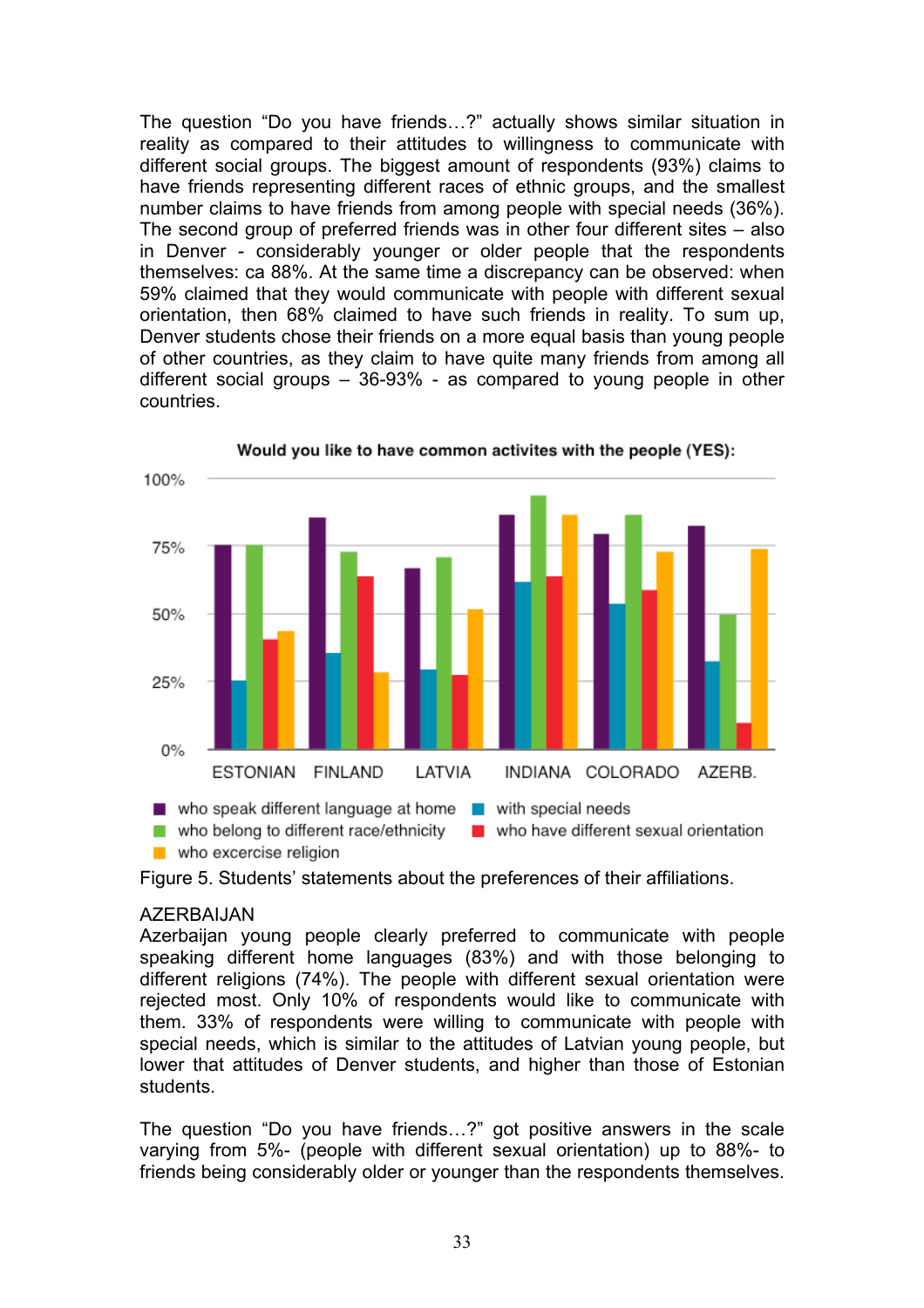The question "Do you have friends…?" actually shows similar situation in reality as compared to their attitudes to willingness to communicate with different social groups. The biggest amount of respondents (93%) claims to have friends representing different races of ethnic groups, and the smallest number claims to have friends from among people with special needs (36%). The second group of preferred friends was in other four different sites – also in Denver - considerably younger or older people that the respondents themselves: ca 88%. At the same time a discrepancy can be observed: when 59% claimed that they would communicate with people with different sexual orientation, then 68% claimed to have such friends in reality. To sum up, Denver students chose their friends on a more equal basis than young people of other countries, as they claim to have quite many friends from among all different social groups – 36-93% - as compared to young people in other countries.

**Would you like to have common activites with the people (YES):**

| | ESTONIAN | FINLAND | LATVIA | INDIANA | COLORADO | AZERB. |
|---|---|---|---|---|---|---|
| who speak different language at home | 75% | 85% | 67% | 86% | 79% | 83% |
| with special needs | 25% | 35% | 29% | 62% | 54% | 33% |
| who belong to different race/ethnicity | 75% | 73% | 71% | 93% | 86% | 50% |
| who have different sexual orientation | 40% | 64% | 27% | 64% | 59% | 10% |
| who excercise religion | 43% | 28% | 52% | 86% | 73% | 74% |

Figure 5. Students' statements about the preferences of their affiliations.

AZERBAIJAN

Azerbaijan young people clearly preferred to communicate with people speaking different home languages (83%) and with those belonging to different religions (74%). The people with different sexual orientation were rejected most. Only 10% of respondents would like to communicate with them. 33% of respondents were willing to communicate with people with special needs, which is similar to the attitudes of Latvian young people, but lower that attitudes of Denver students, and higher than those of Estonian students.

The question "Do you have friends…?" got positive answers in the scale varying from 5%- (people with different sexual orientation) up to 88%- to friends being considerably older or younger than the respondents themselves.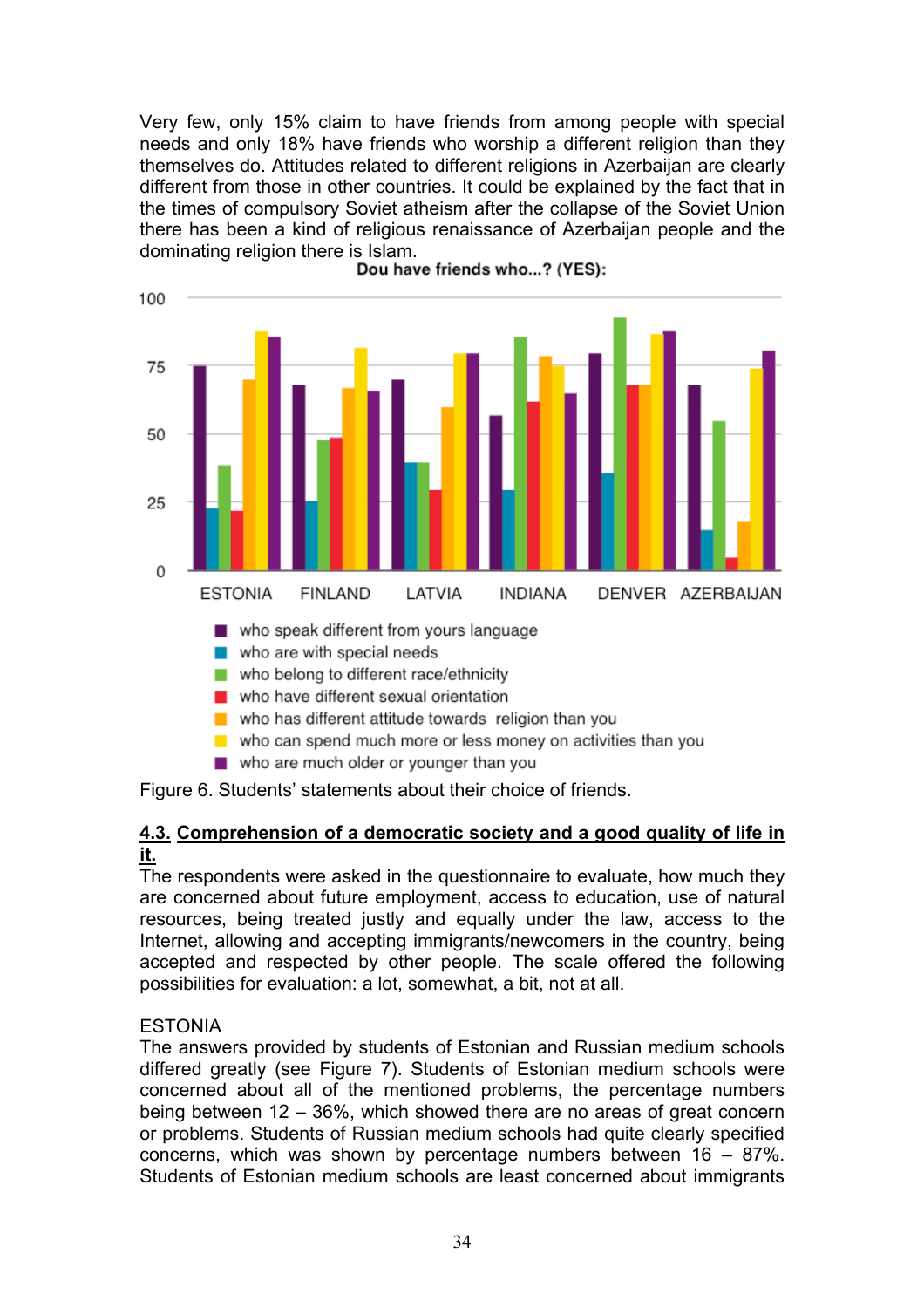Very few, only 15% claim to have friends from among people with special needs and only 18% have friends who worship a different religion than they themselves do. Attitudes related to different religions in Azerbaijan are clearly different from those in other countries. It could be explained by the fact that in the times of compulsory Soviet atheism after the collapse of the Soviet Union there has been a kind of religious renaissance of Azerbaijan people and the dominating religion there is Islam.

**Dou have friends who...? (YES):**

- who speak different from yours language
- who are with special needs
- who belong to different race/ethnicity
- who have different sexual orientation
- who has different attitude towards religion than you
- who can spend much more or less money on activities than you
- who are much older or younger than you

Figure 6. Students' statements about their choice of friends.

## 4.3. Comprehension of a democratic society and a good quality of life in it.

The respondents were asked in the questionnaire to evaluate, how much they are concerned about future employment, access to education, use of natural resources, being treated justly and equally under the law, access to the Internet, allowing and accepting immigrants/newcomers in the country, being accepted and respected by other people. The scale offered the following possibilities for evaluation: a lot, somewhat, a bit, not at all.

ESTONIA

The answers provided by students of Estonian and Russian medium schools differed greatly (see Figure 7). Students of Estonian medium schools were concerned about all of the mentioned problems, the percentage numbers being between 12 – 36%, which showed there are no areas of great concern or problems. Students of Russian medium schools had quite clearly specified concerns, which was shown by percentage numbers between 16 – 87%. Students of Estonian medium schools are least concerned about immigrants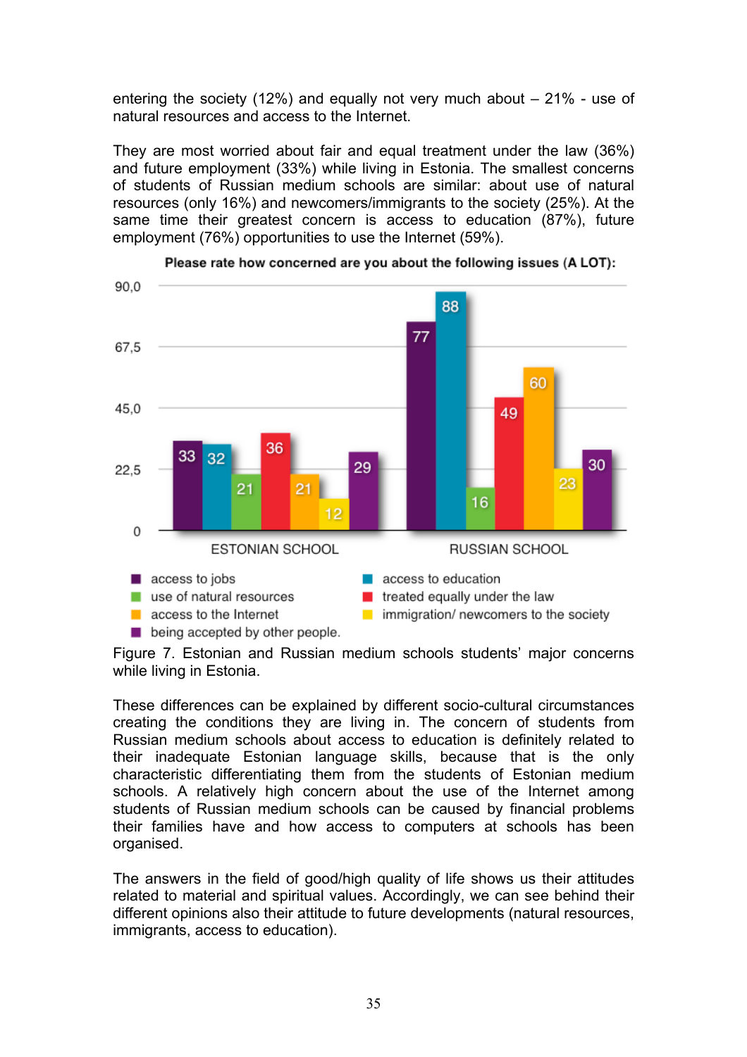entering the society (12%) and equally not very much about – 21% - use of natural resources and access to the Internet.

They are most worried about fair and equal treatment under the law (36%) and future employment (33%) while living in Estonia. The smallest concerns of students of Russian medium schools are similar: about use of natural resources (only 16%) and newcomers/immigrants to the society (25%). At the same time their greatest concern is access to education (87%), future employment (76%) opportunities to use the Internet (59%).

**Please rate how concerned are you about the following issues (A LOT):**

| | access to jobs | access to education | use of natural resources | treated equally under the law | access to the Internet | immigration/ newcomers to the society | being accepted by other people. |
|---|---|---|---|---|---|---|---|
| ESTONIAN SCHOOL | 33 | 32 | 21 | 36 | 21 | 12 | 29 |
| RUSSIAN SCHOOL | 77 | 88 | 16 | 49 | 60 | 23 | 30 |

Figure 7. Estonian and Russian medium schools students' major concerns while living in Estonia.

These differences can be explained by different socio-cultural circumstances creating the conditions they are living in. The concern of students from Russian medium schools about access to education is definitely related to their inadequate Estonian language skills, because that is the only characteristic differentiating them from the students of Estonian medium schools. A relatively high concern about the use of the Internet among students of Russian medium schools can be caused by financial problems their families have and how access to computers at schools has been organised.

The answers in the field of good/high quality of life shows us their attitudes related to material and spiritual values. Accordingly, we can see behind their different opinions also their attitude to future developments (natural resources, immigrants, access to education).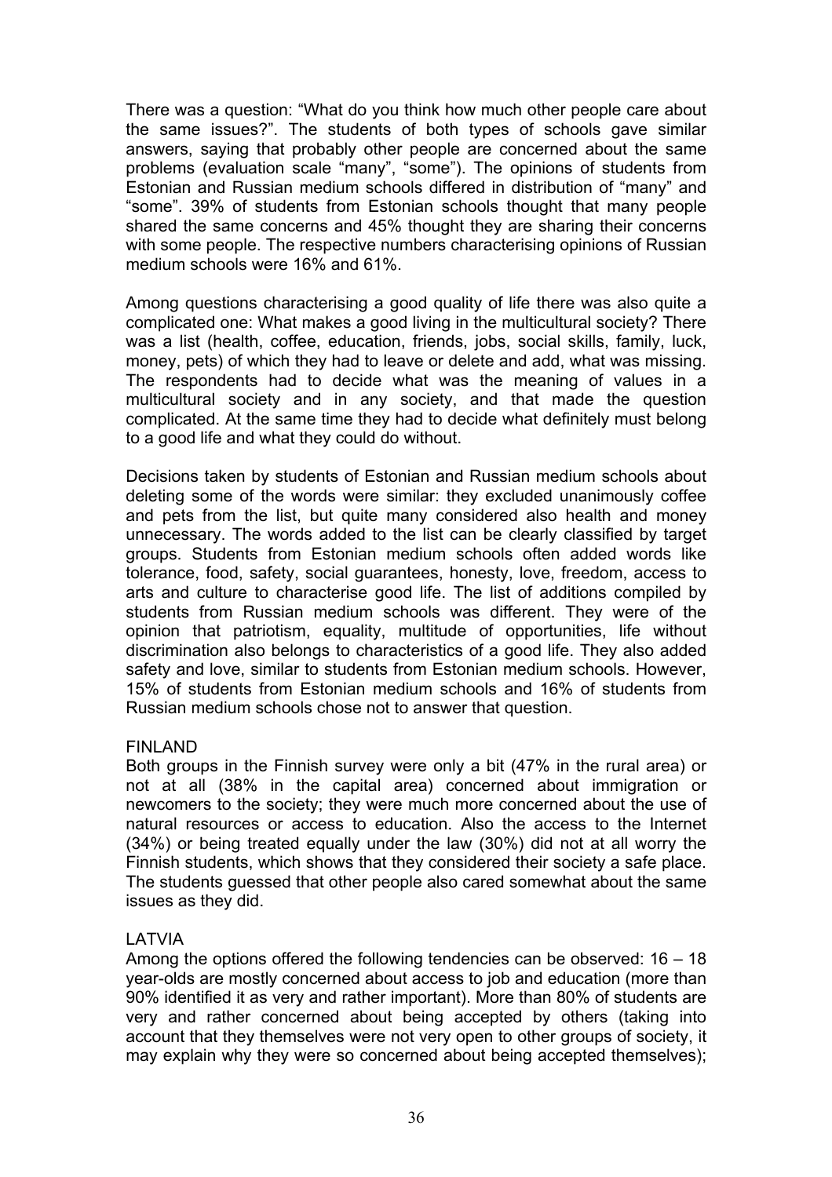There was a question: "What do you think how much other people care about the same issues?". The students of both types of schools gave similar answers, saying that probably other people are concerned about the same problems (evaluation scale "many", "some"). The opinions of students from Estonian and Russian medium schools differed in distribution of "many" and "some". 39% of students from Estonian schools thought that many people shared the same concerns and 45% thought they are sharing their concerns with some people. The respective numbers characterising opinions of Russian medium schools were 16% and 61%.

Among questions characterising a good quality of life there was also quite a complicated one: What makes a good living in the multicultural society? There was a list (health, coffee, education, friends, jobs, social skills, family, luck, money, pets) of which they had to leave or delete and add, what was missing. The respondents had to decide what was the meaning of values in a multicultural society and in any society, and that made the question complicated. At the same time they had to decide what definitely must belong to a good life and what they could do without.

Decisions taken by students of Estonian and Russian medium schools about deleting some of the words were similar: they excluded unanimously coffee and pets from the list, but quite many considered also health and money unnecessary. The words added to the list can be clearly classified by target groups. Students from Estonian medium schools often added words like tolerance, food, safety, social guarantees, honesty, love, freedom, access to arts and culture to characterise good life. The list of additions compiled by students from Russian medium schools was different. They were of the opinion that patriotism, equality, multitude of opportunities, life without discrimination also belongs to characteristics of a good life. They also added safety and love, similar to students from Estonian medium schools. However, 15% of students from Estonian medium schools and 16% of students from Russian medium schools chose not to answer that question.

FINLAND

Both groups in the Finnish survey were only a bit (47% in the rural area) or not at all (38% in the capital area) concerned about immigration or newcomers to the society; they were much more concerned about the use of natural resources or access to education. Also the access to the Internet (34%) or being treated equally under the law (30%) did not at all worry the Finnish students, which shows that they considered their society a safe place. The students guessed that other people also cared somewhat about the same issues as they did.

LATVIA

Among the options offered the following tendencies can be observed: 16 – 18 year-olds are mostly concerned about access to job and education (more than 90% identified it as very and rather important). More than 80% of students are very and rather concerned about being accepted by others (taking into account that they themselves were not very open to other groups of society, it may explain why they were so concerned about being accepted themselves);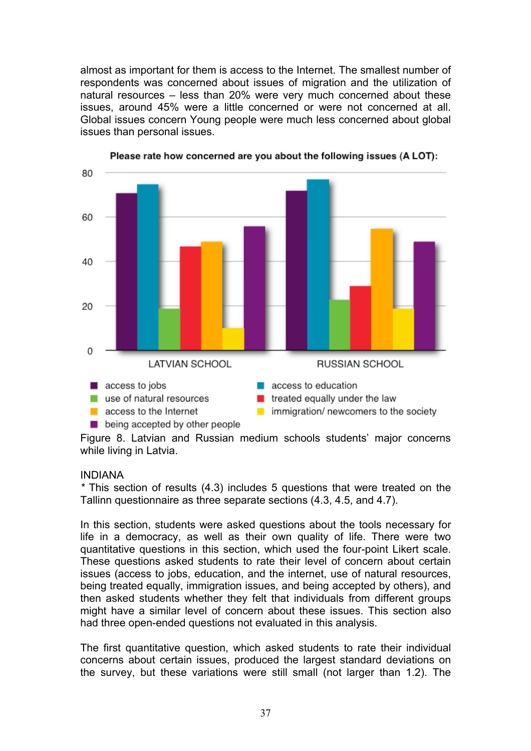almost as important for them is access to the Internet. The smallest number of respondents was concerned about issues of migration and the utilization of natural resources – less than 20% were very much concerned about these issues, around 45% were a little concerned or were not concerned at all. Global issues concern Young people were much less concerned about global issues than personal issues.

**Please rate how concerned are you about the following issues (A LOT):**

Figure 8. Latvian and Russian medium schools students' major concerns while living in Latvia.

INDIANA

* This section of results (4.3) includes 5 questions that were treated on the Tallinn questionnaire as three separate sections (4.3, 4.5, and 4.7).

In this section, students were asked questions about the tools necessary for life in a democracy, as well as their own quality of life. There were two quantitative questions in this section, which used the four-point Likert scale. These questions asked students to rate their level of concern about certain issues (access to jobs, education, and the internet, use of natural resources, being treated equally, immigration issues, and being accepted by others), and then asked students whether they felt that individuals from different groups might have a similar level of concern about these issues. This section also had three open-ended questions not evaluated in this analysis.

The first quantitative question, which asked students to rate their individual concerns about certain issues, produced the largest standard deviations on the survey, but these variations were still small (not larger than 1.2). The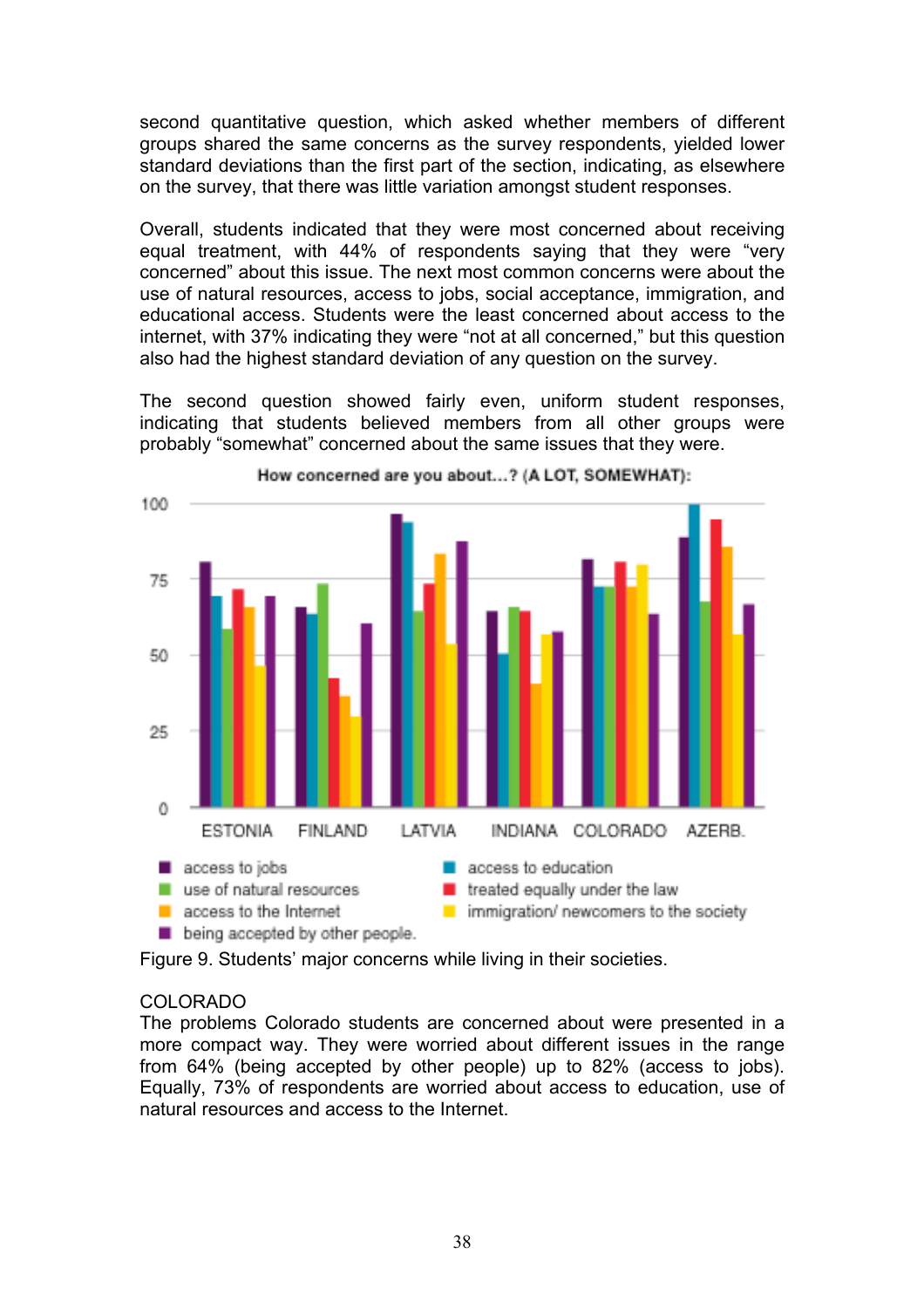second quantitative question, which asked whether members of different groups shared the same concerns as the survey respondents, yielded lower standard deviations than the first part of the section, indicating, as elsewhere on the survey, that there was little variation amongst student responses.

Overall, students indicated that they were most concerned about receiving equal treatment, with 44% of respondents saying that they were "very concerned" about this issue. The next most common concerns were about the use of natural resources, access to jobs, social acceptance, immigration, and educational access. Students were the least concerned about access to the internet, with 37% indicating they were "not at all concerned," but this question also had the highest standard deviation of any question on the survey.

The second question showed fairly even, uniform student responses, indicating that students believed members from all other groups were probably "somewhat" concerned about the same issues that they were.

How concerned are you about...? (A LOT, SOMEWHAT):

Figure 9. Students' major concerns while living in their societies.

COLORADO

The problems Colorado students are concerned about were presented in a more compact way. They were worried about different issues in the range from 64% (being accepted by other people) up to 82% (access to jobs). Equally, 73% of respondents are worried about access to education, use of natural resources and access to the Internet.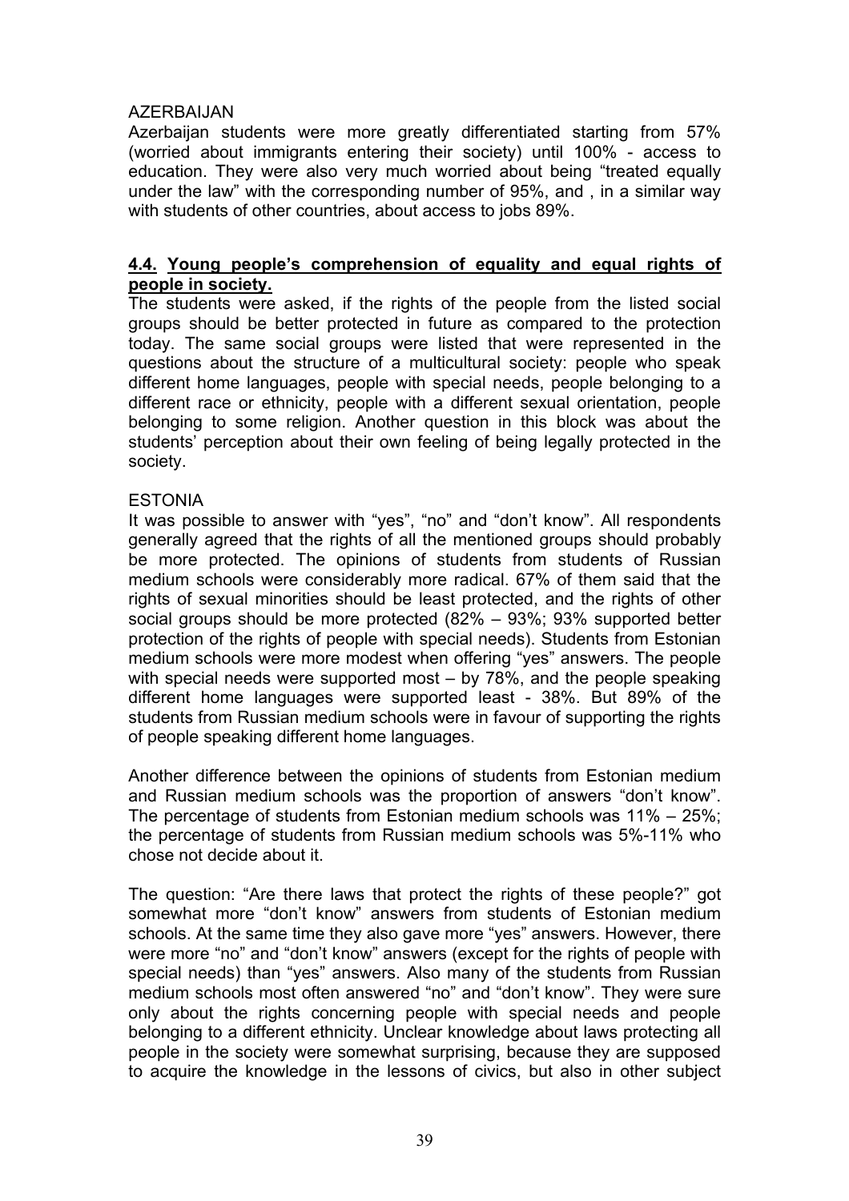AZERBAIJAN

Azerbaijan students were more greatly differentiated starting from 57% (worried about immigrants entering their society) until 100% - access to education. They were also very much worried about being "treated equally under the law" with the corresponding number of 95%, and , in a similar way with students of other countries, about access to jobs 89%.

## 4.4. Young people's comprehension of equality and equal rights of people in society.

The students were asked, if the rights of the people from the listed social groups should be better protected in future as compared to the protection today. The same social groups were listed that were represented in the questions about the structure of a multicultural society: people who speak different home languages, people with special needs, people belonging to a different race or ethnicity, people with a different sexual orientation, people belonging to some religion. Another question in this block was about the students' perception about their own feeling of being legally protected in the society.

ESTONIA

It was possible to answer with "yes", "no" and "don't know". All respondents generally agreed that the rights of all the mentioned groups should probably be more protected. The opinions of students from students of Russian medium schools were considerably more radical. 67% of them said that the rights of sexual minorities should be least protected, and the rights of other social groups should be more protected (82% – 93%; 93% supported better protection of the rights of people with special needs). Students from Estonian medium schools were more modest when offering "yes" answers. The people with special needs were supported most – by 78%, and the people speaking different home languages were supported least - 38%. But 89% of the students from Russian medium schools were in favour of supporting the rights of people speaking different home languages.

Another difference between the opinions of students from Estonian medium and Russian medium schools was the proportion of answers "don't know". The percentage of students from Estonian medium schools was 11% – 25%; the percentage of students from Russian medium schools was 5%-11% who chose not decide about it.

The question: "Are there laws that protect the rights of these people?" got somewhat more "don't know" answers from students of Estonian medium schools. At the same time they also gave more "yes" answers. However, there were more "no" and "don't know" answers (except for the rights of people with special needs) than "yes" answers. Also many of the students from Russian medium schools most often answered "no" and "don't know". They were sure only about the rights concerning people with special needs and people belonging to a different ethnicity. Unclear knowledge about laws protecting all people in the society were somewhat surprising, because they are supposed to acquire the knowledge in the lessons of civics, but also in other subject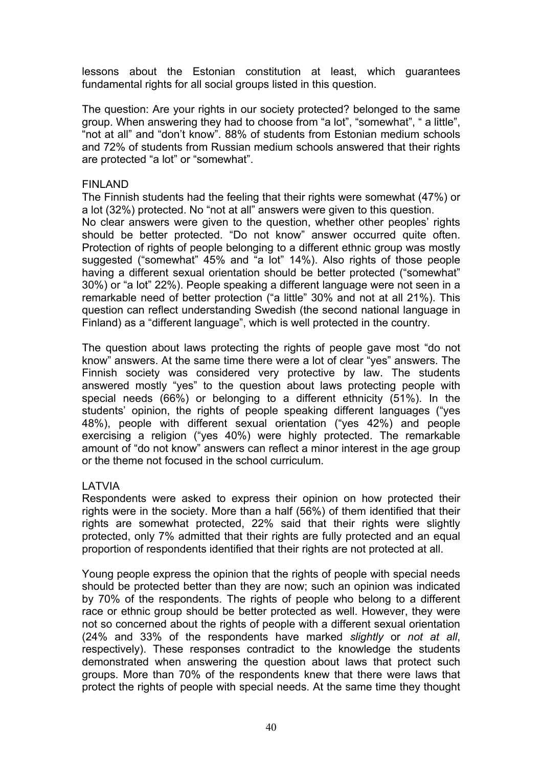lessons about the Estonian constitution at least, which guarantees fundamental rights for all social groups listed in this question.

The question: Are your rights in our society protected? belonged to the same group. When answering they had to choose from "a lot", "somewhat", " a little", "not at all" and "don't know". 88% of students from Estonian medium schools and 72% of students from Russian medium schools answered that their rights are protected "a lot" or "somewhat".

## FINLAND

The Finnish students had the feeling that their rights were somewhat (47%) or a lot (32%) protected. No "not at all" answers were given to this question.
No clear answers were given to the question, whether other peoples' rights should be better protected. "Do not know" answer occurred quite often. Protection of rights of people belonging to a different ethnic group was mostly suggested ("somewhat" 45% and "a lot" 14%). Also rights of those people having a different sexual orientation should be better protected ("somewhat" 30%) or "a lot" 22%). People speaking a different language were not seen in a remarkable need of better protection ("a little" 30% and not at all 21%). This question can reflect understanding Swedish (the second national language in Finland) as a "different language", which is well protected in the country.

The question about laws protecting the rights of people gave most "do not know" answers. At the same time there were a lot of clear "yes" answers. The Finnish society was considered very protective by law. The students answered mostly "yes" to the question about laws protecting people with special needs (66%) or belonging to a different ethnicity (51%). In the students' opinion, the rights of people speaking different languages ("yes 48%), people with different sexual orientation ("yes 42%) and people exercising a religion ("yes 40%) were highly protected. The remarkable amount of "do not know" answers can reflect a minor interest in the age group or the theme not focused in the school curriculum.

## LATVIA

Respondents were asked to express their opinion on how protected their rights were in the society. More than a half (56%) of them identified that their rights are somewhat protected, 22% said that their rights were slightly protected, only 7% admitted that their rights are fully protected and an equal proportion of respondents identified that their rights are not protected at all.

Young people express the opinion that the rights of people with special needs should be protected better than they are now; such an opinion was indicated by 70% of the respondents. The rights of people who belong to a different race or ethnic group should be better protected as well. However, they were not so concerned about the rights of people with a different sexual orientation (24% and 33% of the respondents have marked *slightly* or *not at all*, respectively). These responses contradict to the knowledge the students demonstrated when answering the question about laws that protect such groups. More than 70% of the respondents knew that there were laws that protect the rights of people with special needs. At the same time they thought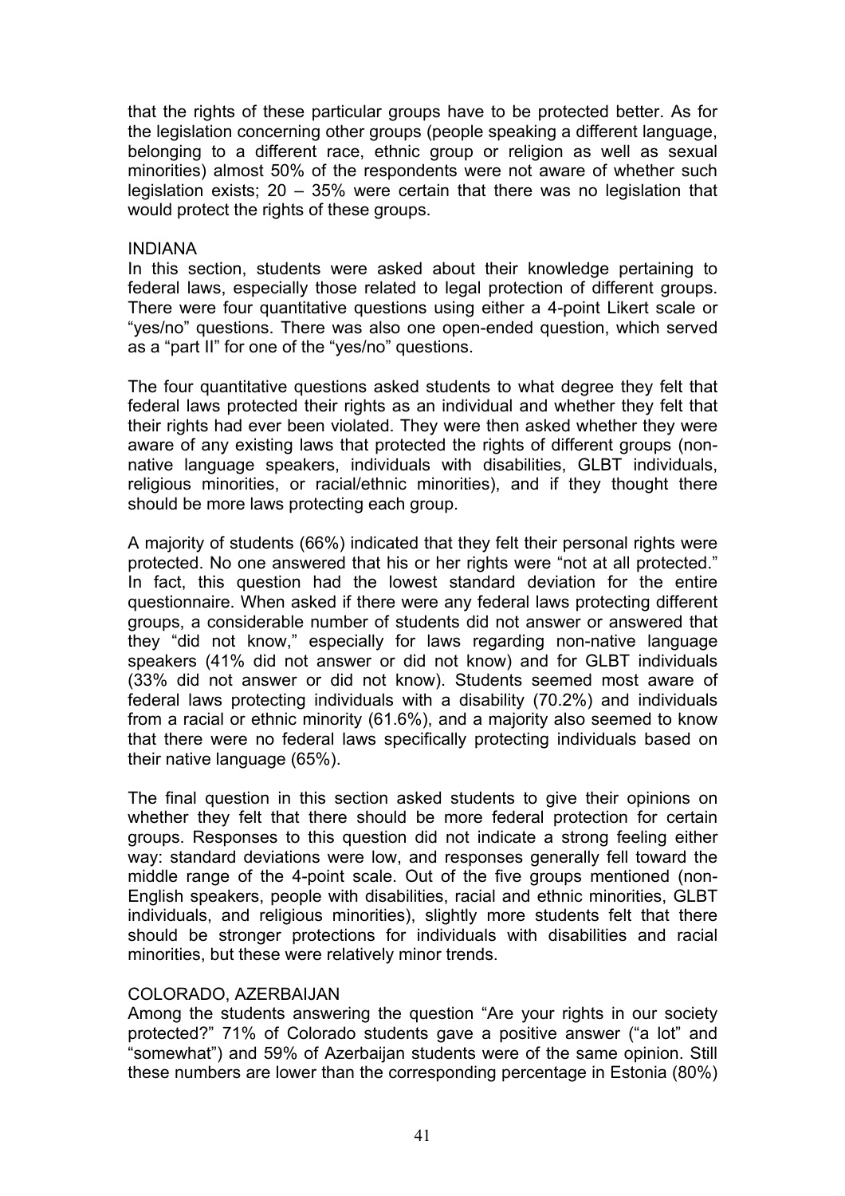that the rights of these particular groups have to be protected better. As for the legislation concerning other groups (people speaking a different language, belonging to a different race, ethnic group or religion as well as sexual minorities) almost 50% of the respondents were not aware of whether such legislation exists; 20 – 35% were certain that there was no legislation that would protect the rights of these groups.

## INDIANA

In this section, students were asked about their knowledge pertaining to federal laws, especially those related to legal protection of different groups. There were four quantitative questions using either a 4-point Likert scale or "yes/no" questions. There was also one open-ended question, which served as a "part II" for one of the "yes/no" questions.

The four quantitative questions asked students to what degree they felt that federal laws protected their rights as an individual and whether they felt that their rights had ever been violated. They were then asked whether they were aware of any existing laws that protected the rights of different groups (non-native language speakers, individuals with disabilities, GLBT individuals, religious minorities, or racial/ethnic minorities), and if they thought there should be more laws protecting each group.

A majority of students (66%) indicated that they felt their personal rights were protected. No one answered that his or her rights were "not at all protected." In fact, this question had the lowest standard deviation for the entire questionnaire. When asked if there were any federal laws protecting different groups, a considerable number of students did not answer or answered that they "did not know," especially for laws regarding non-native language speakers (41% did not answer or did not know) and for GLBT individuals (33% did not answer or did not know). Students seemed most aware of federal laws protecting individuals with a disability (70.2%) and individuals from a racial or ethnic minority (61.6%), and a majority also seemed to know that there were no federal laws specifically protecting individuals based on their native language (65%).

The final question in this section asked students to give their opinions on whether they felt that there should be more federal protection for certain groups. Responses to this question did not indicate a strong feeling either way: standard deviations were low, and responses generally fell toward the middle range of the 4-point scale. Out of the five groups mentioned (non-English speakers, people with disabilities, racial and ethnic minorities, GLBT individuals, and religious minorities), slightly more students felt that there should be stronger protections for individuals with disabilities and racial minorities, but these were relatively minor trends.

## COLORADO, AZERBAIJAN

Among the students answering the question "Are your rights in our society protected?" 71% of Colorado students gave a positive answer ("a lot" and "somewhat") and 59% of Azerbaijan students were of the same opinion. Still these numbers are lower than the corresponding percentage in Estonia (80%)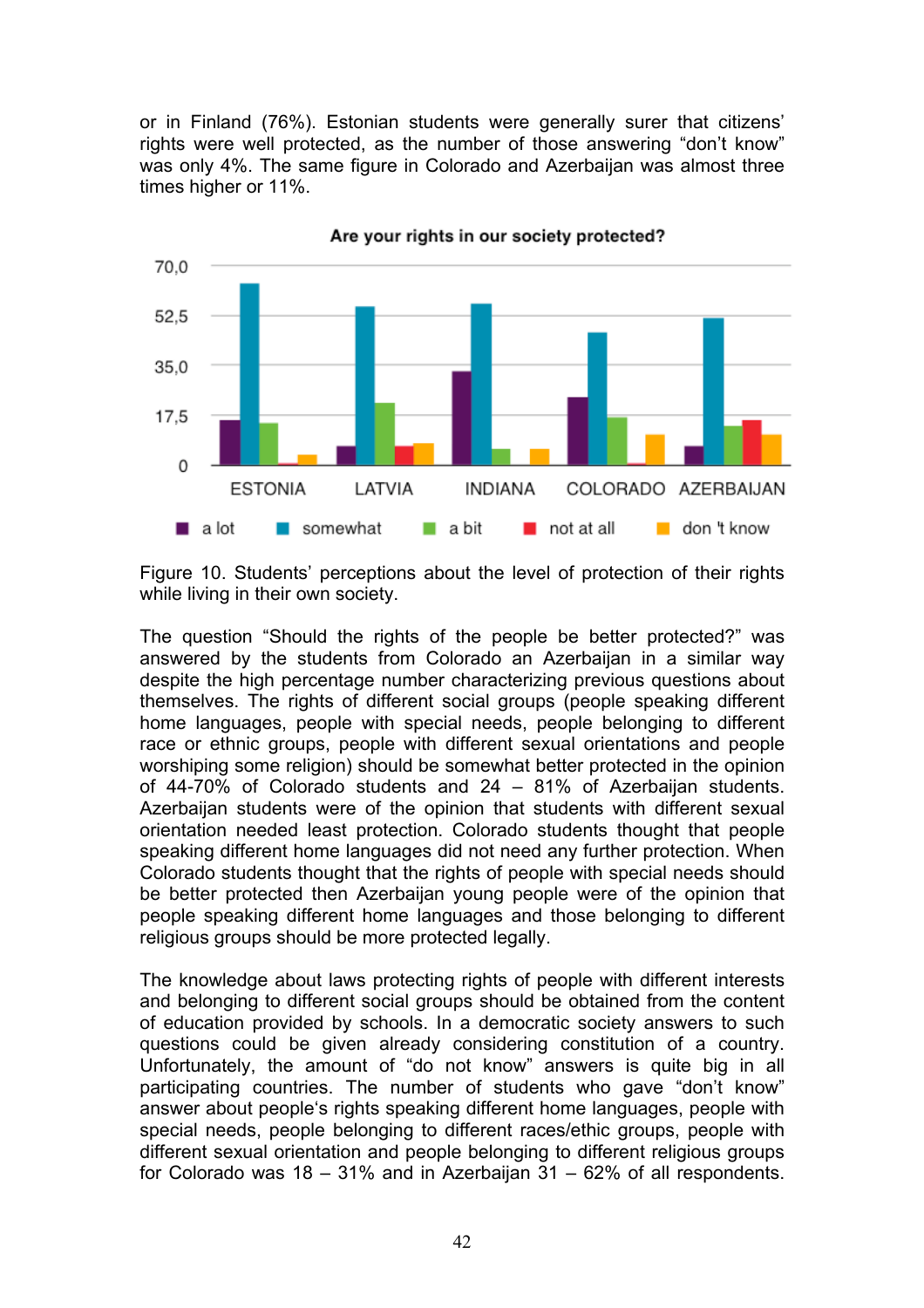or in Finland (76%). Estonian students were generally surer that citizens' rights were well protected, as the number of those answering "don't know" was only 4%. The same figure in Colorado and Azerbaijan was almost three times higher or 11%.

Figure 10. Students' perceptions about the level of protection of their rights while living in their own society.

The question "Should the rights of the people be better protected?" was answered by the students from Colorado an Azerbaijan in a similar way despite the high percentage number characterizing previous questions about themselves. The rights of different social groups (people speaking different home languages, people with special needs, people belonging to different race or ethnic groups, people with different sexual orientations and people worshiping some religion) should be somewhat better protected in the opinion of 44-70% of Colorado students and 24 – 81% of Azerbaijan students. Azerbaijan students were of the opinion that students with different sexual orientation needed least protection. Colorado students thought that people speaking different home languages did not need any further protection. When Colorado students thought that the rights of people with special needs should be better protected then Azerbaijan young people were of the opinion that people speaking different home languages and those belonging to different religious groups should be more protected legally.

The knowledge about laws protecting rights of people with different interests and belonging to different social groups should be obtained from the content of education provided by schools. In a democratic society answers to such questions could be given already considering constitution of a country. Unfortunately, the amount of "do not know" answers is quite big in all participating countries. The number of students who gave "don't know" answer about people's rights speaking different home languages, people with special needs, people belonging to different races/ethic groups, people with different sexual orientation and people belonging to different religious groups for Colorado was 18 – 31% and in Azerbaijan 31 – 62% of all respondents.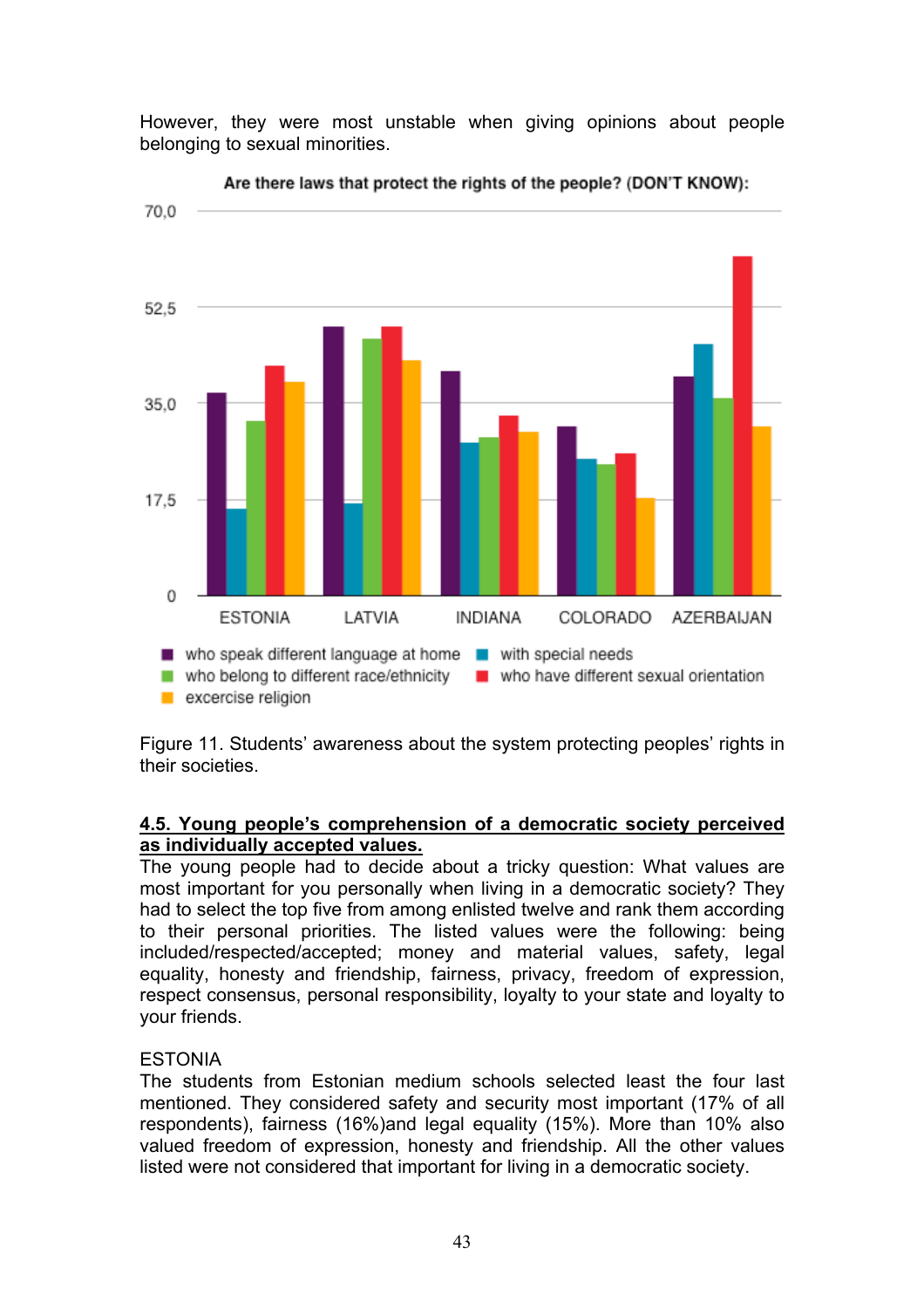However, they were most unstable when giving opinions about people belonging to sexual minorities.

Figure 11. Students' awareness about the system protecting peoples' rights in their societies.

## 4.5. Young people's comprehension of a democratic society perceived as individually accepted values.

The young people had to decide about a tricky question: What values are most important for you personally when living in a democratic society? They had to select the top five from among enlisted twelve and rank them according to their personal priorities. The listed values were the following: being included/respected/accepted; money and material values, safety, legal equality, honesty and friendship, fairness, privacy, freedom of expression, respect consensus, personal responsibility, loyalty to your state and loyalty to your friends.

ESTONIA

The students from Estonian medium schools selected least the four last mentioned. They considered safety and security most important (17% of all respondents), fairness (16%)and legal equality (15%). More than 10% also valued freedom of expression, honesty and friendship. All the other values listed were not considered that important for living in a democratic society.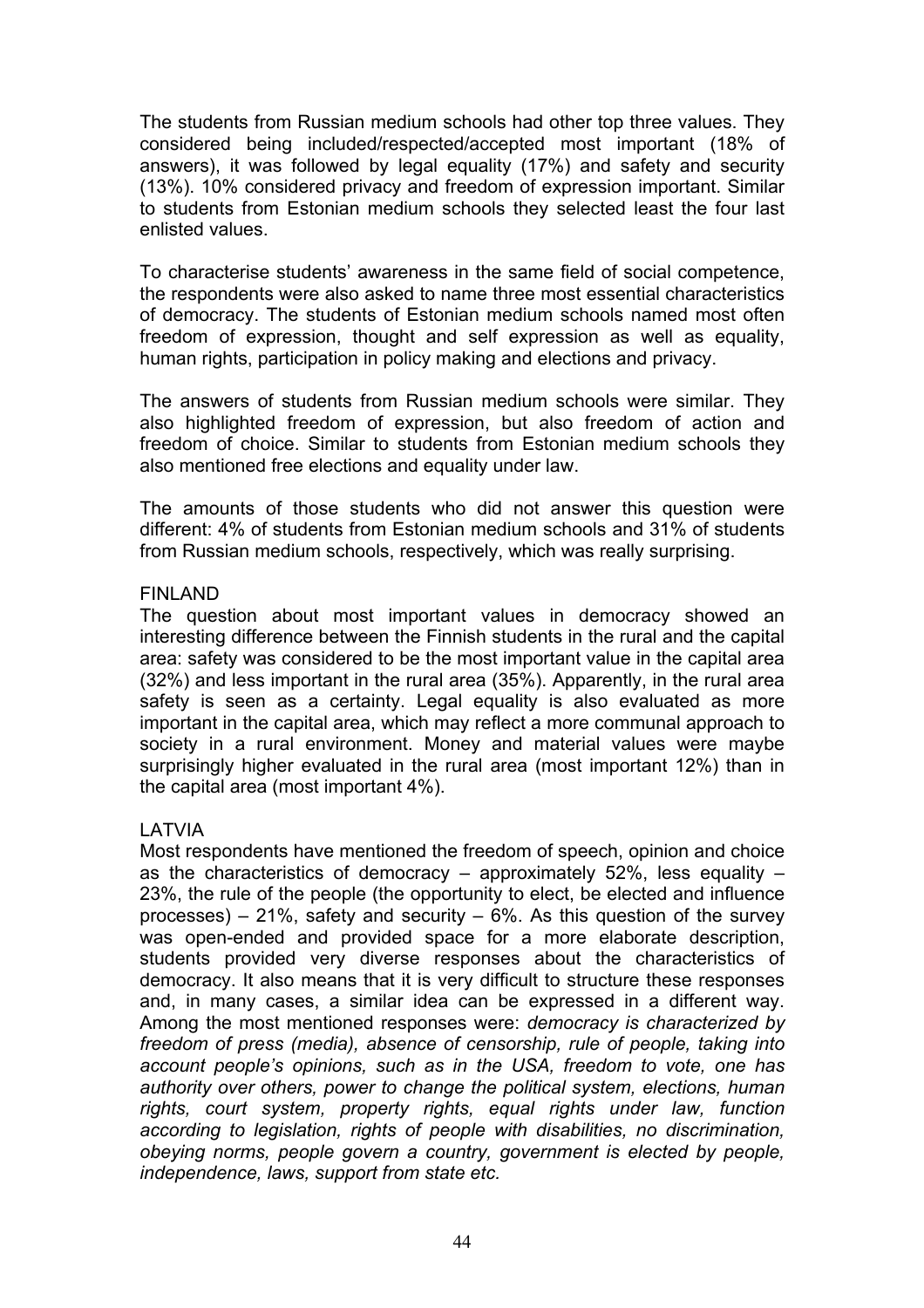The students from Russian medium schools had other top three values. They considered being included/respected/accepted most important (18% of answers), it was followed by legal equality (17%) and safety and security (13%). 10% considered privacy and freedom of expression important. Similar to students from Estonian medium schools they selected least the four last enlisted values.

To characterise students' awareness in the same field of social competence, the respondents were also asked to name three most essential characteristics of democracy. The students of Estonian medium schools named most often freedom of expression, thought and self expression as well as equality, human rights, participation in policy making and elections and privacy.

The answers of students from Russian medium schools were similar. They also highlighted freedom of expression, but also freedom of action and freedom of choice. Similar to students from Estonian medium schools they also mentioned free elections and equality under law.

The amounts of those students who did not answer this question were different: 4% of students from Estonian medium schools and 31% of students from Russian medium schools, respectively, which was really surprising.

FINLAND

The question about most important values in democracy showed an interesting difference between the Finnish students in the rural and the capital area: safety was considered to be the most important value in the capital area (32%) and less important in the rural area (35%). Apparently, in the rural area safety is seen as a certainty. Legal equality is also evaluated as more important in the capital area, which may reflect a more communal approach to society in a rural environment. Money and material values were maybe surprisingly higher evaluated in the rural area (most important 12%) than in the capital area (most important 4%).

LATVIA

Most respondents have mentioned the freedom of speech, opinion and choice as the characteristics of democracy – approximately 52%, less equality – 23%, the rule of the people (the opportunity to elect, be elected and influence processes) – 21%, safety and security – 6%. As this question of the survey was open-ended and provided space for a more elaborate description, students provided very diverse responses about the characteristics of democracy. It also means that it is very difficult to structure these responses and, in many cases, a similar idea can be expressed in a different way. Among the most mentioned responses were: *democracy is characterized by freedom of press (media), absence of censorship, rule of people, taking into account people's opinions, such as in the USA, freedom to vote, one has authority over others, power to change the political system, elections, human rights, court system, property rights, equal rights under law, function according to legislation, rights of people with disabilities, no discrimination, obeying norms, people govern a country, government is elected by people, independence, laws, support from state etc.*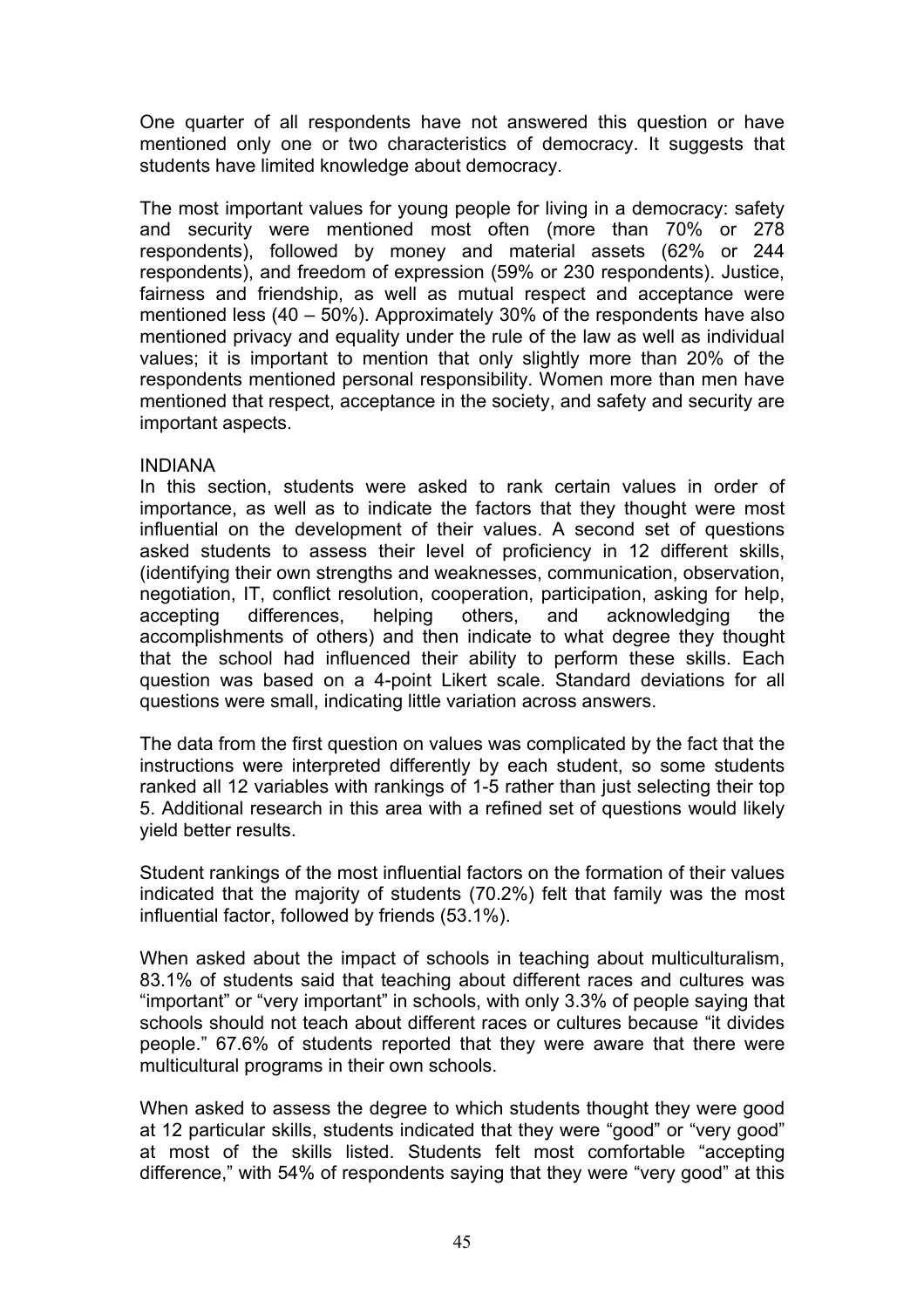One quarter of all respondents have not answered this question or have mentioned only one or two characteristics of democracy. It suggests that students have limited knowledge about democracy.

The most important values for young people for living in a democracy: safety and security were mentioned most often (more than 70% or 278 respondents), followed by money and material assets (62% or 244 respondents), and freedom of expression (59% or 230 respondents). Justice, fairness and friendship, as well as mutual respect and acceptance were mentioned less (40 – 50%). Approximately 30% of the respondents have also mentioned privacy and equality under the rule of the law as well as individual values; it is important to mention that only slightly more than 20% of the respondents mentioned personal responsibility. Women more than men have mentioned that respect, acceptance in the society, and safety and security are important aspects.

INDIANA

In this section, students were asked to rank certain values in order of importance, as well as to indicate the factors that they thought were most influential on the development of their values. A second set of questions asked students to assess their level of proficiency in 12 different skills, (identifying their own strengths and weaknesses, communication, observation, negotiation, IT, conflict resolution, cooperation, participation, asking for help, accepting differences, helping others, and acknowledging the accomplishments of others) and then indicate to what degree they thought that the school had influenced their ability to perform these skills. Each question was based on a 4-point Likert scale. Standard deviations for all questions were small, indicating little variation across answers.

The data from the first question on values was complicated by the fact that the instructions were interpreted differently by each student, so some students ranked all 12 variables with rankings of 1-5 rather than just selecting their top 5. Additional research in this area with a refined set of questions would likely yield better results.

Student rankings of the most influential factors on the formation of their values indicated that the majority of students (70.2%) felt that family was the most influential factor, followed by friends (53.1%).

When asked about the impact of schools in teaching about multiculturalism, 83.1% of students said that teaching about different races and cultures was "important" or "very important" in schools, with only 3.3% of people saying that schools should not teach about different races or cultures because "it divides people." 67.6% of students reported that they were aware that there were multicultural programs in their own schools.

When asked to assess the degree to which students thought they were good at 12 particular skills, students indicated that they were "good" or "very good" at most of the skills listed. Students felt most comfortable "accepting difference," with 54% of respondents saying that they were "very good" at this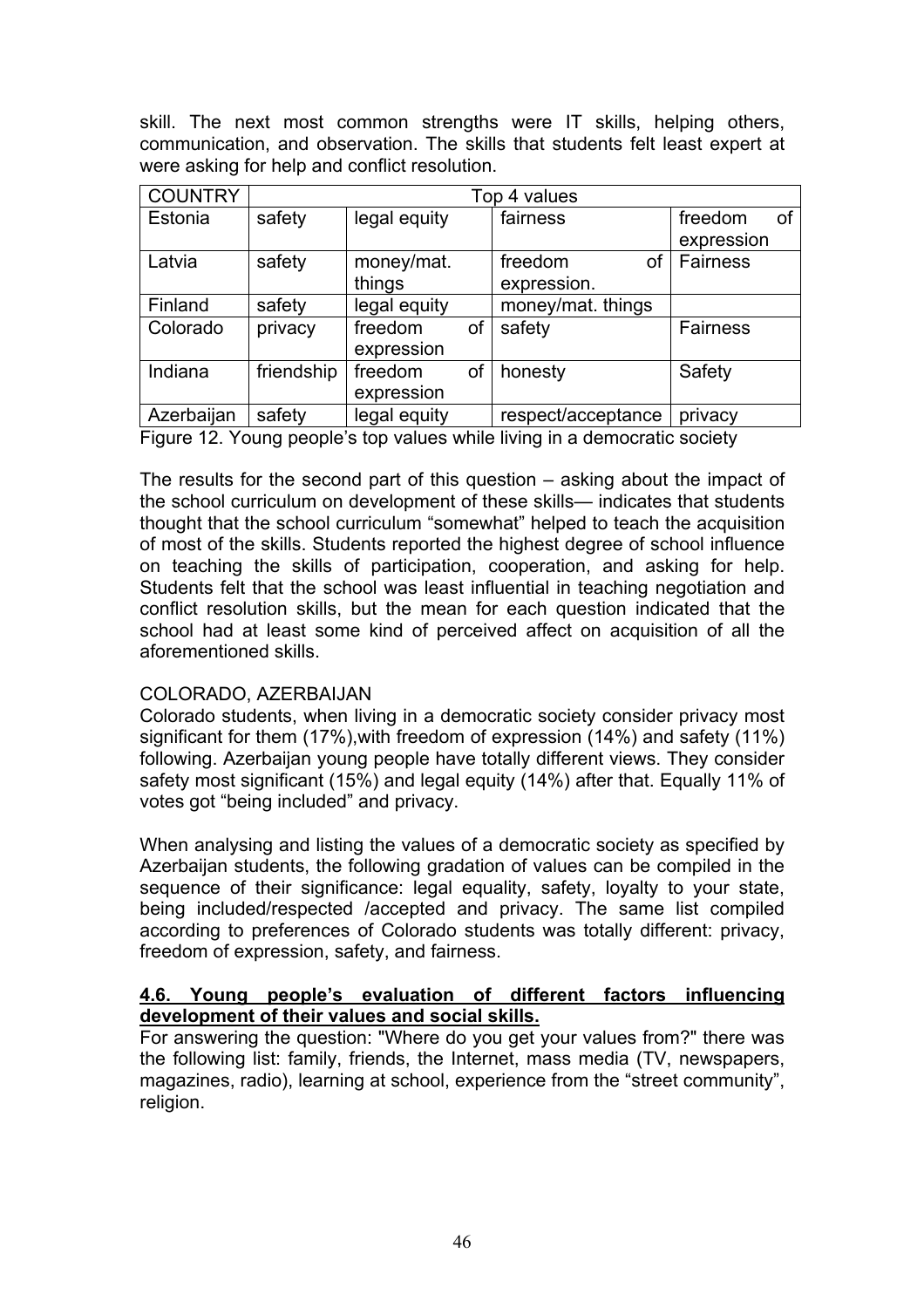skill. The next most common strengths were IT skills, helping others, communication, and observation. The skills that students felt least expert at were asking for help and conflict resolution.

| COUNTRY | Top 4 values | | | |
|---|---|---|---|---|
| Estonia | safety | legal equity | fairness | freedom of expression |
| Latvia | safety | money/mat. things | freedom of expression. | Fairness |
| Finland | safety | legal equity | money/mat. things | |
| Colorado | privacy | freedom of expression | safety | Fairness |
| Indiana | friendship | freedom of expression | honesty | Safety |
| Azerbaijan | safety | legal equity | respect/acceptance | privacy |

Figure 12. Young people's top values while living in a democratic society

The results for the second part of this question – asking about the impact of the school curriculum on development of these skills— indicates that students thought that the school curriculum "somewhat" helped to teach the acquisition of most of the skills. Students reported the highest degree of school influence on teaching the skills of participation, cooperation, and asking for help. Students felt that the school was least influential in teaching negotiation and conflict resolution skills, but the mean for each question indicated that the school had at least some kind of perceived affect on acquisition of all the aforementioned skills.

COLORADO, AZERBAIJAN

Colorado students, when living in a democratic society consider privacy most significant for them (17%),with freedom of expression (14%) and safety (11%) following. Azerbaijan young people have totally different views. They consider safety most significant (15%) and legal equity (14%) after that. Equally 11% of votes got "being included" and privacy.

When analysing and listing the values of a democratic society as specified by Azerbaijan students, the following gradation of values can be compiled in the sequence of their significance: legal equality, safety, loyalty to your state, being included/respected /accepted and privacy. The same list compiled according to preferences of Colorado students was totally different: privacy, freedom of expression, safety, and fairness.

### 4.6. Young people's evaluation of different factors influencing development of their values and social skills.

For answering the question: "Where do you get your values from?" there was the following list: family, friends, the Internet, mass media (TV, newspapers, magazines, radio), learning at school, experience from the "street community", religion.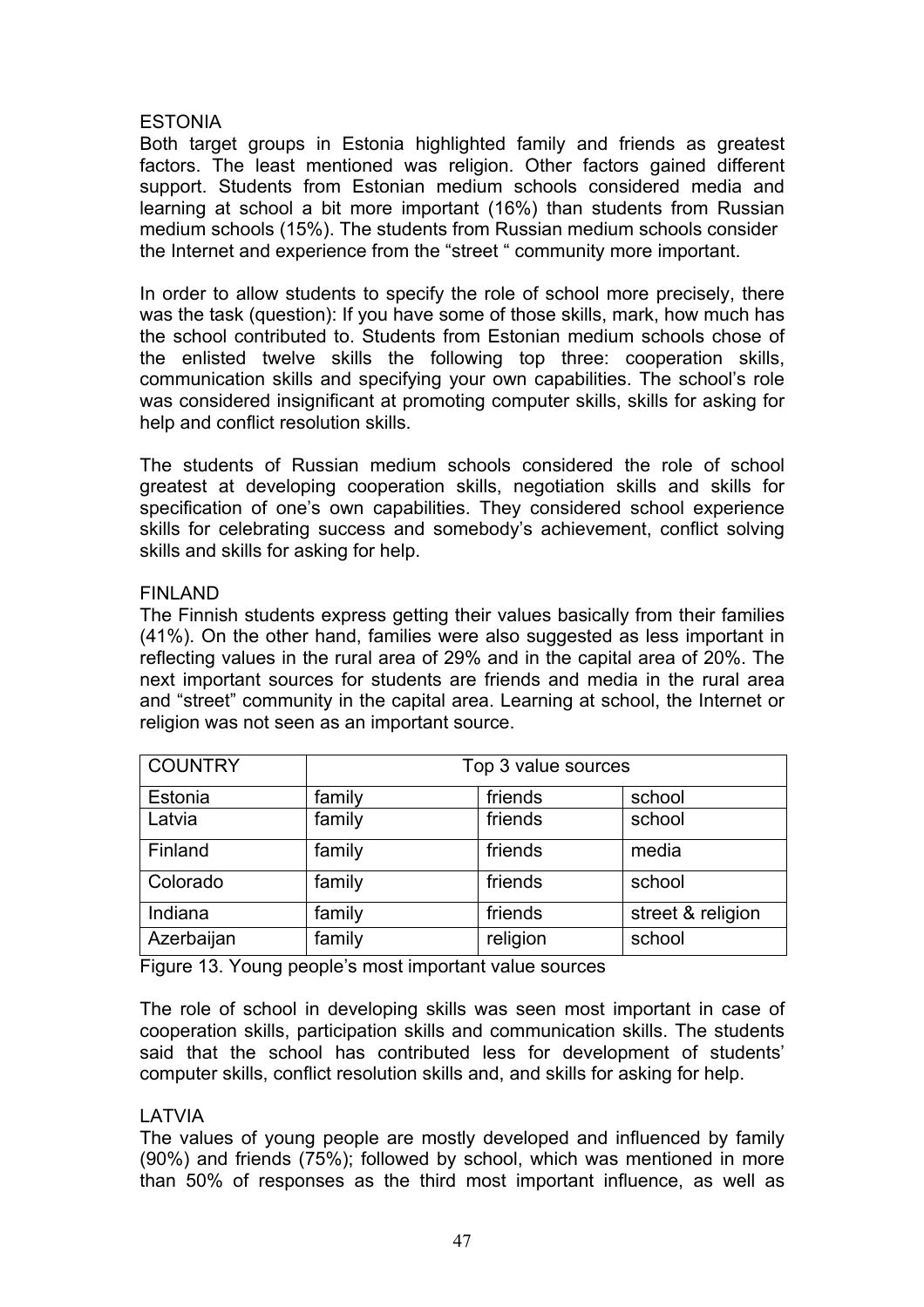## ESTONIA

Both target groups in Estonia highlighted family and friends as greatest factors. The least mentioned was religion. Other factors gained different support. Students from Estonian medium schools considered media and learning at school a bit more important (16%) than students from Russian medium schools (15%). The students from Russian medium schools consider the Internet and experience from the "street " community more important.

In order to allow students to specify the role of school more precisely, there was the task (question): If you have some of those skills, mark, how much has the school contributed to. Students from Estonian medium schools chose of the enlisted twelve skills the following top three: cooperation skills, communication skills and specifying your own capabilities. The school's role was considered insignificant at promoting computer skills, skills for asking for help and conflict resolution skills.

The students of Russian medium schools considered the role of school greatest at developing cooperation skills, negotiation skills and skills for specification of one's own capabilities. They considered school experience skills for celebrating success and somebody's achievement, conflict solving skills and skills for asking for help.

## FINLAND

The Finnish students express getting their values basically from their families (41%). On the other hand, families were also suggested as less important in reflecting values in the rural area of 29% and in the capital area of 20%. The next important sources for students are friends and media in the rural area and "street" community in the capital area. Learning at school, the Internet or religion was not seen as an important source.

| COUNTRY | Top 3 value sources | | |
|---|---|---|---|
| Estonia | family | friends | school |
| Latvia | family | friends | school |
| Finland | family | friends | media |
| Colorado | family | friends | school |
| Indiana | family | friends | street & religion |
| Azerbaijan | family | religion | school |

Figure 13. Young people's most important value sources

The role of school in developing skills was seen most important in case of cooperation skills, participation skills and communication skills. The students said that the school has contributed less for development of students' computer skills, conflict resolution skills and, and skills for asking for help.

## LATVIA

The values of young people are mostly developed and influenced by family (90%) and friends (75%); followed by school, which was mentioned in more than 50% of responses as the third most important influence, as well as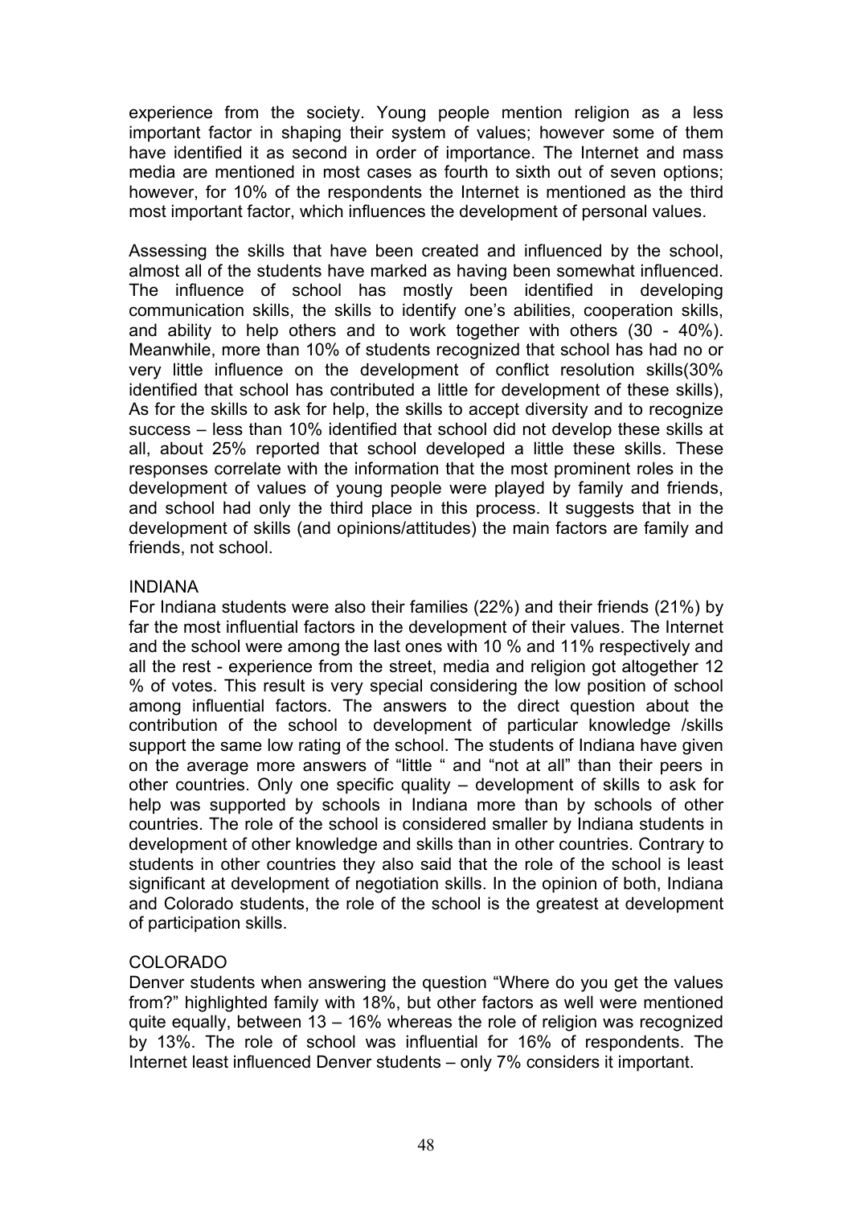experience from the society. Young people mention religion as a less important factor in shaping their system of values; however some of them have identified it as second in order of importance. The Internet and mass media are mentioned in most cases as fourth to sixth out of seven options; however, for 10% of the respondents the Internet is mentioned as the third most important factor, which influences the development of personal values.

Assessing the skills that have been created and influenced by the school, almost all of the students have marked as having been somewhat influenced. The influence of school has mostly been identified in developing communication skills, the skills to identify one's abilities, cooperation skills, and ability to help others and to work together with others (30 - 40%). Meanwhile, more than 10% of students recognized that school has had no or very little influence on the development of conflict resolution skills(30% identified that school has contributed a little for development of these skills), As for the skills to ask for help, the skills to accept diversity and to recognize success – less than 10% identified that school did not develop these skills at all, about 25% reported that school developed a little these skills. These responses correlate with the information that the most prominent roles in the development of values of young people were played by family and friends, and school had only the third place in this process. It suggests that in the development of skills (and opinions/attitudes) the main factors are family and friends, not school.

### INDIANA

For Indiana students were also their families (22%) and their friends (21%) by far the most influential factors in the development of their values. The Internet and the school were among the last ones with 10 % and 11% respectively and all the rest - experience from the street, media and religion got altogether 12 % of votes. This result is very special considering the low position of school among influential factors. The answers to the direct question about the contribution of the school to development of particular knowledge /skills support the same low rating of the school. The students of Indiana have given on the average more answers of "little " and "not at all" than their peers in other countries. Only one specific quality – development of skills to ask for help was supported by schools in Indiana more than by schools of other countries. The role of the school is considered smaller by Indiana students in development of other knowledge and skills than in other countries. Contrary to students in other countries they also said that the role of the school is least significant at development of negotiation skills. In the opinion of both, Indiana and Colorado students, the role of the school is the greatest at development of participation skills.

### COLORADO

Denver students when answering the question "Where do you get the values from?" highlighted family with 18%, but other factors as well were mentioned quite equally, between 13 – 16% whereas the role of religion was recognized by 13%. The role of school was influential for 16% of respondents. The Internet least influenced Denver students – only 7% considers it important.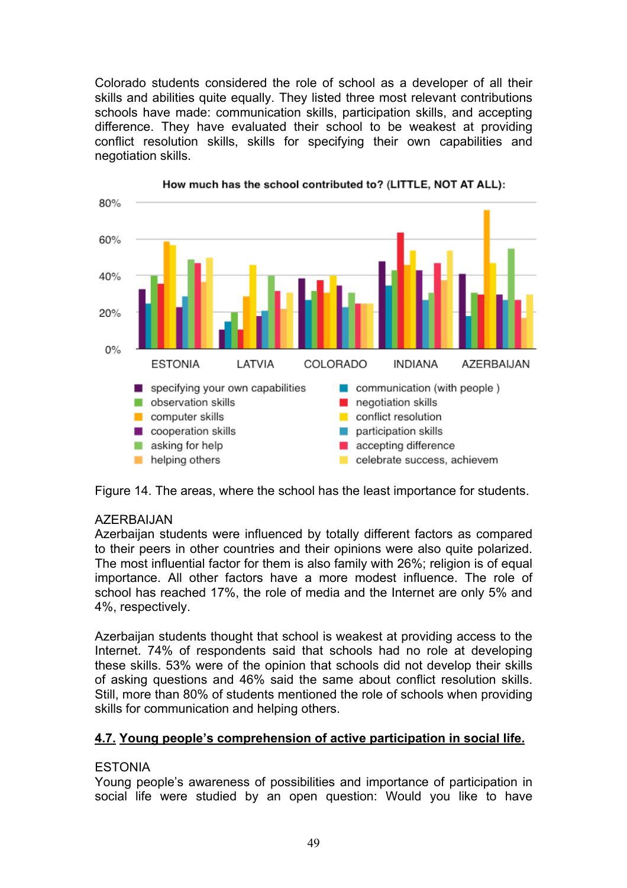Colorado students considered the role of school as a developer of all their skills and abilities quite equally. They listed three most relevant contributions schools have made: communication skills, participation skills, and accepting difference. They have evaluated their school to be weakest at providing conflict resolution skills, skills for specifying their own capabilities and negotiation skills.

Figure 14. The areas, where the school has the least importance for students.

AZERBAIJAN

Azerbaijan students were influenced by totally different factors as compared to their peers in other countries and their opinions were also quite polarized. The most influential factor for them is also family with 26%; religion is of equal importance. All other factors have a more modest influence. The role of school has reached 17%, the role of media and the Internet are only 5% and 4%, respectively.

Azerbaijan students thought that school is weakest at providing access to the Internet. 74% of respondents said that schools had no role at developing these skills. 53% were of the opinion that schools did not develop their skills of asking questions and 46% said the same about conflict resolution skills. Still, more than 80% of students mentioned the role of schools when providing skills for communication and helping others.

## 4.7. Young people's comprehension of active participation in social life.

ESTONIA

Young people's awareness of possibilities and importance of participation in social life were studied by an open question: Would you like to have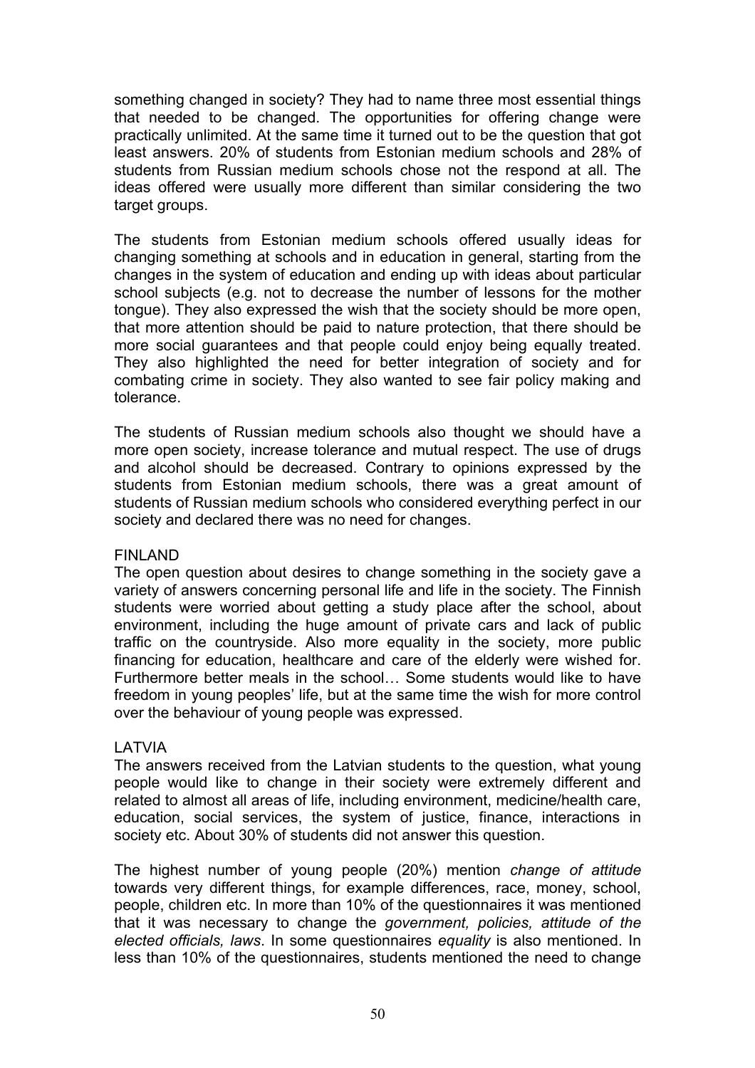something changed in society? They had to name three most essential things that needed to be changed. The opportunities for offering change were practically unlimited. At the same time it turned out to be the question that got least answers. 20% of students from Estonian medium schools and 28% of students from Russian medium schools chose not the respond at all. The ideas offered were usually more different than similar considering the two target groups.

The students from Estonian medium schools offered usually ideas for changing something at schools and in education in general, starting from the changes in the system of education and ending up with ideas about particular school subjects (e.g. not to decrease the number of lessons for the mother tongue). They also expressed the wish that the society should be more open, that more attention should be paid to nature protection, that there should be more social guarantees and that people could enjoy being equally treated. They also highlighted the need for better integration of society and for combating crime in society. They also wanted to see fair policy making and tolerance.

The students of Russian medium schools also thought we should have a more open society, increase tolerance and mutual respect. The use of drugs and alcohol should be decreased. Contrary to opinions expressed by the students from Estonian medium schools, there was a great amount of students of Russian medium schools who considered everything perfect in our society and declared there was no need for changes.

FINLAND

The open question about desires to change something in the society gave a variety of answers concerning personal life and life in the society. The Finnish students were worried about getting a study place after the school, about environment, including the huge amount of private cars and lack of public traffic on the countryside. Also more equality in the society, more public financing for education, healthcare and care of the elderly were wished for. Furthermore better meals in the school… Some students would like to have freedom in young peoples' life, but at the same time the wish for more control over the behaviour of young people was expressed.

LATVIA

The answers received from the Latvian students to the question, what young people would like to change in their society were extremely different and related to almost all areas of life, including environment, medicine/health care, education, social services, the system of justice, finance, interactions in society etc. About 30% of students did not answer this question.

The highest number of young people (20%) mention *change of attitude* towards very different things, for example differences, race, money, school, people, children etc. In more than 10% of the questionnaires it was mentioned that it was necessary to change the *government, policies, attitude of the elected officials, laws.* In some questionnaires *equality* is also mentioned. In less than 10% of the questionnaires, students mentioned the need to change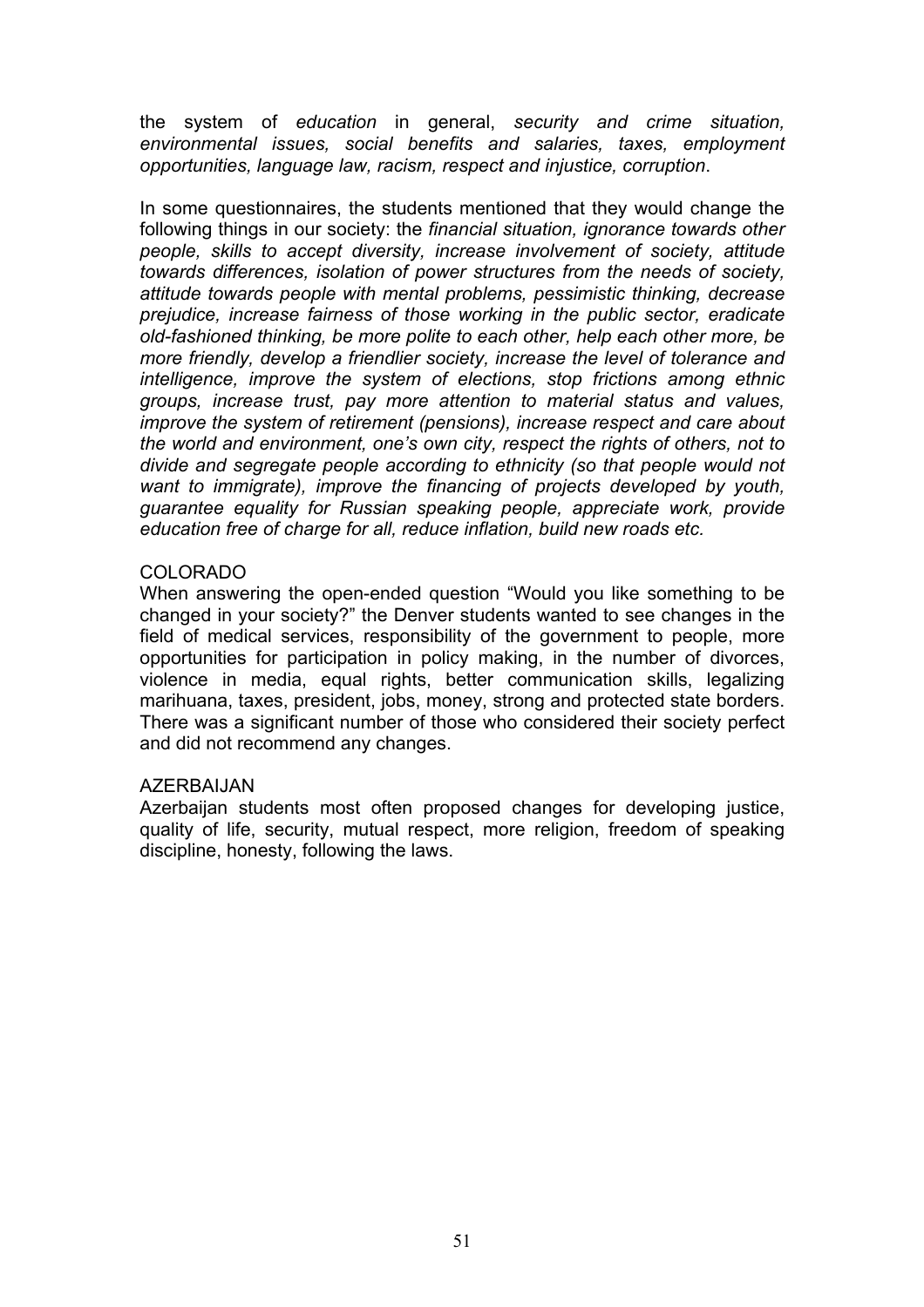the system of *education* in general, *security and crime situation, environmental issues, social benefits and salaries, taxes, employment opportunities, language law, racism, respect and injustice, corruption*.

In some questionnaires, the students mentioned that they would change the following things in our society: the *financial situation, ignorance towards other people, skills to accept diversity, increase involvement of society, attitude towards differences, isolation of power structures from the needs of society, attitude towards people with mental problems, pessimistic thinking, decrease prejudice, increase fairness of those working in the public sector, eradicate old-fashioned thinking, be more polite to each other, help each other more, be more friendly, develop a friendlier society, increase the level of tolerance and intelligence, improve the system of elections, stop frictions among ethnic groups, increase trust, pay more attention to material status and values, improve the system of retirement (pensions), increase respect and care about the world and environment, one's own city, respect the rights of others, not to divide and segregate people according to ethnicity (so that people would not want to immigrate), improve the financing of projects developed by youth, guarantee equality for Russian speaking people, appreciate work, provide education free of charge for all, reduce inflation, build new roads etc.*

COLORADO

When answering the open-ended question "Would you like something to be changed in your society?" the Denver students wanted to see changes in the field of medical services, responsibility of the government to people, more opportunities for participation in policy making, in the number of divorces, violence in media, equal rights, better communication skills, legalizing marihuana, taxes, president, jobs, money, strong and protected state borders. There was a significant number of those who considered their society perfect and did not recommend any changes.

AZERBAIJAN

Azerbaijan students most often proposed changes for developing justice, quality of life, security, mutual respect, more religion, freedom of speaking discipline, honesty, following the laws.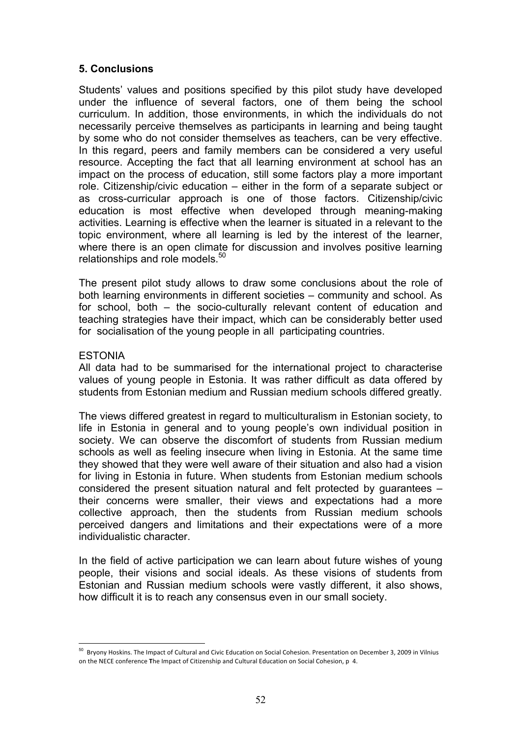## 5. Conclusions

Students' values and positions specified by this pilot study have developed under the influence of several factors, one of them being the school curriculum. In addition, those environments, in which the individuals do not necessarily perceive themselves as participants in learning and being taught by some who do not consider themselves as teachers, can be very effective. In this regard, peers and family members can be considered a very useful resource. Accepting the fact that all learning environment at school has an impact on the process of education, still some factors play a more important role. Citizenship/civic education – either in the form of a separate subject or as cross-curricular approach is one of those factors. Citizenship/civic education is most effective when developed through meaning-making activities. Learning is effective when the learner is situated in a relevant to the topic environment, where all learning is led by the interest of the learner, where there is an open climate for discussion and involves positive learning relationships and role models.[50]

The present pilot study allows to draw some conclusions about the role of both learning environments in different societies – community and school. As for school, both – the socio-culturally relevant content of education and teaching strategies have their impact, which can be considerably better used for socialisation of the young people in all participating countries.

ESTONIA

All data had to be summarised for the international project to characterise values of young people in Estonia. It was rather difficult as data offered by students from Estonian medium and Russian medium schools differed greatly.

The views differed greatest in regard to multiculturalism in Estonian society, to life in Estonia in general and to young people's own individual position in society. We can observe the discomfort of students from Russian medium schools as well as feeling insecure when living in Estonia. At the same time they showed that they were well aware of their situation and also had a vision for living in Estonia in future. When students from Estonian medium schools considered the present situation natural and felt protected by guarantees – their concerns were smaller, their views and expectations had a more collective approach, then the students from Russian medium schools perceived dangers and limitations and their expectations were of a more individualistic character.

In the field of active participation we can learn about future wishes of young people, their visions and social ideals. As these visions of students from Estonian and Russian medium schools were vastly different, it also shows, how difficult it is to reach any consensus even in our small society.

---

[50] Bryony Hoskins. The Impact of Cultural and Civic Education on Social Cohesion. Presentation on December 3, 2009 in Vilnius on the NECE conference The Impact of Citizenship and Cultural Education on Social Cohesion, p 4.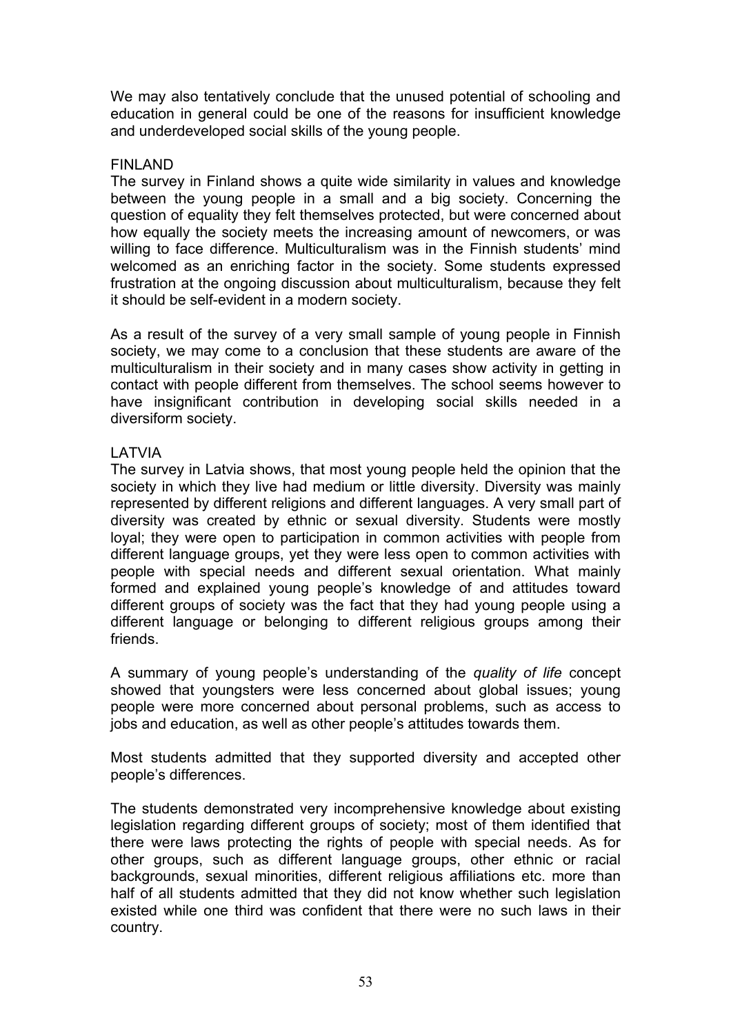We may also tentatively conclude that the unused potential of schooling and education in general could be one of the reasons for insufficient knowledge and underdeveloped social skills of the young people.

## FINLAND

The survey in Finland shows a quite wide similarity in values and knowledge between the young people in a small and a big society. Concerning the question of equality they felt themselves protected, but were concerned about how equally the society meets the increasing amount of newcomers, or was willing to face difference. Multiculturalism was in the Finnish students' mind welcomed as an enriching factor in the society. Some students expressed frustration at the ongoing discussion about multiculturalism, because they felt it should be self-evident in a modern society.

As a result of the survey of a very small sample of young people in Finnish society, we may come to a conclusion that these students are aware of the multiculturalism in their society and in many cases show activity in getting in contact with people different from themselves. The school seems however to have insignificant contribution in developing social skills needed in a diversiform society.

## LATVIA

The survey in Latvia shows, that most young people held the opinion that the society in which they live had medium or little diversity. Diversity was mainly represented by different religions and different languages. A very small part of diversity was created by ethnic or sexual diversity. Students were mostly loyal; they were open to participation in common activities with people from different language groups, yet they were less open to common activities with people with special needs and different sexual orientation. What mainly formed and explained young people's knowledge of and attitudes toward different groups of society was the fact that they had young people using a different language or belonging to different religious groups among their friends.

A summary of young people's understanding of the *quality of life* concept showed that youngsters were less concerned about global issues; young people were more concerned about personal problems, such as access to jobs and education, as well as other people's attitudes towards them.

Most students admitted that they supported diversity and accepted other people's differences.

The students demonstrated very incomprehensive knowledge about existing legislation regarding different groups of society; most of them identified that there were laws protecting the rights of people with special needs. As for other groups, such as different language groups, other ethnic or racial backgrounds, sexual minorities, different religious affiliations etc. more than half of all students admitted that they did not know whether such legislation existed while one third was confident that there were no such laws in their country.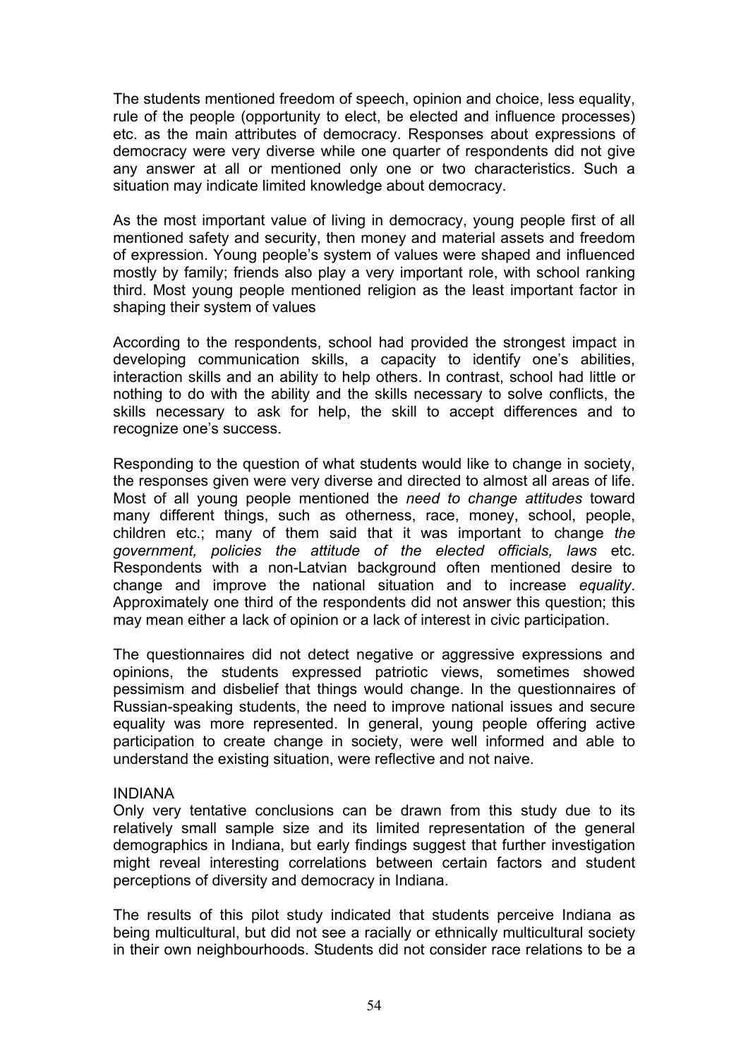The students mentioned freedom of speech, opinion and choice, less equality, rule of the people (opportunity to elect, be elected and influence processes) etc. as the main attributes of democracy. Responses about expressions of democracy were very diverse while one quarter of respondents did not give any answer at all or mentioned only one or two characteristics. Such a situation may indicate limited knowledge about democracy.

As the most important value of living in democracy, young people first of all mentioned safety and security, then money and material assets and freedom of expression. Young people's system of values were shaped and influenced mostly by family; friends also play a very important role, with school ranking third. Most young people mentioned religion as the least important factor in shaping their system of values

According to the respondents, school had provided the strongest impact in developing communication skills, a capacity to identify one's abilities, interaction skills and an ability to help others. In contrast, school had little or nothing to do with the ability and the skills necessary to solve conflicts, the skills necessary to ask for help, the skill to accept differences and to recognize one's success.

Responding to the question of what students would like to change in society, the responses given were very diverse and directed to almost all areas of life. Most of all young people mentioned the *need to change attitudes* toward many different things, such as otherness, race, money, school, people, children etc.; many of them said that it was important to change *the government, policies the attitude of the elected officials, laws* etc. Respondents with a non-Latvian background often mentioned desire to change and improve the national situation and to increase *equality*. Approximately one third of the respondents did not answer this question; this may mean either a lack of opinion or a lack of interest in civic participation.

The questionnaires did not detect negative or aggressive expressions and opinions, the students expressed patriotic views, sometimes showed pessimism and disbelief that things would change. In the questionnaires of Russian-speaking students, the need to improve national issues and secure equality was more represented. In general, young people offering active participation to create change in society, were well informed and able to understand the existing situation, were reflective and not naive.

INDIANA

Only very tentative conclusions can be drawn from this study due to its relatively small sample size and its limited representation of the general demographics in Indiana, but early findings suggest that further investigation might reveal interesting correlations between certain factors and student perceptions of diversity and democracy in Indiana.

The results of this pilot study indicated that students perceive Indiana as being multicultural, but did not see a racially or ethnically multicultural society in their own neighbourhoods. Students did not consider race relations to be a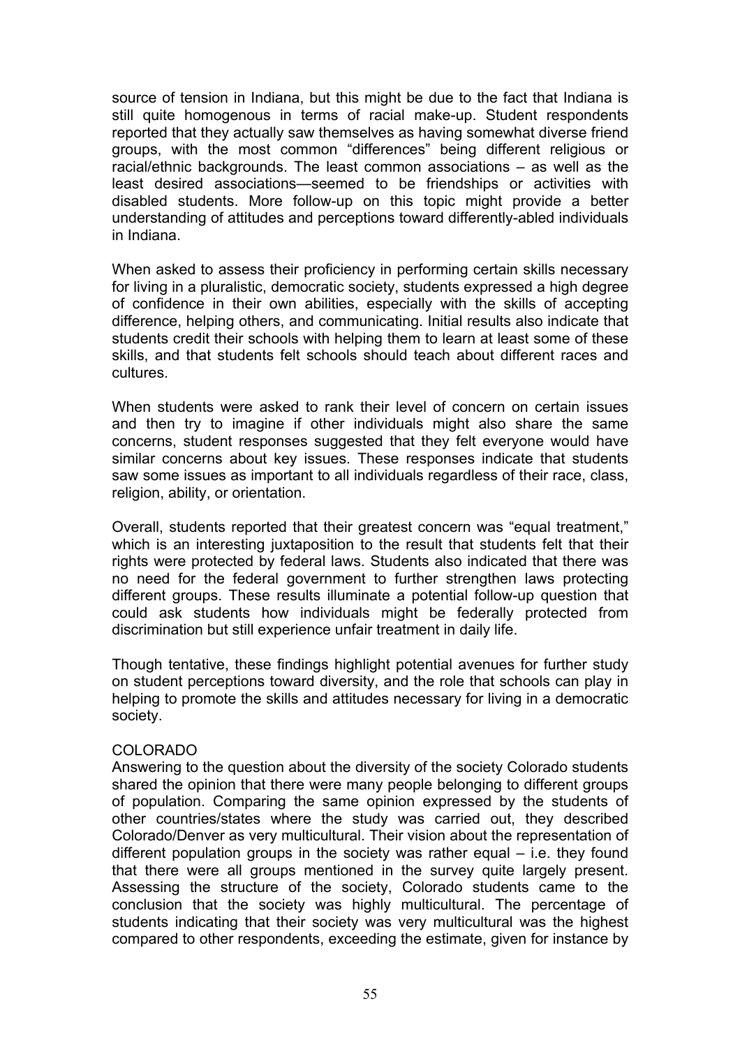source of tension in Indiana, but this might be due to the fact that Indiana is still quite homogenous in terms of racial make-up. Student respondents reported that they actually saw themselves as having somewhat diverse friend groups, with the most common "differences" being different religious or racial/ethnic backgrounds. The least common associations – as well as the least desired associations—seemed to be friendships or activities with disabled students. More follow-up on this topic might provide a better understanding of attitudes and perceptions toward differently-abled individuals in Indiana.

When asked to assess their proficiency in performing certain skills necessary for living in a pluralistic, democratic society, students expressed a high degree of confidence in their own abilities, especially with the skills of accepting difference, helping others, and communicating. Initial results also indicate that students credit their schools with helping them to learn at least some of these skills, and that students felt schools should teach about different races and cultures.

When students were asked to rank their level of concern on certain issues and then try to imagine if other individuals might also share the same concerns, student responses suggested that they felt everyone would have similar concerns about key issues. These responses indicate that students saw some issues as important to all individuals regardless of their race, class, religion, ability, or orientation.

Overall, students reported that their greatest concern was "equal treatment," which is an interesting juxtaposition to the result that students felt that their rights were protected by federal laws. Students also indicated that there was no need for the federal government to further strengthen laws protecting different groups. These results illuminate a potential follow-up question that could ask students how individuals might be federally protected from discrimination but still experience unfair treatment in daily life.

Though tentative, these findings highlight potential avenues for further study on student perceptions toward diversity, and the role that schools can play in helping to promote the skills and attitudes necessary for living in a democratic society.

COLORADO

Answering to the question about the diversity of the society Colorado students shared the opinion that there were many people belonging to different groups of population. Comparing the same opinion expressed by the students of other countries/states where the study was carried out, they described Colorado/Denver as very multicultural. Their vision about the representation of different population groups in the society was rather equal – i.e. they found that there were all groups mentioned in the survey quite largely present. Assessing the structure of the society, Colorado students came to the conclusion that the society was highly multicultural. The percentage of students indicating that their society was very multicultural was the highest compared to other respondents, exceeding the estimate, given for instance by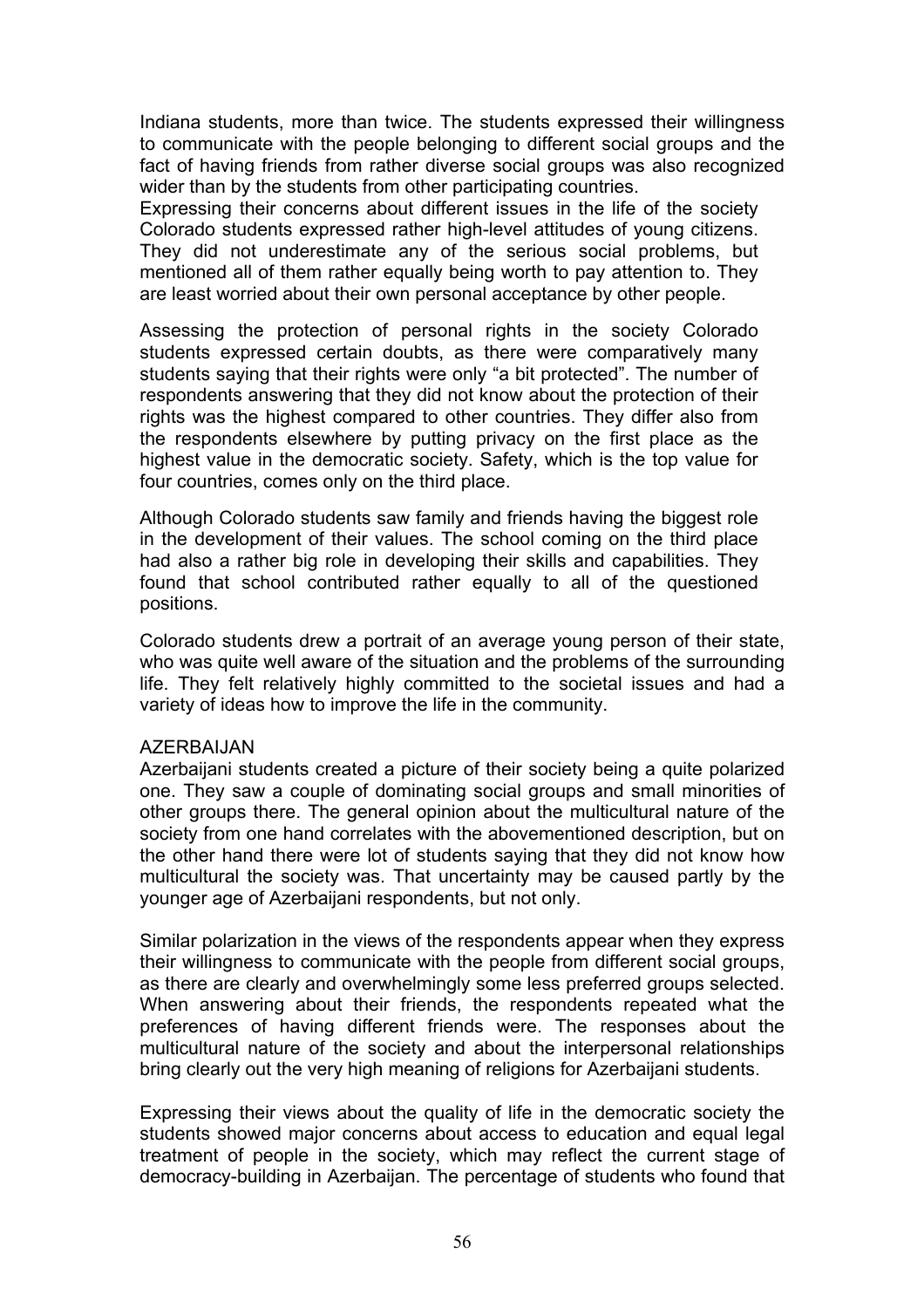Indiana students, more than twice. The students expressed their willingness to communicate with the people belonging to different social groups and the fact of having friends from rather diverse social groups was also recognized wider than by the students from other participating countries.
Expressing their concerns about different issues in the life of the society Colorado students expressed rather high-level attitudes of young citizens. They did not underestimate any of the serious social problems, but mentioned all of them rather equally being worth to pay attention to. They are least worried about their own personal acceptance by other people.

Assessing the protection of personal rights in the society Colorado students expressed certain doubts, as there were comparatively many students saying that their rights were only "a bit protected". The number of respondents answering that they did not know about the protection of their rights was the highest compared to other countries. They differ also from the respondents elsewhere by putting privacy on the first place as the highest value in the democratic society. Safety, which is the top value for four countries, comes only on the third place.

Although Colorado students saw family and friends having the biggest role in the development of their values. The school coming on the third place had also a rather big role in developing their skills and capabilities. They found that school contributed rather equally to all of the questioned positions.

Colorado students drew a portrait of an average young person of their state, who was quite well aware of the situation and the problems of the surrounding life. They felt relatively highly committed to the societal issues and had a variety of ideas how to improve the life in the community.

AZERBAIJAN

Azerbaijani students created a picture of their society being a quite polarized one. They saw a couple of dominating social groups and small minorities of other groups there. The general opinion about the multicultural nature of the society from one hand correlates with the abovementioned description, but on the other hand there were lot of students saying that they did not know how multicultural the society was. That uncertainty may be caused partly by the younger age of Azerbaijani respondents, but not only.

Similar polarization in the views of the respondents appear when they express their willingness to communicate with the people from different social groups, as there are clearly and overwhelmingly some less preferred groups selected. When answering about their friends, the respondents repeated what the preferences of having different friends were. The responses about the multicultural nature of the society and about the interpersonal relationships bring clearly out the very high meaning of religions for Azerbaijani students.

Expressing their views about the quality of life in the democratic society the students showed major concerns about access to education and equal legal treatment of people in the society, which may reflect the current stage of democracy-building in Azerbaijan. The percentage of students who found that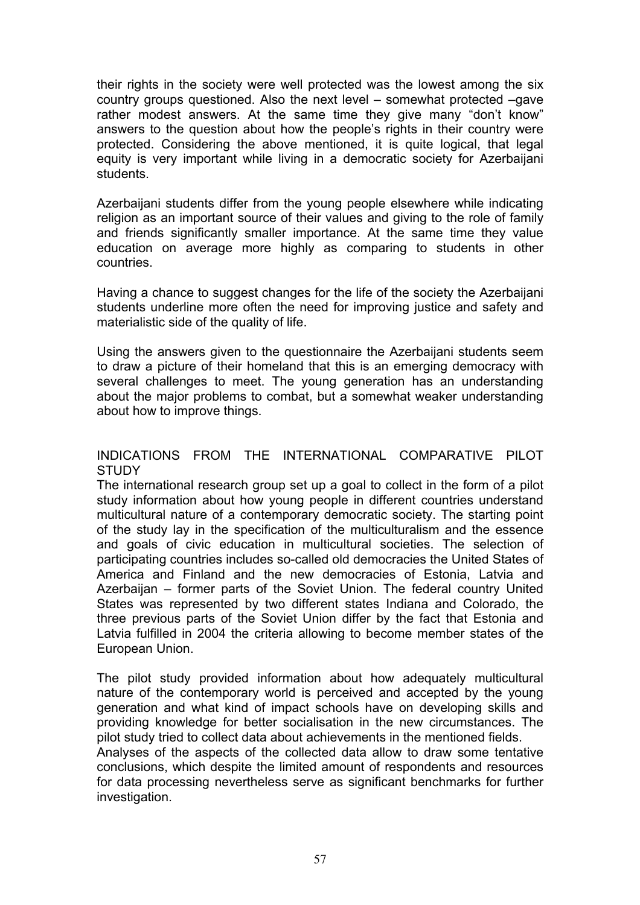their rights in the society were well protected was the lowest among the six country groups questioned. Also the next level – somewhat protected –gave rather modest answers. At the same time they give many "don't know" answers to the question about how the people's rights in their country were protected. Considering the above mentioned, it is quite logical, that legal equity is very important while living in a democratic society for Azerbaijani students.

Azerbaijani students differ from the young people elsewhere while indicating religion as an important source of their values and giving to the role of family and friends significantly smaller importance. At the same time they value education on average more highly as comparing to students in other countries.

Having a chance to suggest changes for the life of the society the Azerbaijani students underline more often the need for improving justice and safety and materialistic side of the quality of life.

Using the answers given to the questionnaire the Azerbaijani students seem to draw a picture of their homeland that this is an emerging democracy with several challenges to meet. The young generation has an understanding about the major problems to combat, but a somewhat weaker understanding about how to improve things.

## INDICATIONS FROM THE INTERNATIONAL COMPARATIVE PILOT STUDY

The international research group set up a goal to collect in the form of a pilot study information about how young people in different countries understand multicultural nature of a contemporary democratic society. The starting point of the study lay in the specification of the multiculturalism and the essence and goals of civic education in multicultural societies. The selection of participating countries includes so-called old democracies the United States of America and Finland and the new democracies of Estonia, Latvia and Azerbaijan – former parts of the Soviet Union. The federal country United States was represented by two different states Indiana and Colorado, the three previous parts of the Soviet Union differ by the fact that Estonia and Latvia fulfilled in 2004 the criteria allowing to become member states of the European Union.

The pilot study provided information about how adequately multicultural nature of the contemporary world is perceived and accepted by the young generation and what kind of impact schools have on developing skills and providing knowledge for better socialisation in the new circumstances. The pilot study tried to collect data about achievements in the mentioned fields.
Analyses of the aspects of the collected data allow to draw some tentative conclusions, which despite the limited amount of respondents and resources for data processing nevertheless serve as significant benchmarks for further investigation.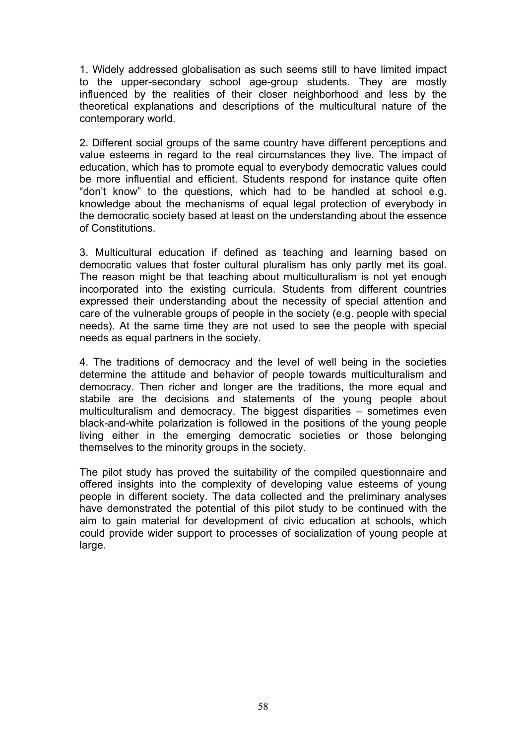1. Widely addressed globalisation as such seems still to have limited impact to the upper-secondary school age-group students. They are mostly influenced by the realities of their closer neighborhood and less by the theoretical explanations and descriptions of the multicultural nature of the contemporary world.

2. Different social groups of the same country have different perceptions and value esteems in regard to the real circumstances they live. The impact of education, which has to promote equal to everybody democratic values could be more influential and efficient. Students respond for instance quite often "don't know" to the questions, which had to be handled at school e.g. knowledge about the mechanisms of equal legal protection of everybody in the democratic society based at least on the understanding about the essence of Constitutions.

3. Multicultural education if defined as teaching and learning based on democratic values that foster cultural pluralism has only partly met its goal. The reason might be that teaching about multiculturalism is not yet enough incorporated into the existing curricula. Students from different countries expressed their understanding about the necessity of special attention and care of the vulnerable groups of people in the society (e.g. people with special needs). At the same time they are not used to see the people with special needs as equal partners in the society.

4. The traditions of democracy and the level of well being in the societies determine the attitude and behavior of people towards multiculturalism and democracy. Then richer and longer are the traditions, the more equal and stabile are the decisions and statements of the young people about multiculturalism and democracy. The biggest disparities – sometimes even black-and-white polarization is followed in the positions of the young people living either in the emerging democratic societies or those belonging themselves to the minority groups in the society.

The pilot study has proved the suitability of the compiled questionnaire and offered insights into the complexity of developing value esteems of young people in different society. The data collected and the preliminary analyses have demonstrated the potential of this pilot study to be continued with the aim to gain material for development of civic education at schools, which could provide wider support to processes of socialization of young people at large.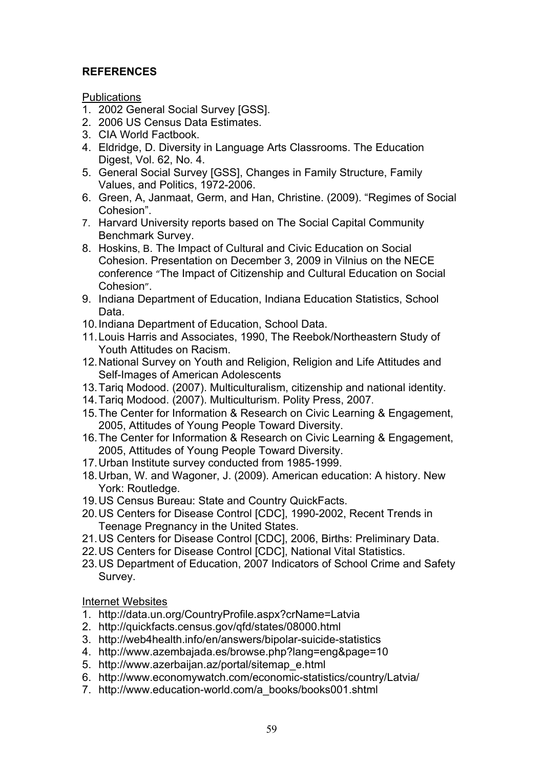## REFERENCES

Publications

1. 2002 General Social Survey [GSS].
2. 2006 US Census Data Estimates.
3. CIA World Factbook.
4. Eldridge, D. Diversity in Language Arts Classrooms. The Education Digest, Vol. 62, No. 4.
5. General Social Survey [GSS], Changes in Family Structure, Family Values, and Politics, 1972-2006.
6. Green, A, Janmaat, Germ, and Han, Christine. (2009). "Regimes of Social Cohesion".
7. Harvard University reports based on The Social Capital Community Benchmark Survey.
8. Hoskins, B. The Impact of Cultural and Civic Education on Social Cohesion. Presentation on December 3, 2009 in Vilnius on the NECE conference "The Impact of Citizenship and Cultural Education on Social Cohesion".
9. Indiana Department of Education, Indiana Education Statistics, School Data.
10. Indiana Department of Education, School Data.
11. Louis Harris and Associates, 1990, The Reebok/Northeastern Study of Youth Attitudes on Racism.
12. National Survey on Youth and Religion, Religion and Life Attitudes and Self-Images of American Adolescents
13. Tariq Modood. (2007). Multiculturalism, citizenship and national identity.
14. Tariq Modood. (2007). Multiculturism. Polity Press, 2007.
15. The Center for Information & Research on Civic Learning & Engagement, 2005, Attitudes of Young People Toward Diversity.
16. The Center for Information & Research on Civic Learning & Engagement, 2005, Attitudes of Young People Toward Diversity.
17. Urban Institute survey conducted from 1985-1999.
18. Urban, W. and Wagoner, J. (2009). American education: A history. New York: Routledge.
19. US Census Bureau: State and Country QuickFacts.
20. US Centers for Disease Control [CDC], 1990-2002, Recent Trends in Teenage Pregnancy in the United States.
21. US Centers for Disease Control [CDC], 2006, Births: Preliminary Data.
22. US Centers for Disease Control [CDC], National Vital Statistics.
23. US Department of Education, 2007 Indicators of School Crime and Safety Survey.

Internet Websites

1. http://data.un.org/CountryProfile.aspx?crName=Latvia
2. http://quickfacts.census.gov/qfd/states/08000.html
3. http://web4health.info/en/answers/bipolar-suicide-statistics
4. http://www.azembajada.es/browse.php?lang=eng&page=10
5. http://www.azerbaijan.az/portal/sitemap_e.html
6. http://www.economywatch.com/economic-statistics/country/Latvia/
7. http://www.education-world.com/a_books/books001.shtml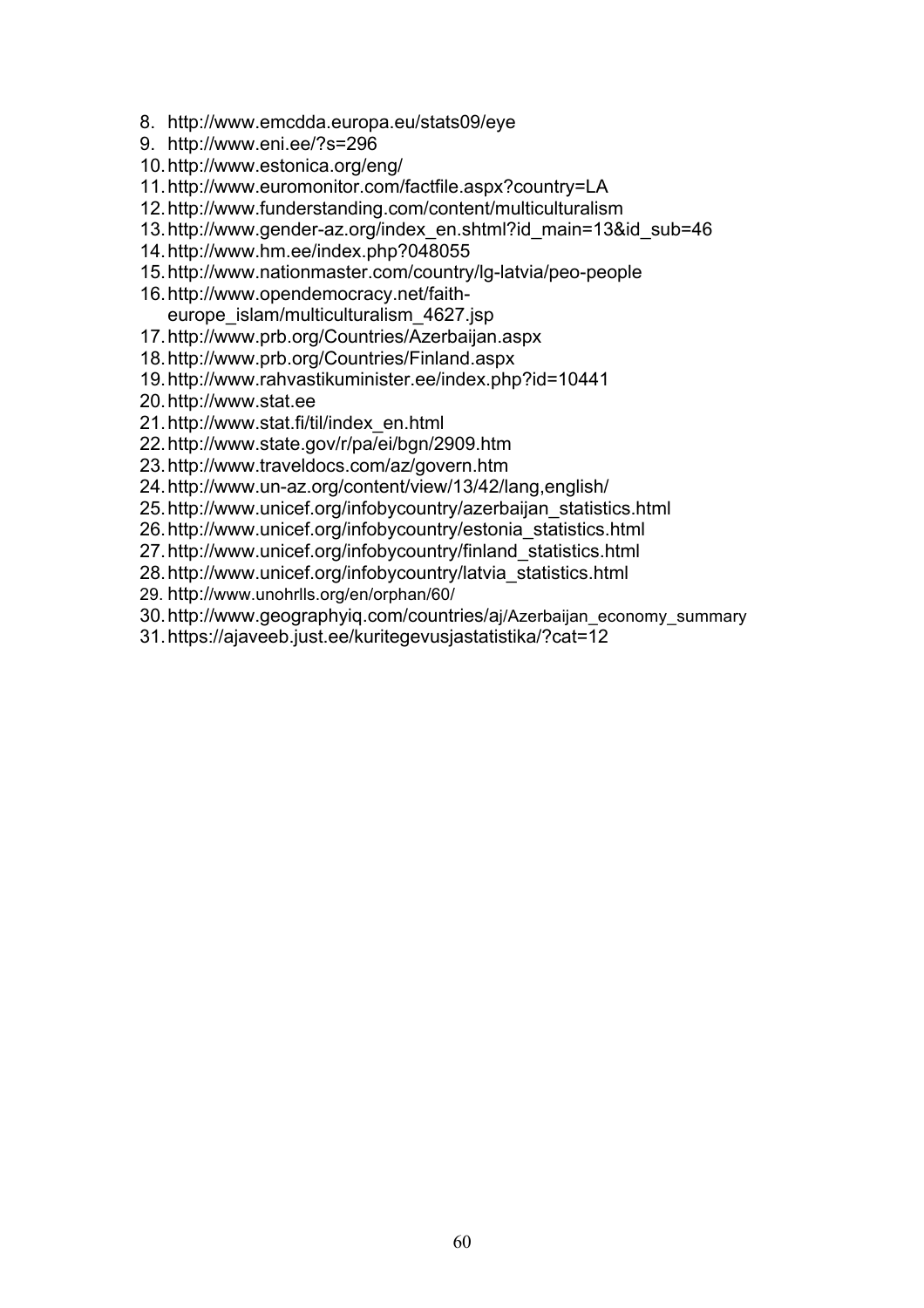8. http://www.emcdda.europa.eu/stats09/eye
9. http://www.eni.ee/?s=296
10. http://www.estonica.org/eng/
11. http://www.euromonitor.com/factfile.aspx?country=LA
12. http://www.funderstanding.com/content/multiculturalism
13. http://www.gender-az.org/index_en.shtml?id_main=13&id_sub=46
14. http://www.hm.ee/index.php?048055
15. http://www.nationmaster.com/country/lg-latvia/peo-people
16. http://www.opendemocracy.net/faith-europe_islam/multiculturalism_4627.jsp
17. http://www.prb.org/Countries/Azerbaijan.aspx
18. http://www.prb.org/Countries/Finland.aspx
19. http://www.rahvastikuminister.ee/index.php?id=10441
20. http://www.stat.ee
21. http://www.stat.fi/til/index_en.html
22. http://www.state.gov/r/pa/ei/bgn/2909.htm
23. http://www.traveldocs.com/az/govern.htm
24. http://www.un-az.org/content/view/13/42/lang,english/
25. http://www.unicef.org/infobycountry/azerbaijan_statistics.html
26. http://www.unicef.org/infobycountry/estonia_statistics.html
27. http://www.unicef.org/infobycountry/finland_statistics.html
28. http://www.unicef.org/infobycountry/latvia_statistics.html
29. http://www.unohrlls.org/en/orphan/60/
30. http://www.geographyiq.com/countries/aj/Azerbaijan_economy_summary
31. https://ajaveeb.just.ee/kuritegevusjastatistika/?cat=12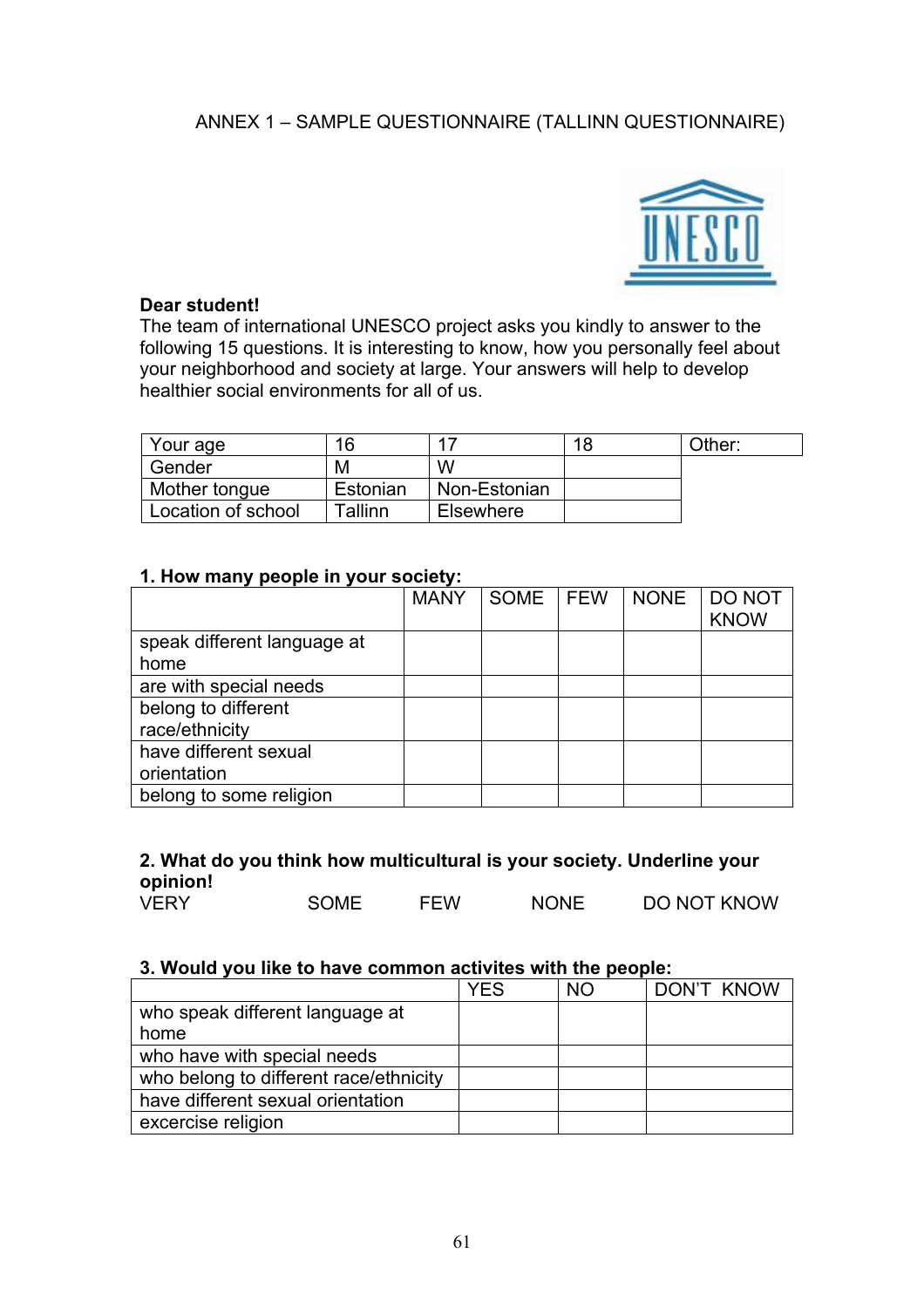ANNEX 1 – SAMPLE QUESTIONNAIRE (TALLINN QUESTIONNAIRE)

**Dear student!**
The team of international UNESCO project asks you kindly to answer to the following 15 questions. It is interesting to know, how you personally feel about your neighborhood and society at large. Your answers will help to develop healthier social environments for all of us.

| Your age | 16 | 17 | 18 | Other: |
|---|---|---|---|---|
| Gender | M | W | | |
| Mother tongue | Estonian | Non-Estonian | | |
| Location of school | Tallinn | Elsewhere | | |

**1. How many people in your society:**

| | MANY | SOME | FEW | NONE | DO NOT KNOW |
|---|---|---|---|---|---|
| speak different language at home | | | | | |
| are with special needs | | | | | |
| belong to different race/ethnicity | | | | | |
| have different sexual orientation | | | | | |
| belong to some religion | | | | | |

**2. What do you think how multicultural is your society. Underline your opinion!**

VERY SOME FEW NONE DO NOT KNOW

**3. Would you like to have common activites with the people:**

| | YES | NO | DON'T KNOW |
|---|---|---|---|
| who speak different language at home | | | |
| who have with special needs | | | |
| who belong to different race/ethnicity | | | |
| have different sexual orientation | | | |
| excercise religion | | | |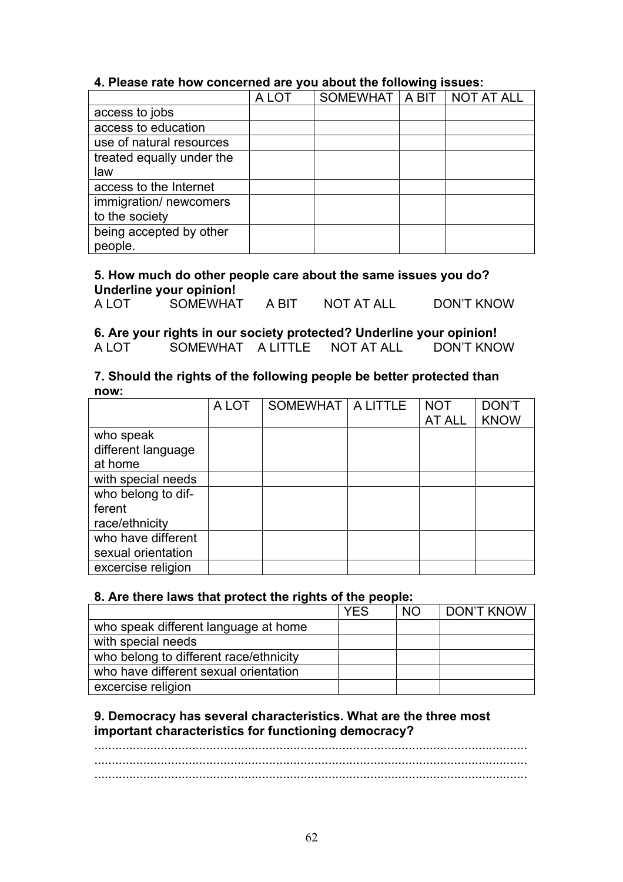**4. Please rate how concerned are you about the following issues:**

| | A LOT | SOMEWHAT | A BIT | NOT AT ALL |
|---|---|---|---|---|
| access to jobs | | | | |
| access to education | | | | |
| use of natural resources | | | | |
| treated equally under the law | | | | |
| access to the Internet | | | | |
| immigration/ newcomers to the society | | | | |
| being accepted by other people. | | | | |

**5. How much do other people care about the same issues you do? Underline your opinion!**

A LOT SOMEWHAT A BIT NOT AT ALL DON'T KNOW

**6. Are your rights in our society protected? Underline your opinion!**

A LOT SOMEWHAT A LITTLE NOT AT ALL DON'T KNOW

**7. Should the rights of the following people be better protected than now:**

| | A LOT | SOMEWHAT | A LITTLE | NOT AT ALL | DON'T KNOW |
|---|---|---|---|---|---|
| who speak different language at home | | | | | |
| with special needs | | | | | |
| who belong to different race/ethnicity | | | | | |
| who have different sexual orientation | | | | | |
| excercise religion | | | | | |

**8. Are there laws that protect the rights of the people:**

| | YES | NO | DON'T KNOW |
|---|---|---|---|
| who speak different language at home | | | |
| with special needs | | | |
| who belong to different race/ethnicity | | | |
| who have different sexual orientation | | | |
| excercise religion | | | |

**9. Democracy has several characteristics. What are the three most important characteristics for functioning democracy?**

..........................................................................................................................

..........................................................................................................................

..........................................................................................................................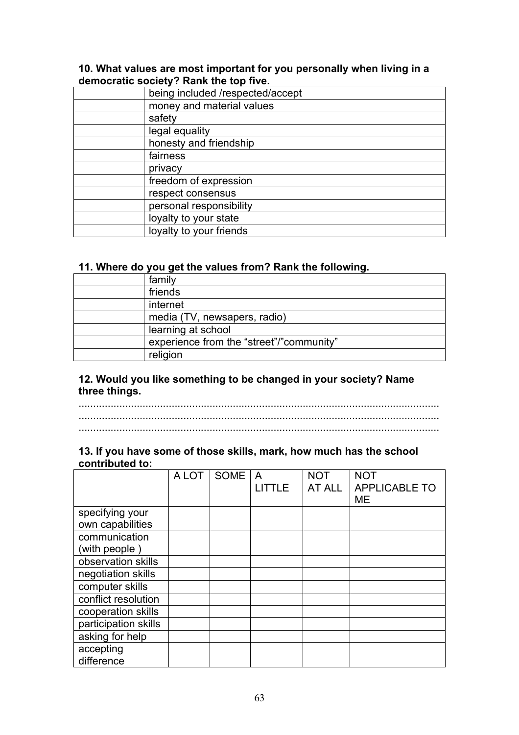**10. What values are most important for you personally when living in a democratic society? Rank the top five.**

| | |
|---|---|
| | being included /respected/accept |
| | money and material values |
| | safety |
| | legal equality |
| | honesty and friendship |
| | fairness |
| | privacy |
| | freedom of expression |
| | respect consensus |
| | personal responsibility |
| | loyalty to your state |
| | loyalty to your friends |

**11. Where do you get the values from? Rank the following.**

| | |
|---|---|
| | family |
| | friends |
| | internet |
| | media (TV, newsapers, radio) |
| | learning at school |
| | experience from the "street"/"community" |
| | religion |

**12. Would you like something to be changed in your society? Name three things.**

..........................................................................................................................
..........................................................................................................................
..........................................................................................................................

**13. If you have some of those skills, mark, how much has the school contributed to:**

| | A LOT | SOME | A LITTLE | NOT AT ALL | NOT APPLICABLE TO ME |
|---|---|---|---|---|---|
| specifying your own capabilities | | | | | |
| communication (with people ) | | | | | |
| observation skills | | | | | |
| negotiation skills | | | | | |
| computer skills | | | | | |
| conflict resolution | | | | | |
| cooperation skills | | | | | |
| participation skills | | | | | |
| asking for help | | | | | |
| accepting difference | | | | | |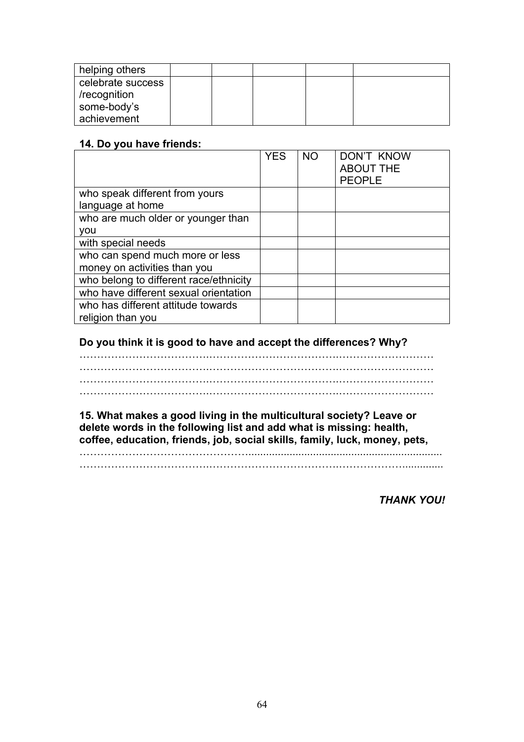| | | | | | |
|---|---|---|---|---|---|
| helping others | | | | | |
| celebrate success /recognition some-body's achievement | | | | | |

**14. Do you have friends:**

| | YES | NO | DON'T KNOW ABOUT THE PEOPLE |
|---|---|---|---|
| who speak different from yours language at home | | | |
| who are much older or younger than you | | | |
| with special needs | | | |
| who can spend much more or less money on activities than you | | | |
| who belong to different race/ethnicity | | | |
| who have different sexual orientation | | | |
| who has different attitude towards religion than you | | | |

**Do you think it is good to have and accept the differences? Why?**

…………………………………………………………………………………………
…………………………………………………………………………………………
…………………………………………………………………………………………
…………………………………………………………………………………………

**15. What makes a good living in the multicultural society? Leave or delete words in the following list and add what is missing: health, coffee, education, friends, job, social skills, family, luck, money, pets,**

…………………………………………………………………………………………
…………………………………………………………………………………………

***THANK YOU!***